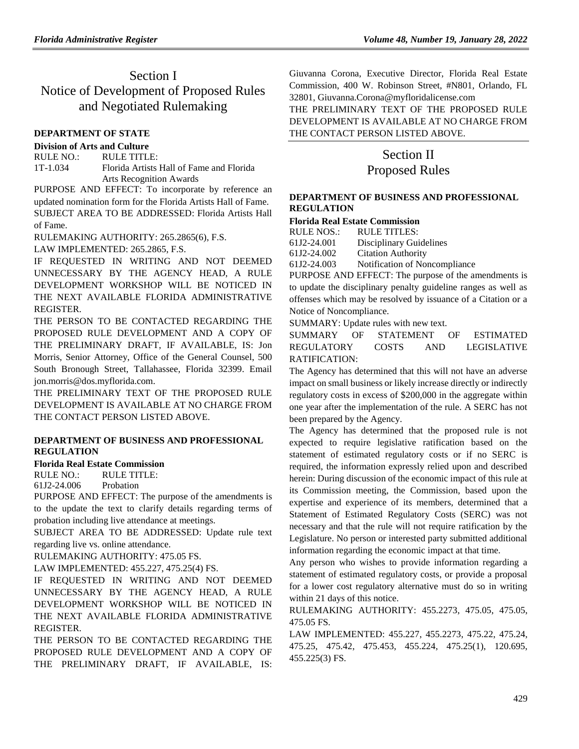# Section I
# Notice of Development of Proposed Rules and Negotiated Rulemaking

**DEPARTMENT OF STATE**

**Division of Arts and Culture**

RULE NO.: RULE TITLE:

1T-1.034 Florida Artists Hall of Fame and Florida Arts Recognition Awards

PURPOSE AND EFFECT: To incorporate by reference an updated nomination form for the Florida Artists Hall of Fame.

SUBJECT AREA TO BE ADDRESSED: Florida Artists Hall of Fame.

RULEMAKING AUTHORITY: 265.2865(6), F.S.

LAW IMPLEMENTED: 265.2865, F.S.

IF REQUESTED IN WRITING AND NOT DEEMED UNNECESSARY BY THE AGENCY HEAD, A RULE DEVELOPMENT WORKSHOP WILL BE NOTICED IN THE NEXT AVAILABLE FLORIDA ADMINISTRATIVE REGISTER.

THE PERSON TO BE CONTACTED REGARDING THE PROPOSED RULE DEVELOPMENT AND A COPY OF THE PRELIMINARY DRAFT, IF AVAILABLE, IS: Jon Morris, Senior Attorney, Office of the General Counsel, 500 South Bronough Street, Tallahassee, Florida 32399. Email jon.morris@dos.myflorida.com.

THE PRELIMINARY TEXT OF THE PROPOSED RULE DEVELOPMENT IS AVAILABLE AT NO CHARGE FROM THE CONTACT PERSON LISTED ABOVE.

**DEPARTMENT OF BUSINESS AND PROFESSIONAL REGULATION**

**Florida Real Estate Commission**

RULE NO.: RULE TITLE:

61J2-24.006 Probation

PURPOSE AND EFFECT: The purpose of the amendments is to the update the text to clarify details regarding terms of probation including live attendance at meetings.

SUBJECT AREA TO BE ADDRESSED: Update rule text regarding live vs. online attendance.

RULEMAKING AUTHORITY: 475.05 FS.

LAW IMPLEMENTED: 455.227, 475.25(4) FS.

IF REQUESTED IN WRITING AND NOT DEEMED UNNECESSARY BY THE AGENCY HEAD, A RULE DEVELOPMENT WORKSHOP WILL BE NOTICED IN THE NEXT AVAILABLE FLORIDA ADMINISTRATIVE REGISTER.

THE PERSON TO BE CONTACTED REGARDING THE PROPOSED RULE DEVELOPMENT AND A COPY OF THE PRELIMINARY DRAFT, IF AVAILABLE, IS: Giuvanna Corona, Executive Director, Florida Real Estate Commission, 400 W. Robinson Street, #N801, Orlando, FL 32801, Giuvanna.Corona@myfloridalicense.com

THE PRELIMINARY TEXT OF THE PROPOSED RULE DEVELOPMENT IS AVAILABLE AT NO CHARGE FROM THE CONTACT PERSON LISTED ABOVE.

# Section II
# Proposed Rules

**DEPARTMENT OF BUSINESS AND PROFESSIONAL REGULATION**

**Florida Real Estate Commission**

RULE NOS.: RULE TITLES:

61J2-24.001 Disciplinary Guidelines

61J2-24.002 Citation Authority

61J2-24.003 Notification of Noncompliance

PURPOSE AND EFFECT: The purpose of the amendments is to update the disciplinary penalty guideline ranges as well as offenses which may be resolved by issuance of a Citation or a Notice of Noncompliance.

SUMMARY: Update rules with new text.

SUMMARY OF STATEMENT OF ESTIMATED REGULATORY COSTS AND LEGISLATIVE RATIFICATION:

The Agency has determined that this will not have an adverse impact on small business or likely increase directly or indirectly regulatory costs in excess of $200,000 in the aggregate within one year after the implementation of the rule. A SERC has not been prepared by the Agency.

The Agency has determined that the proposed rule is not expected to require legislative ratification based on the statement of estimated regulatory costs or if no SERC is required, the information expressly relied upon and described herein: During discussion of the economic impact of this rule at its Commission meeting, the Commission, based upon the expertise and experience of its members, determined that a Statement of Estimated Regulatory Costs (SERC) was not necessary and that the rule will not require ratification by the Legislature. No person or interested party submitted additional information regarding the economic impact at that time.

Any person who wishes to provide information regarding a statement of estimated regulatory costs, or provide a proposal for a lower cost regulatory alternative must do so in writing within 21 days of this notice.

RULEMAKING AUTHORITY: 455.2273, 475.05, 475.05, 475.05 FS.

LAW IMPLEMENTED: 455.227, 455.2273, 475.22, 475.24, 475.25, 475.42, 475.453, 455.224, 475.25(1), 120.695, 455.225(3) FS.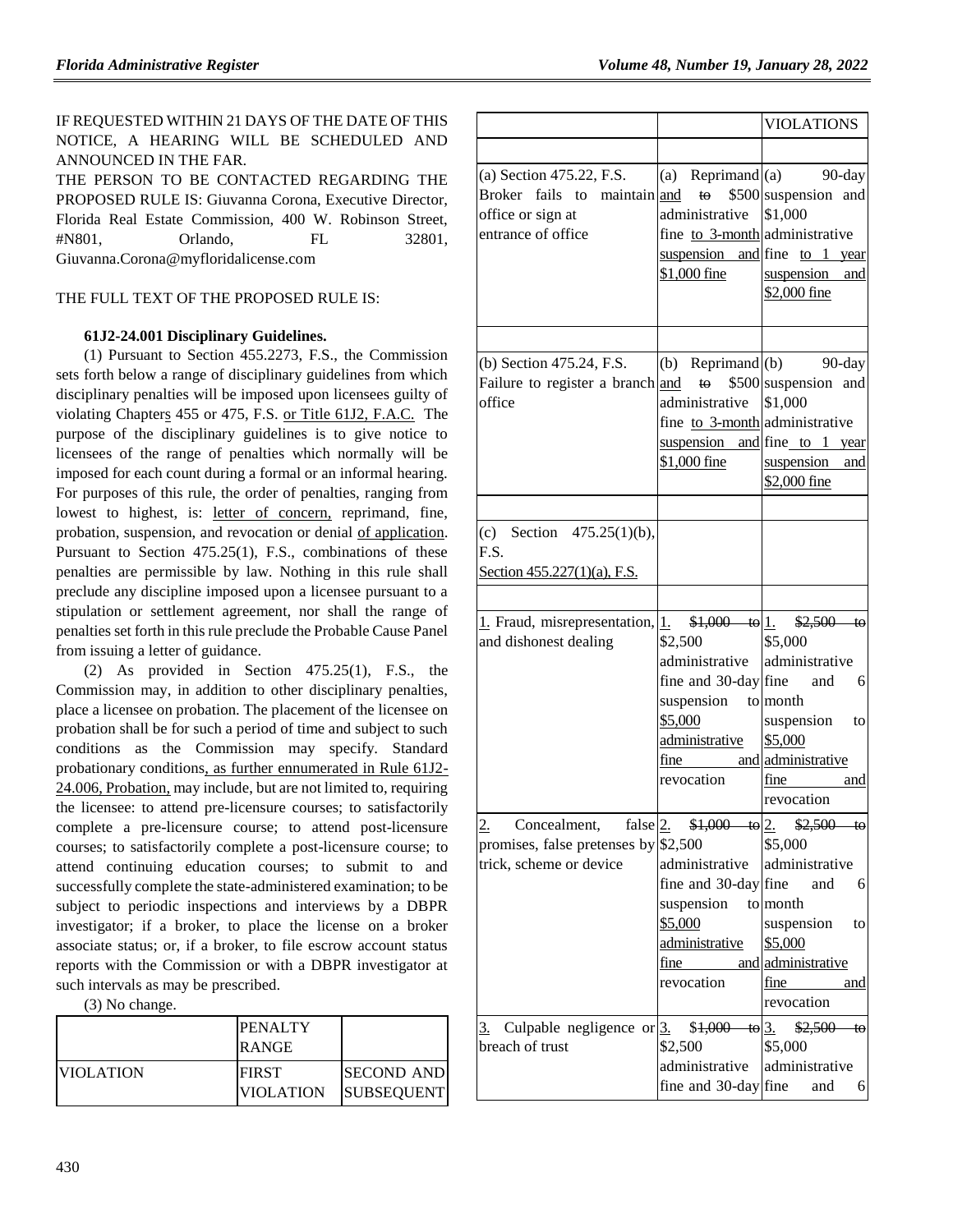IF REQUESTED WITHIN 21 DAYS OF THE DATE OF THIS NOTICE, A HEARING WILL BE SCHEDULED AND ANNOUNCED IN THE FAR.

THE PERSON TO BE CONTACTED REGARDING THE PROPOSED RULE IS: Giuvanna Corona, Executive Director, Florida Real Estate Commission, 400 W. Robinson Street, #N801, Orlando, FL 32801, Giuvanna.Corona@myfloridalicense.com

THE FULL TEXT OF THE PROPOSED RULE IS:

**61J2-24.001 Disciplinary Guidelines.**

(1) Pursuant to Section 455.2273, F.S., the Commission sets forth below a range of disciplinary guidelines from which disciplinary penalties will be imposed upon licensees guilty of violating Chapters 455 or 475, F.S. or Title 61J2, F.A.C. The purpose of the disciplinary guidelines is to give notice to licensees of the range of penalties which normally will be imposed for each count during a formal or an informal hearing. For purposes of this rule, the order of penalties, ranging from lowest to highest, is: letter of concern, reprimand, fine, probation, suspension, and revocation or denial of application. Pursuant to Section 475.25(1), F.S., combinations of these penalties are permissible by law. Nothing in this rule shall preclude any discipline imposed upon a licensee pursuant to a stipulation or settlement agreement, nor shall the range of penalties set forth in this rule preclude the Probable Cause Panel from issuing a letter of guidance.

(2) As provided in Section 475.25(1), F.S., the Commission may, in addition to other disciplinary penalties, place a licensee on probation. The placement of the licensee on probation shall be for such a period of time and subject to such conditions as the Commission may specify. Standard probationary conditions, as further ennumerated in Rule 61J2-24.006, Probation, may include, but are not limited to, requiring the licensee: to attend pre-licensure courses; to satisfactorily complete a pre-licensure course; to attend post-licensure courses; to satisfactorily complete a post-licensure course; to attend continuing education courses; to submit to and successfully complete the state-administered examination; to be subject to periodic inspections and interviews by a DBPR investigator; if a broker, to place the license on a broker associate status; or, if a broker, to file escrow account status reports with the Commission or with a DBPR investigator at such intervals as may be prescribed.

(3) No change.

| | PENALTY RANGE | |
|---|---|---|
| VIOLATION | FIRST VIOLATION | SECOND AND SUBSEQUENT VIOLATIONS |
| | | |
| (a) Section 475.22, F.S. Broker fails to maintain office or sign at entrance of office | (a) Reprimand and to $500 administrative fine to 3-month suspension and $1,000 fine | (a) 90-day suspension and $1,000 administrative fine to 1 year suspension and $2,000 fine |
| | | |
| (b) Section 475.24, F.S. Failure to register a branch office | (b) Reprimand and to $500 administrative fine to 3-month suspension and $1,000 fine | (b) 90-day suspension and $1,000 administrative fine to 1 year suspension and $2,000 fine |
| | | |
| (c) Section 475.25(1)(b), F.S. Section 455.227(1)(a), F.S. | | |
| | | |
| 1. Fraud, misrepresentation, and dishonest dealing | 1. $1,000 to $2,500 administrative fine and 30-day suspension to $5,000 administrative fine and revocation | 1. $2,500 to $5,000 administrative fine and 6 month suspension to $5,000 administrative fine and revocation |
| 2. Concealment, false promises, false pretenses by trick, scheme or device | 2. $1,000 to $2,500 administrative fine and 30-day suspension to $5,000 administrative fine and revocation | 2. $2,500 to $5,000 administrative fine and 6 month suspension to $5,000 administrative fine and revocation |
| 3. Culpable negligence or breach of trust | 3. $1,000 to $2,500 administrative fine and 30-day | 3. $2,500 to $5,000 administrative fine and 6 |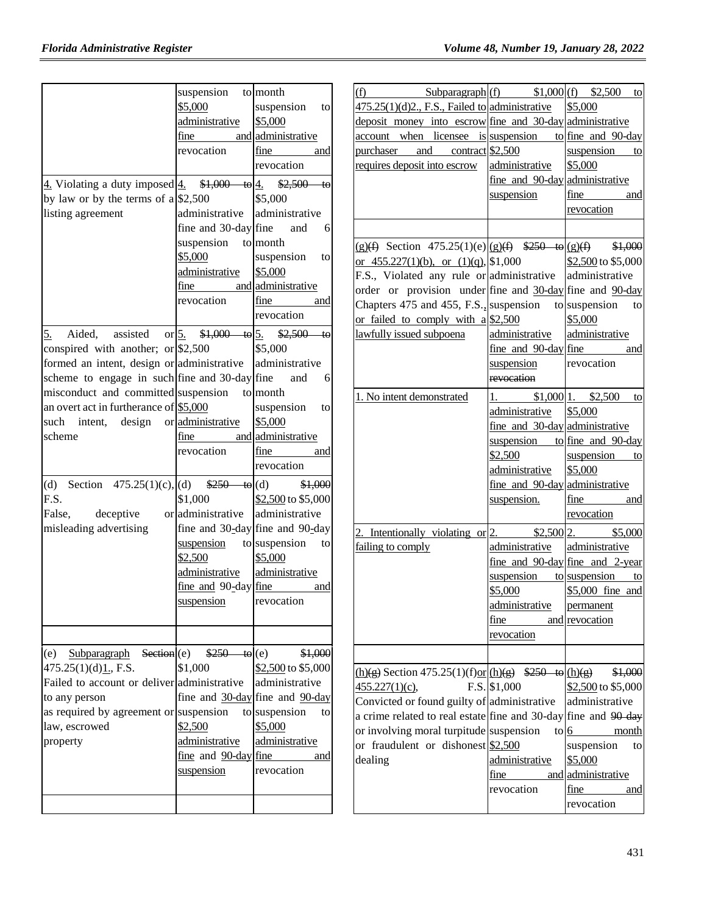| | | |
|---|---|---|
| | suspension to $5,000 administrative fine and revocation | month suspension to $5,000 administrative fine and revocation |
| 4. Violating a duty imposed by law or by the terms of a listing agreement | 4. $1,000 to $2,500 administrative fine and 30-day suspension to $5,000 administrative fine and revocation | 4. $2,500 to $5,000 administrative fine and 6 month suspension to $5,000 administrative fine and revocation |
| 5. Aided, assisted or conspired with another; or formed an intent, design or scheme to engage in such misconduct and committed an overt act in furtherance of such intent, design or scheme | 5. $1,000 to $2,500 administrative fine and 30-day suspension to $5,000 administrative fine and revocation | 5. $2,500 to $5,000 administrative fine and 6 month suspension to $5,000 administrative fine and revocation |
| (d) Section 475.25(1)(c), F.S. False, deceptive or misleading advertising | (d) $250 to $1,000 administrative fine and 30-day suspension to $2,500 administrative fine and 90-day suspension | (d) $1,000 $2,500 to $5,000 administrative fine and 90-day suspension to $5,000 administrative fine and revocation |
| | | |
| (e) Subparagraph Section 475.25(1)(d)1., F.S. Failed to account or deliver to any person as required by agreement or law, escrowed property | (e) $250 to $1,000 administrative fine and 30-day suspension to $2,500 administrative fine and 90-day suspension | (e) $1,000 $2,500 to $5,000 administrative fine and 90-day suspension to $5,000 administrative fine and revocation |
| | | |
| (f) Subparagraph 475.25(1)(d)2., F.S., Failed to deposit money into escrow account when licensee is purchaser and contract requires deposit into escrow | (f) $1,000 administrative fine and 30-day suspension to $2,500 administrative fine and 90-day suspension | (f) $2,500 to $5,000 administrative fine and 90-day suspension to $5,000 administrative fine and revocation |
| | | |
| (g)(f) Section 475.25(1)(e) or 455.227(1)(b), or (1)(q), F.S., Violated any rule or order or provision under Chapters 475 and 455, F.S., or failed to comply with a lawfully issued subpoena | (g)(f) $250 to $1,000 administrative fine and 30-day suspension to $2,500 administrative fine and 90-day suspension revocation | (g)(f) $1,000 $2,500 to $5,000 administrative fine and 90-day suspension to $5,000 administrative fine and revocation |
| 1. No intent demonstrated | 1. $1,000 administrative fine and 30-day suspension to $2,500 administrative fine and 90-day suspension. | 1. $2,500 to $5,000 administrative fine and 90-day suspension to $5,000 administrative fine and revocation |
| 2. Intentionally violating or failing to comply | 2. $2,500 administrative fine and 90-day suspension to $5,000 administrative fine and revocation | 2. $5,000 administrative fine and 2-year suspension to $5,000 fine and permanent revocation |
| | | |
| (h)(g) Section 475.25(1)(f)or 455.227(1)(c), F.S. Convicted or found guilty of a crime related to real estate or involving moral turpitude or fraudulent or dishonest dealing | (h)(g) $250 to $1,000 administrative fine and 30-day suspension to $2,500 administrative fine and revocation | (h)(g) $1,000 $2,500 to $5,000 administrative fine and 90 day 6 month suspension to $5,000 administrative fine and revocation |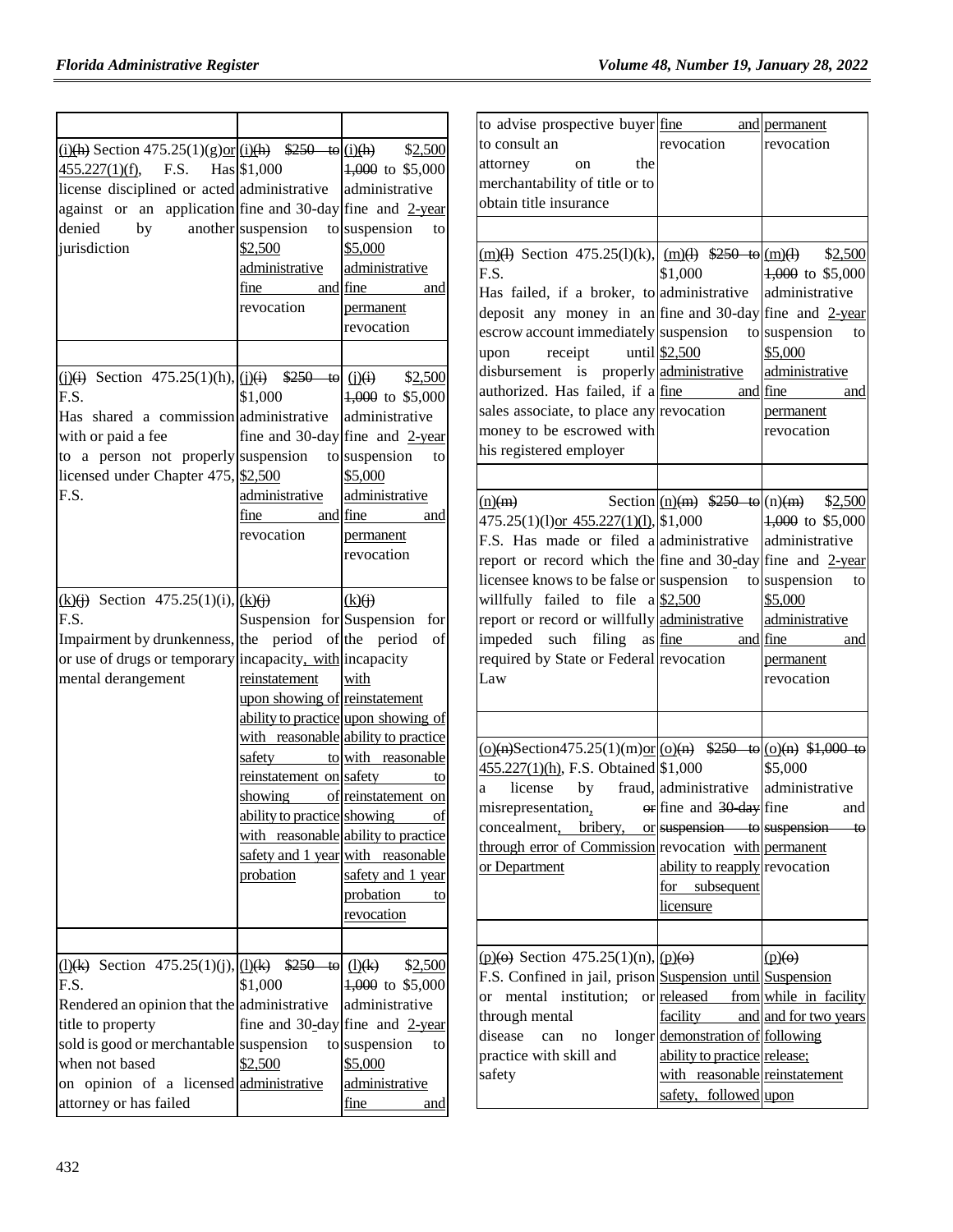| | | |
|---|---|---|
| (i)(h) Section 475.25(1)(g)or 455.227(1)(f), F.S. Has license disciplined or acted against or an application denied by another jurisdiction | (i)(h) $250 to $1,000 administrative fine and 30-day suspension to $2,500 administrative fine and revocation | (i)(h) $2,500 1,000 to $5,000 administrative fine and 2-year suspension to $5,000 administrative fine and permanent revocation |
| (j)(i) Section 475.25(1)(h), F.S. Has shared a commission with or paid a fee to a person not properly licensed under Chapter 475, F.S. | (j)(i) $250 to $1,000 administrative fine and 30-day suspension to $2,500 administrative fine and revocation | (j)(i) $2,500 1,000 to $5,000 administrative fine and 2-year suspension to $5,000 administrative fine and permanent revocation |
| (k)(j) Section 475.25(1)(i), F.S. Impairment by drunkenness, or use of drugs or temporary mental derangement | (k)(j) Suspension for the period of incapacity, with reinstatement upon showing of ability to practice with reasonable safety to reinstatement on showing of ability to practice with reasonable safety and 1 year probation | (k)(j) Suspension for the period of incapacity with reinstatement upon showing of ability to practice with reasonable safety to reinstatement on showing of ability to practice with reasonable safety and 1 year probation to revocation |
| (l)(k) Section 475.25(1)(j), F.S. Rendered an opinion that the title to property sold is good or merchantable when not based on opinion of a licensed attorney or has failed to advise prospective buyer to consult an attorney on the merchantability of title or to obtain title insurance | (l)(k) $250 to $1,000 administrative fine and 30-day suspension to $2,500 administrative fine and revocation | (l)(k) $2,500 1,000 to $5,000 administrative fine and 2-year suspension to $5,000 administrative fine and permanent revocation |
| (m)(l) Section 475.25(l)(k), F.S. Has failed, if a broker, to deposit any money in an escrow account immediately upon receipt until disbursement is properly authorized. Has failed, if a sales associate, to place any money to be escrowed with his registered employer | (m)(l) $250 to $1,000 administrative fine and 30-day suspension to $2,500 administrative fine and revocation | (m)(l) $2,500 1,000 to $5,000 administrative fine and 2-year suspension to $5,000 administrative fine and permanent revocation |
| (n)(m) Section 475.25(1)(l)or 455.227(1)(l), F.S. Has made or filed a report or record which the licensee knows to be false or willfully failed to file a report or record or willfully impeded such filing as required by State or Federal Law | (n)(m) $250 to $1,000 administrative fine and 30-day suspension to $2,500 administrative fine and revocation | (n)(m) $2,500 1,000 to $5,000 administrative fine and 2-year suspension to $5,000 administrative fine and permanent revocation |
| (o)(n)Section475.25(1)(m)or 455.227(1)(h), F.S. Obtained a license by fraud, misrepresentation, or concealment, bribery, or through error of Commission or Department | (o)(n) $250 to $1,000 administrative fine and 30-day suspension to revocation with ability to reapply for subsequent licensure | (o)(n) $1,000 to $5,000 administrative fine and suspension to permanent revocation |
| (p)(o) Section 475.25(1)(n), F.S. Confined in jail, prison or mental institution; or through mental disease can no longer practice with skill and safety | (p)(o) Suspension until released from facility and demonstration of ability to practice with reasonable safety, followed | (p)(o) Suspension while in facility and for two years following release; reinstatement upon |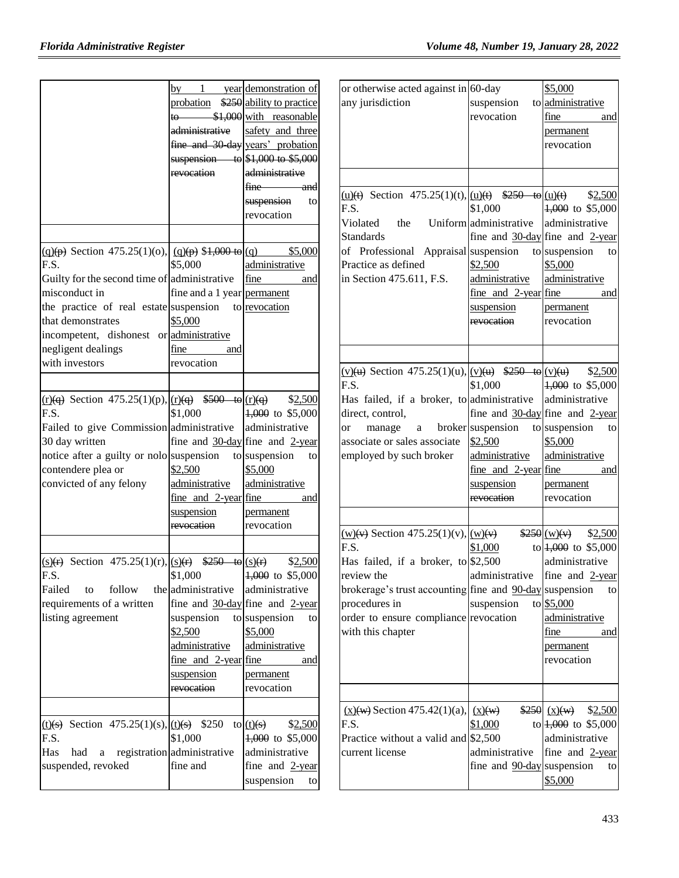| | | |
|---|---|---|
| | by 1 year probation ~~$250 to $1,000 administrative fine and 30-day suspension to revocation~~ | demonstration of ability to practice with reasonable safety and three years' probation ~~$1,000 to $5,000 administrative fine and suspension to revocation~~ |
| (q)~~(p)~~ Section 475.25(1)(o), F.S. Guilty for the second time of misconduct in the practice of real estate that demonstrates incompetent, dishonest or negligent dealings with investors | (q)~~(p)~~ $1,000 to $5,000 administrative fine and a 1 year suspension to $5,000 administrative fine and revocation | (q) $5,000 administrative fine and permanent revocation |
| (r)~~(q)~~ Section 475.25(1)(p), F.S. Failed to give Commission 30 day written notice after a guilty or nolo contendere plea or convicted of any felony | (r)~~(q)~~ ~~$500 to~~ $1,000 administrative fine and 30-day suspension to $2,500 administrative fine and 2-year suspension ~~revocation~~ | (r)~~(q)~~ $2,500 ~~1,000~~ to $5,000 administrative fine and 2-year suspension to $5,000 administrative fine and permanent revocation |
| (s)~~(r)~~ Section 475.25(1)(r), F.S. Failed to follow the requirements of a written listing agreement | (s)~~(r)~~ ~~$250 to~~ $1,000 administrative fine and 30-day suspension to $2,500 administrative fine and 2-year suspension ~~revocation~~ | (s)~~(r)~~ $2,500 ~~1,000~~ to $5,000 administrative fine and 2-year suspension to $5,000 administrative fine and permanent revocation |
| (t)~~(s)~~ Section 475.25(1)(s), F.S. Has had a registration suspended, revoked or otherwise acted against in any jurisdiction | (t)~~(s)~~ $250 to $1,000 administrative fine and 60-day suspension to revocation | (t)~~(s)~~ $2,500 ~~1,000~~ to $5,000 administrative fine and 2-year suspension to $5,000 administrative fine and permanent revocation |
| (u)~~(t)~~ Section 475.25(1)(t), F.S. Violated the Uniform Standards of Professional Appraisal Practice as defined in Section 475.611, F.S. | (u)~~(t)~~ ~~$250 to~~ $1,000 administrative fine and 30-day suspension to $2,500 administrative fine and 2-year suspension ~~revocation~~ | (u)~~(t)~~ $2,500 ~~1,000~~ to $5,000 administrative fine and 2-year suspension to $5,000 administrative fine and permanent revocation |
| (v)~~(u)~~ Section 475.25(1)(u), F.S. Has failed, if a broker, to direct, control, or manage a broker associate or sales associate employed by such broker | (v)~~(u)~~ ~~$250 to~~ $1,000 administrative fine and 30-day suspension to $2,500 administrative fine and 2-year suspension ~~revocation~~ | (v)~~(u)~~ $2,500 ~~1,000~~ to $5,000 administrative fine and 2-year suspension to $5,000 administrative fine and permanent revocation |
| (w)~~(v)~~ Section 475.25(1)(v), F.S. Has failed, if a broker, to review the brokerage's trust accounting procedures in order to ensure compliance with this chapter | (w)~~(v)~~ ~~$250~~ $1,000 to $2,500 administrative fine and 90-day suspension to revocation | (w)~~(v)~~ $2,500 ~~1,000~~ to $5,000 administrative fine and 2-year suspension to $5,000 administrative fine and permanent revocation |
| (x)~~(w)~~ Section 475.42(1)(a), F.S. Practice without a valid and current license | (x)~~(w)~~ ~~$250~~ $1,000 to $2,500 administrative fine and 90-day | (x)~~(w)~~ $2,500 ~~1,000~~ to $5,000 administrative fine and 2-year suspension to $5,000 |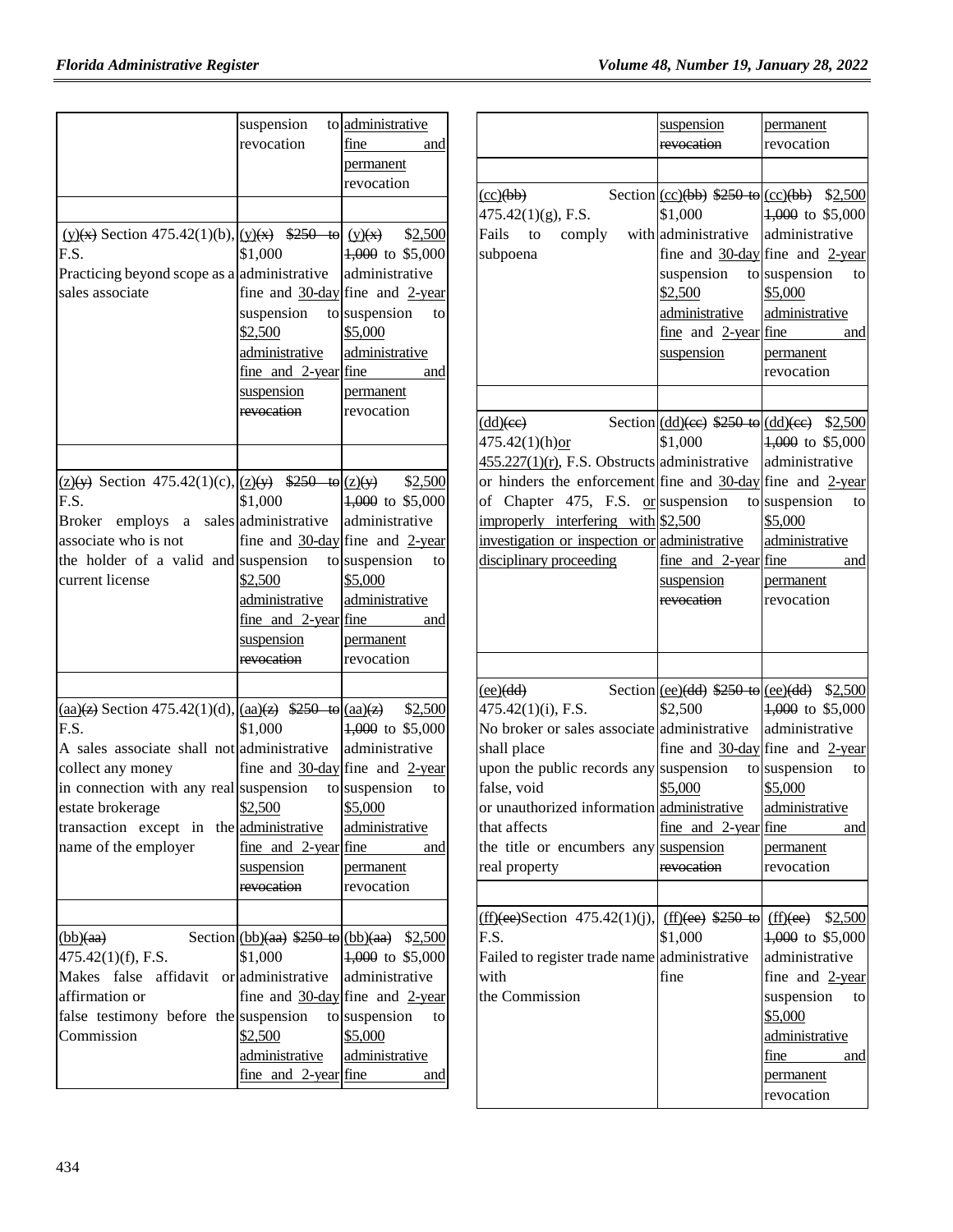| | suspension to revocation | administrative fine and permanent revocation |
|---|---|---|
| (y)(x) Section 475.42(1)(b), F.S. Practicing beyond scope as a sales associate | (y)(x) $250 to $1,000 administrative fine and 30-day suspension to $2,500 administrative fine and 2-year suspension revocation | (y)(x) $2,500 1,000 to $5,000 administrative fine and 2-year suspension to $5,000 administrative fine and permanent revocation |
| (z)(y) Section 475.42(1)(c), F.S. Broker employs a sales associate who is not the holder of a valid and current license | (z)(y) $250 to $1,000 administrative fine and 30-day suspension to $2,500 administrative fine and 2-year suspension revocation | (z)(y) $2,500 1,000 to $5,000 administrative fine and 2-year suspension to $5,000 administrative fine and permanent revocation |
| (aa)(z) Section 475.42(1)(d), F.S. A sales associate shall not collect any money in connection with any real estate brokerage transaction except in the name of the employer | (aa)(z) $250 to $1,000 administrative fine and 30-day suspension to $2,500 administrative fine and 2-year suspension revocation | (aa)(z) $2,500 1,000 to $5,000 administrative fine and 2-year suspension to $5,000 administrative fine and permanent revocation |
| (bb)(aa) Section 475.42(1)(f), F.S. Makes false affidavit or affirmation or false testimony before the Commission | (bb)(aa) $250 to $1,000 administrative fine and 30-day suspension to $2,500 administrative fine and 2-year | (bb)(aa) $2,500 1,000 to $5,000 administrative fine and 2-year suspension to $5,000 administrative fine and |

| | suspension revocation | permanent revocation |
|---|---|---|
| (cc)(bb) Section 475.42(1)(g), F.S. Fails to comply with subpoena | (cc)(bb) $250 to $1,000 administrative fine and 30-day suspension to $2,500 administrative fine and 2-year suspension | (cc)(bb) $2,500 1,000 to $5,000 administrative fine and 2-year suspension to $5,000 administrative fine and permanent revocation |
| (dd)(cc) Section 475.42(1)(h)or 455.227(1)(r), F.S. Obstructs or hinders the enforcement of Chapter 475, F.S. or improperly interfering with investigation or inspection or disciplinary proceeding | (dd)(cc) $250 to $1,000 administrative fine and 30-day suspension to $2,500 administrative fine and 2-year suspension revocation | (dd)(cc) $2,500 1,000 to $5,000 administrative fine and 2-year suspension to $5,000 administrative fine and permanent revocation |
| (ee)(dd) Section 475.42(1)(i), F.S. No broker or sales associate shall place upon the public records any false, void or unauthorized information that affects the title or encumbers any real property | (ee)(dd) $250 to $2,500 administrative fine and 30-day suspension to $5,000 administrative fine and 2-year suspension revocation | (ee)(dd) $2,500 1,000 to $5,000 administrative fine and 2-year suspension to $5,000 administrative fine and permanent revocation |
| (ff)(ee)Section 475.42(1)(j), F.S. Failed to register trade name with the Commission | (ff)(ee) $250 to $1,000 administrative fine | (ff)(ee) $2,500 1,000 to $5,000 administrative fine and 2-year suspension to $5,000 administrative fine and permanent revocation |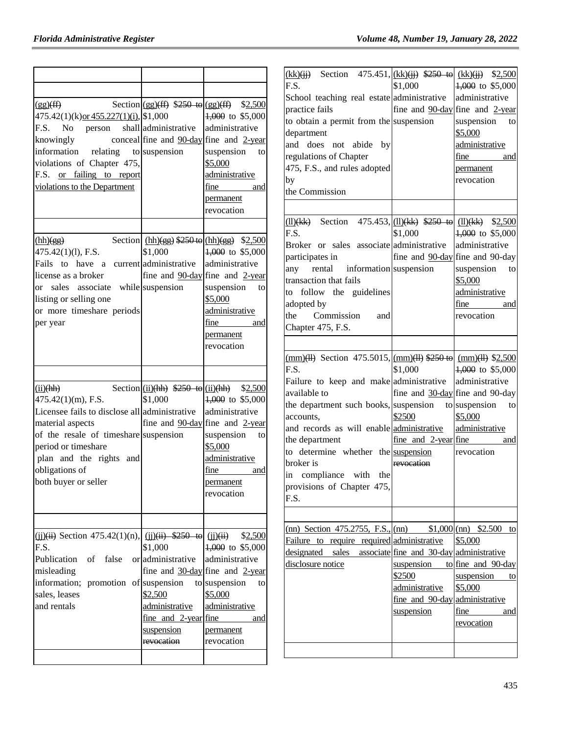| | | |
|---|---|---|
| | | |
| (gg)(ff) Section 475.42(1)(k)or 455.227(1)(i), F.S. No person shall knowingly conceal information relating to violations of Chapter 475, F.S. or failing to report violations to the Department | (gg)(ff) $250 to $1,000 administrative fine and 90-day suspension | (gg)(ff) $2,500 1,000 to $5,000 administrative fine and 2-year suspension to $5,000 administrative fine and permanent revocation |
| | | |
| (hh)(gg) Section 475.42(1)(l), F.S. Fails to have a current license as a broker or sales associate while listing or selling one or more timeshare periods per year | (hh)(gg) $250 to $1,000 administrative fine and 90-day suspension | (hh)(gg) $2,500 1,000 to $5,000 administrative fine and 2-year suspension to $5,000 administrative fine and permanent revocation |
| | | |
| (ii)(hh) Section 475.42(1)(m), F.S. Licensee fails to disclose all material aspects of the resale of timeshare period or timeshare plan and the rights and obligations of both buyer or seller | (ii)(hh) $250 to $1,000 administrative fine and 90-day suspension | (ii)(hh) $2,500 1,000 to $5,000 administrative fine and 2-year suspension to $5,000 administrative fine and permanent revocation |
| | | |
| (jj)(ii) Section 475.42(1)(n), F.S. Publication of false or misleading information; promotion of sales, leases and rentals | (jj)(ii) $250 to $1,000 administrative fine and 30-day suspension to $2,500 administrative fine and 2-year suspension revocation | (jj)(ii) $2,500 1,000 to $5,000 administrative fine and 2-year suspension to $5,000 administrative fine and permanent revocation |
| | | |
| (kk)(jj) Section 475.451, F.S. School teaching real estate practice fails to obtain a permit from the department and does not abide by regulations of Chapter 475, F.S., and rules adopted by the Commission | (kk)(jj) $250 to $1,000 administrative fine and 90-day suspension | (kk)(jj) $2,500 1,000 to $5,000 administrative fine and 2-year suspension to $5,000 administrative fine and permanent revocation |
| | | |
| (ll)(kk) Section 475.453, F.S. Broker or sales associate participates in any rental information transaction that fails to follow the guidelines adopted by the Commission and Chapter 475, F.S. | (ll)(kk) $250 to $1,000 administrative fine and 90-day suspension | (ll)(kk) $2,500 1,000 to $5,000 administrative fine and 90-day suspension to $5,000 administrative fine and revocation |
| | | |
| (mm)(ll) Section 475.5015, F.S. Failure to keep and make available to the department such books, accounts, and records as will enable the department to determine whether the broker is in compliance with the provisions of Chapter 475, F.S. | (mm)(ll) $250 to $1,000 administrative fine and 30-day suspension to $2500 administrative fine and 2-year suspension revocation | (mm)(ll) $2,500 1,000 to $5,000 administrative fine and 90-day suspension to $5,000 administrative fine and revocation |
| | | |
| (nn) Section 475.2755, F.S. Failure to require required designated sales associate disclosure notice | (nn) $1,000 administrative fine and 30-day suspension to $2500 administrative fine and 90-day suspension | (nn) $2.500 to $5,000 administrative fine and 90-day suspension to $5,000 administrative fine and revocation |
| | | |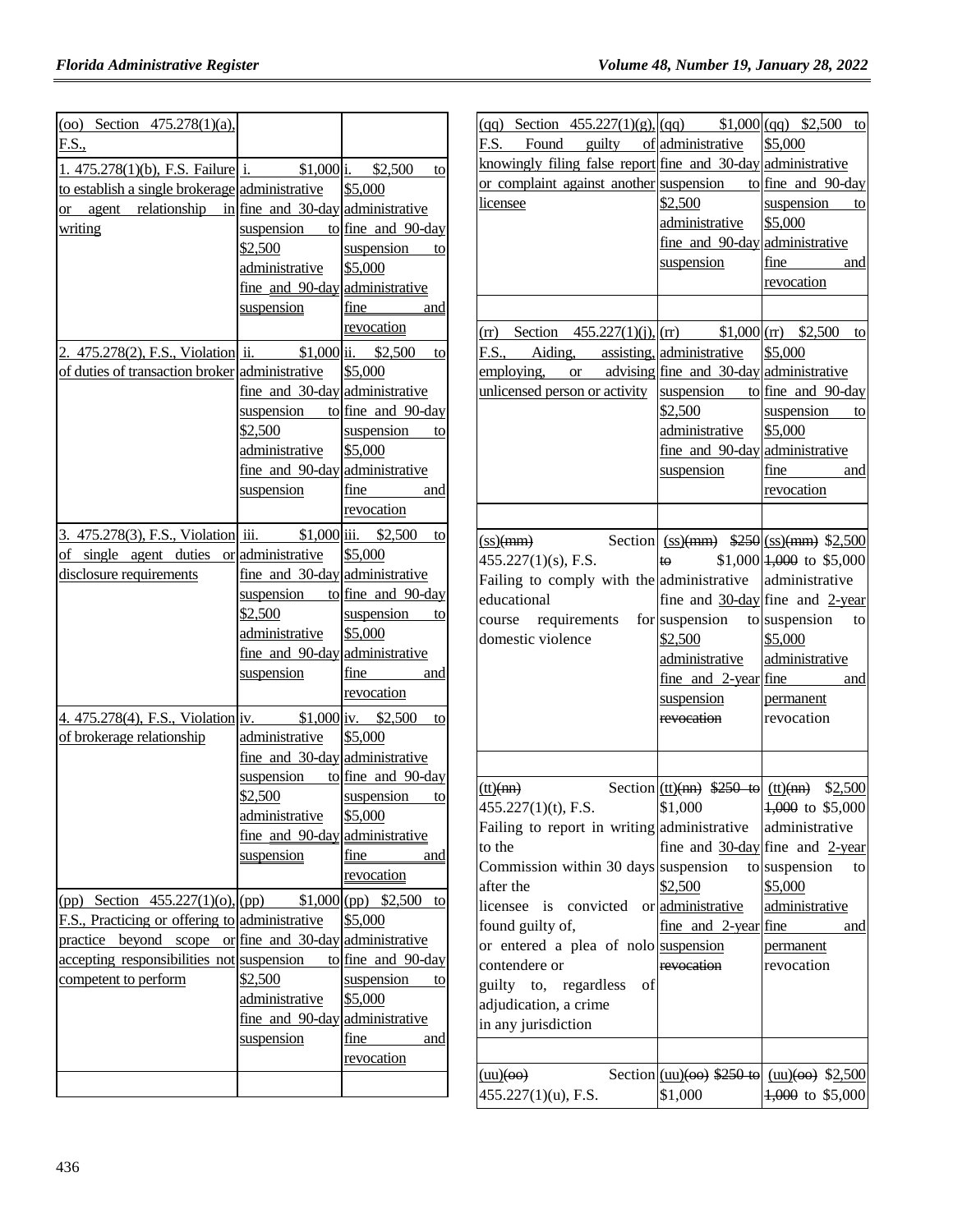| | | |
|---|---|---|
| (oo) Section 475.278(1)(a), F.S., | | |
| 1. 475.278(1)(b), F.S. Failure to establish a single brokerage or agent relationship in writing | i. $1,000 administrative fine and 30-day suspension to $2,500 administrative fine and 90-day suspension | i. $2,500 to $5,000 administrative fine and 90-day suspension to $5,000 administrative fine and revocation |
| 2. 475.278(2), F.S., Violation of duties of transaction broker | ii. $1,000 administrative fine and 30-day suspension to $2,500 administrative fine and 90-day suspension | ii. $2,500 to $5,000 administrative fine and 90-day suspension to $5,000 administrative fine and revocation |
| 3. 475.278(3), F.S., Violation of single agent duties or disclosure requirements | iii. $1,000 administrative fine and 30-day suspension to $2,500 administrative fine and 90-day suspension | iii. $2,500 to $5,000 administrative fine and 90-day suspension to $5,000 administrative fine and revocation |
| 4. 475.278(4), F.S., Violation of brokerage relationship | iv. $1,000 administrative fine and 30-day suspension to $2,500 administrative fine and 90-day suspension | iv. $2,500 to $5,000 administrative fine and 90-day suspension to $5,000 administrative fine and revocation |
| (pp) Section 455.227(1)(o), F.S., Practicing or offering to practice beyond scope or accepting responsibilities not competent to perform | (pp) $1,000 administrative fine and 30-day suspension to $2,500 administrative fine and 90-day suspension | (pp) $2,500 to $5,000 administrative fine and 90-day suspension to $5,000 administrative fine and revocation |
| | | |
| (qq) Section 455.227(1)(g), F.S. Found guilty of knowingly filing false report or complaint against another licensee | (qq) $1,000 administrative fine and 30-day suspension to $2,500 administrative fine and 90-day suspension | (qq) $2,500 to $5,000 administrative fine and 90-day suspension to $5,000 administrative fine and revocation |
| | | |
| (rr) Section 455.227(1)(j), F.S., Aiding, assisting, employing, or advising unlicensed person or activity | (rr) $1,000 administrative fine and 30-day suspension to $2,500 administrative fine and 90-day suspension | (rr) $2,500 to $5,000 administrative fine and 90-day suspension to $5,000 administrative fine and revocation |
| | | |
| (ss)~~(mm)~~ Section 455.227(1)(s), F.S. Failing to comply with the educational course requirements for domestic violence | (ss)~~(mm)~~ ~~$250 to~~ $1,000 administrative fine and 30-day suspension to $2,500 administrative fine and 2-year suspension ~~revocation~~ | (ss)~~(mm)~~ $2,500 ~~1,000~~ to $5,000 administrative fine and 2-year suspension to $5,000 administrative fine and permanent revocation |
| | | |
| (tt)~~(nn)~~ Section 455.227(1)(t), F.S. Failing to report in writing to the Commission within 30 days after the licensee is convicted or found guilty of, or entered a plea of nolo contendere or guilty to, regardless of adjudication, a crime in any jurisdiction | (tt)~~(nn)~~ ~~$250 to~~ $1,000 administrative fine and 30-day suspension to $2,500 administrative fine and 2-year suspension ~~revocation~~ | (tt)~~(nn)~~ $2,500 ~~1,000~~ to $5,000 administrative fine and 2-year suspension to $5,000 administrative fine and permanent revocation |
| | | |
| (uu)~~(oo)~~ Section 455.227(1)(u), F.S. | (uu)~~(oo)~~ ~~$250 to~~ $1,000 | (uu)~~(oo)~~ $2,500 ~~1,000~~ to $5,000 |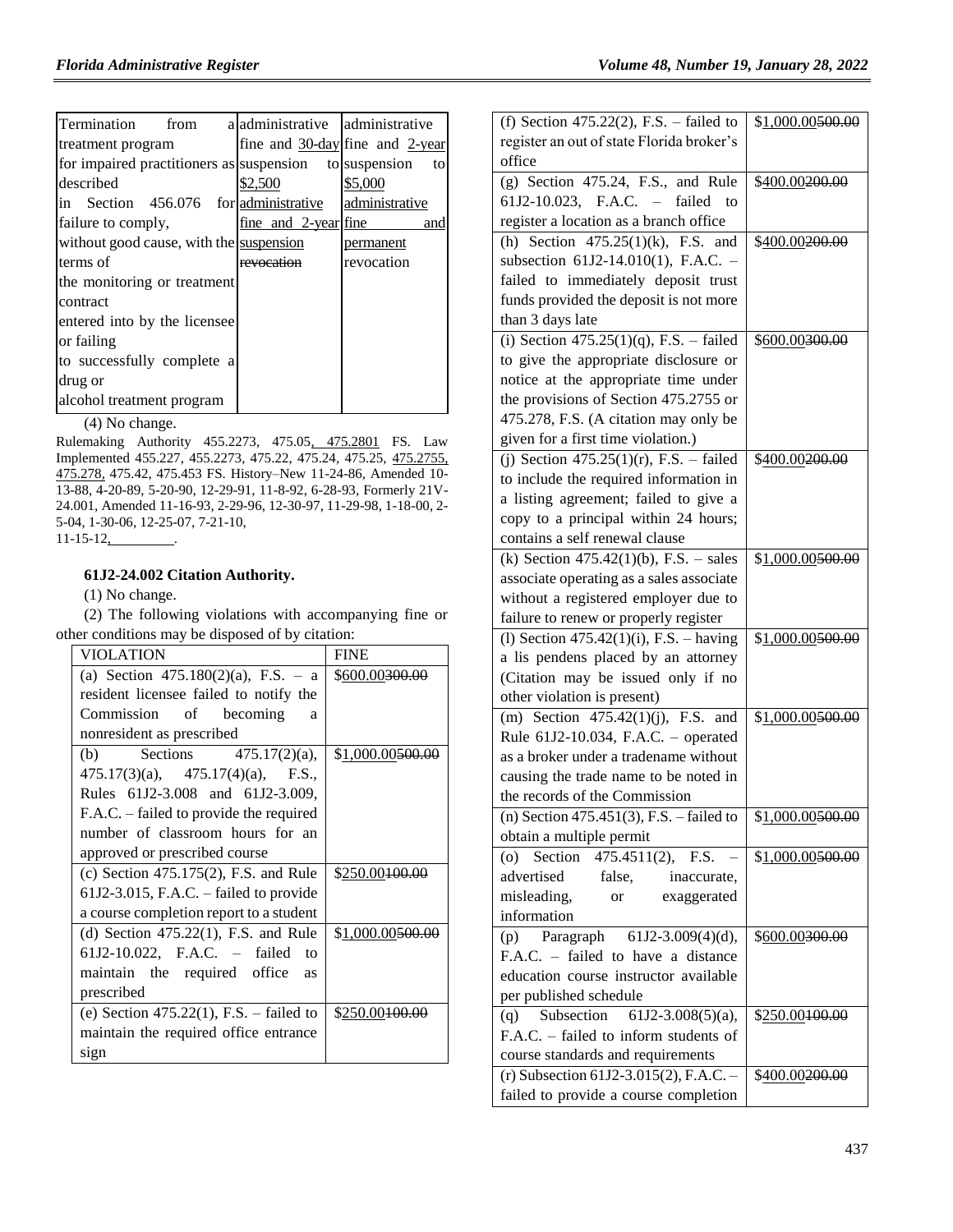| Termination from a treatment program for impaired practitioners as described in Section 456.076 for failure to comply, without good cause, with the terms of the monitoring or treatment contract entered into by the licensee or failing to successfully complete a drug or alcohol treatment program | administrative fine and 30-day suspension to $2,500 administrative fine and 2-year suspension ~~revocation~~ | administrative fine and 2-year suspension to $5,000 administrative fine and permanent revocation |
|---|---|---|

(4) No change.

Rulemaking Authority 455.2273, 475.05, 475.2801 FS. Law Implemented 455.227, 455.2273, 475.22, 475.24, 475.25, 475.2755, 475.278, 475.42, 475.453 FS. History–New 11-24-86, Amended 10-13-88, 4-20-89, 5-20-90, 12-29-91, 11-8-92, 6-28-93, Formerly 21V-24.001, Amended 11-16-93, 2-29-96, 12-30-97, 11-29-98, 1-18-00, 2-5-04, 1-30-06, 12-25-07, 7-21-10, 11-15-12, ________.

**61J2-24.002 Citation Authority.**

(1) No change.

(2) The following violations with accompanying fine or other conditions may be disposed of by citation:

| VIOLATION | FINE |
|---|---|
| (a) Section 475.180(2)(a), F.S. – a resident licensee failed to notify the Commission of becoming a nonresident as prescribed | $600.00~~300.00~~ |
| (b) Sections 475.17(2)(a), 475.17(3)(a), 475.17(4)(a), F.S., Rules 61J2-3.008 and 61J2-3.009, F.A.C. – failed to provide the required number of classroom hours for an approved or prescribed course | $1,000.00~~500.00~~ |
| (c) Section 475.175(2), F.S. and Rule 61J2-3.015, F.A.C. – failed to provide a course completion report to a student | $250.00~~100.00~~ |
| (d) Section 475.22(1), F.S. and Rule 61J2-10.022, F.A.C. – failed to maintain the required office as prescribed | $1,000.00~~500.00~~ |
| (e) Section 475.22(1), F.S. – failed to maintain the required office entrance sign | $250.00~~100.00~~ |
| (f) Section 475.22(2), F.S. – failed to register an out of state Florida broker's office | $1,000.00~~500.00~~ |
| (g) Section 475.24, F.S., and Rule 61J2-10.023, F.A.C. – failed to register a location as a branch office | $400.00~~200.00~~ |
| (h) Section 475.25(1)(k), F.S. and subsection 61J2-14.010(1), F.A.C. – failed to immediately deposit trust funds provided the deposit is not more than 3 days late | $400.00~~200.00~~ |
| (i) Section 475.25(1)(q), F.S. – failed to give the appropriate disclosure or notice at the appropriate time under the provisions of Section 475.2755 or 475.278, F.S. (A citation may only be given for a first time violation.) | $600.00~~300.00~~ |
| (j) Section 475.25(1)(r), F.S. – failed to include the required information in a listing agreement; failed to give a copy to a principal within 24 hours; contains a self renewal clause | $400.00~~200.00~~ |
| (k) Section 475.42(1)(b), F.S. – sales associate operating as a sales associate without a registered employer due to failure to renew or properly register | $1,000.00~~500.00~~ |
| (l) Section 475.42(1)(i), F.S. – having a lis pendens placed by an attorney (Citation may be issued only if no other violation is present) | $1,000.00~~500.00~~ |
| (m) Section 475.42(1)(j), F.S. and Rule 61J2-10.034, F.A.C. – operated as a broker under a tradename without causing the trade name to be noted in the records of the Commission | $1,000.00~~500.00~~ |
| (n) Section 475.451(3), F.S. – failed to obtain a multiple permit | $1,000.00~~500.00~~ |
| (o) Section 475.4511(2), F.S. – advertised false, inaccurate, misleading, or exaggerated information | $1,000.00~~500.00~~ |
| (p) Paragraph 61J2-3.009(4)(d), F.A.C. – failed to have a distance education course instructor available per published schedule | $600.00~~300.00~~ |
| (q) Subsection 61J2-3.008(5)(a), F.A.C. – failed to inform students of course standards and requirements | $250.00~~100.00~~ |
| (r) Subsection 61J2-3.015(2), F.A.C. – failed to provide a course completion | $400.00~~200.00~~ |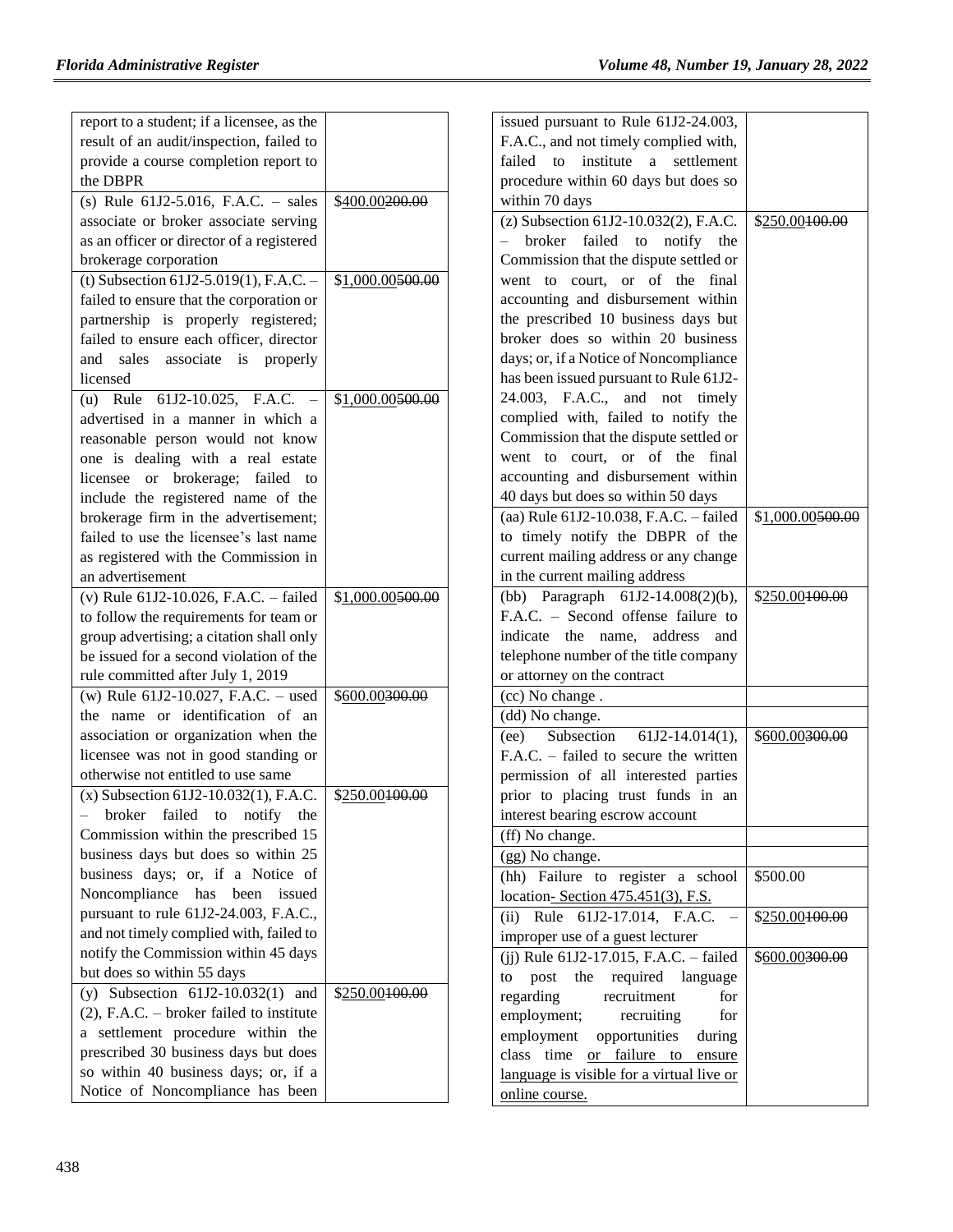| | |
|---|---|
| report to a student; if a licensee, as the result of an audit/inspection, failed to provide a course completion report to the DBPR | |
| (s) Rule 61J2-5.016, F.A.C. – sales associate or broker associate serving as an officer or director of a registered brokerage corporation | $400.00~~200.00~~ |
| (t) Subsection 61J2-5.019(1), F.A.C. – failed to ensure that the corporation or partnership is properly registered; failed to ensure each officer, director and sales associate is properly licensed | $1,000.00~~500.00~~ |
| (u) Rule 61J2-10.025, F.A.C. – advertised in a manner in which a reasonable person would not know one is dealing with a real estate licensee or brokerage; failed to include the registered name of the brokerage firm in the advertisement; failed to use the licensee's last name as registered with the Commission in an advertisement | $1,000.00~~500.00~~ |
| (v) Rule 61J2-10.026, F.A.C. – failed to follow the requirements for team or group advertising; a citation shall only be issued for a second violation of the rule committed after July 1, 2019 | $1,000.00~~500.00~~ |
| (w) Rule 61J2-10.027, F.A.C. – used the name or identification of an association or organization when the licensee was not in good standing or otherwise not entitled to use same | $600.00~~300.00~~ |
| (x) Subsection 61J2-10.032(1), F.A.C. – broker failed to notify the Commission within the prescribed 15 business days but does so within 25 business days; or, if a Notice of Noncompliance has been issued pursuant to rule 61J2-24.003, F.A.C., and not timely complied with, failed to notify the Commission within 45 days but does so within 55 days | $250.00~~100.00~~ |
| (y) Subsection 61J2-10.032(1) and (2), F.A.C. – broker failed to institute a settlement procedure within the prescribed 30 business days but does so within 40 business days; or, if a Notice of Noncompliance has been issued pursuant to Rule 61J2-24.003, F.A.C., and not timely complied with, failed to institute a settlement procedure within 60 days but does so within 70 days | $250.00~~100.00~~ |
| (z) Subsection 61J2-10.032(2), F.A.C. – broker failed to notify the Commission that the dispute settled or went to court, or of the final accounting and disbursement within the prescribed 10 business days but broker does so within 20 business days; or, if a Notice of Noncompliance has been issued pursuant to Rule 61J2-24.003, F.A.C., and not timely complied with, failed to notify the Commission that the dispute settled or went to court, or of the final accounting and disbursement within 40 days but does so within 50 days | $250.00~~100.00~~ |
| (aa) Rule 61J2-10.038, F.A.C. – failed to timely notify the DBPR of the current mailing address or any change in the current mailing address | $1,000.00~~500.00~~ |
| (bb) Paragraph 61J2-14.008(2)(b), F.A.C. – Second offense failure to indicate the name, address and telephone number of the title company or attorney on the contract | $250.00~~100.00~~ |
| (cc) No change . | |
| (dd) No change. | |
| (ee) Subsection 61J2-14.014(1), F.A.C. – failed to secure the written permission of all interested parties prior to placing trust funds in an interest bearing escrow account | $600.00~~300.00~~ |
| (ff) No change. | |
| (gg) No change. | |
| (hh) Failure to register a school location- Section 475.451(3), F.S. | $500.00 |
| (ii) Rule 61J2-17.014, F.A.C. – improper use of a guest lecturer | $250.00~~100.00~~ |
| (jj) Rule 61J2-17.015, F.A.C. – failed to post the required language regarding recruitment for employment; recruiting for employment opportunities during class time or failure to ensure language is visible for a virtual live or online course. | $600.00~~300.00~~ |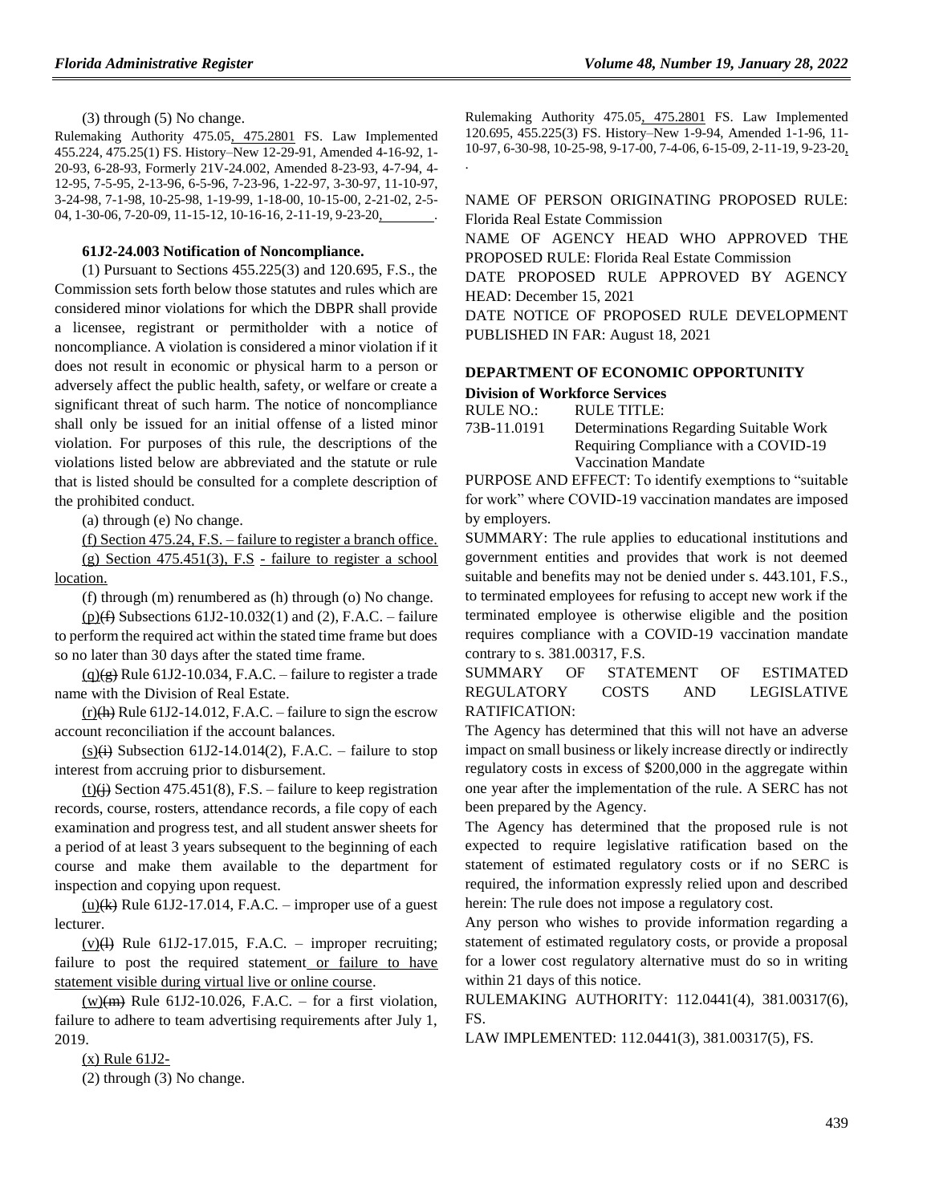(3) through (5) No change.

Rulemaking Authority 475.05, 475.2801 FS. Law Implemented 455.224, 475.25(1) FS. History–New 12-29-91, Amended 4-16-92, 1-20-93, 6-28-93, Formerly 21V-24.002, Amended 8-23-93, 4-7-94, 4-12-95, 7-5-95, 2-13-96, 6-5-96, 7-23-96, 1-22-97, 3-30-97, 11-10-97, 3-24-98, 7-1-98, 10-25-98, 1-19-99, 1-18-00, 10-15-00, 2-21-02, 2-5-04, 1-30-06, 7-20-09, 11-15-12, 10-16-16, 2-11-19, 9-23-20, ________.

**61J2-24.003 Notification of Noncompliance.**

(1) Pursuant to Sections 455.225(3) and 120.695, F.S., the Commission sets forth below those statutes and rules which are considered minor violations for which the DBPR shall provide a licensee, registrant or permitholder with a notice of noncompliance. A violation is considered a minor violation if it does not result in economic or physical harm to a person or adversely affect the public health, safety, or welfare or create a significant threat of such harm. The notice of noncompliance shall only be issued for an initial offense of a listed minor violation. For purposes of this rule, the descriptions of the violations listed below are abbreviated and the statute or rule that is listed should be consulted for a complete description of the prohibited conduct.

(a) through (e) No change.

(f) Section 475.24, F.S. – failure to register a branch office.

(g) Section 475.451(3), F.S - failure to register a school location.

(f) through (m) renumbered as (h) through (o) No change.

(p)(f) Subsections 61J2-10.032(1) and (2), F.A.C. – failure to perform the required act within the stated time frame but does so no later than 30 days after the stated time frame.

(q)(g) Rule 61J2-10.034, F.A.C. – failure to register a trade name with the Division of Real Estate.

(r)(h) Rule 61J2-14.012, F.A.C. – failure to sign the escrow account reconciliation if the account balances.

(s)(i) Subsection 61J2-14.014(2), F.A.C. – failure to stop interest from accruing prior to disbursement.

(t)(j) Section 475.451(8), F.S. – failure to keep registration records, course, rosters, attendance records, a file copy of each examination and progress test, and all student answer sheets for a period of at least 3 years subsequent to the beginning of each course and make them available to the department for inspection and copying upon request.

(u)(k) Rule 61J2-17.014, F.A.C. – improper use of a guest lecturer.

(v)(l) Rule 61J2-17.015, F.A.C. – improper recruiting; failure to post the required statement or failure to have statement visible during virtual live or online course.

(w)(m) Rule 61J2-10.026, F.A.C. – for a first violation, failure to adhere to team advertising requirements after July 1, 2019.

(x) Rule 61J2-

(2) through (3) No change.

Rulemaking Authority 475.05, 475.2801 FS. Law Implemented 120.695, 455.225(3) FS. History–New 1-9-94, Amended 1-1-96, 11-10-97, 6-30-98, 10-25-98, 9-17-00, 7-4-06, 6-15-09, 2-11-19, 9-23-20, .

NAME OF PERSON ORIGINATING PROPOSED RULE: Florida Real Estate Commission

NAME OF AGENCY HEAD WHO APPROVED THE PROPOSED RULE: Florida Real Estate Commission

DATE PROPOSED RULE APPROVED BY AGENCY HEAD: December 15, 2021

DATE NOTICE OF PROPOSED RULE DEVELOPMENT PUBLISHED IN FAR: August 18, 2021

## DEPARTMENT OF ECONOMIC OPPORTUNITY

### Division of Workforce Services

| RULE NO.: | RULE TITLE: |
|---|---|
| 73B-11.0191 | Determinations Regarding Suitable Work Requiring Compliance with a COVID-19 Vaccination Mandate |

PURPOSE AND EFFECT: To identify exemptions to "suitable for work" where COVID-19 vaccination mandates are imposed by employers.

SUMMARY: The rule applies to educational institutions and government entities and provides that work is not deemed suitable and benefits may not be denied under s. 443.101, F.S., to terminated employees for refusing to accept new work if the terminated employee is otherwise eligible and the position requires compliance with a COVID-19 vaccination mandate contrary to s. 381.00317, F.S.

SUMMARY OF STATEMENT OF ESTIMATED REGULATORY COSTS AND LEGISLATIVE RATIFICATION:

The Agency has determined that this will not have an adverse impact on small business or likely increase directly or indirectly regulatory costs in excess of $200,000 in the aggregate within one year after the implementation of the rule. A SERC has not been prepared by the Agency.

The Agency has determined that the proposed rule is not expected to require legislative ratification based on the statement of estimated regulatory costs or if no SERC is required, the information expressly relied upon and described herein: The rule does not impose a regulatory cost.

Any person who wishes to provide information regarding a statement of estimated regulatory costs, or provide a proposal for a lower cost regulatory alternative must do so in writing within 21 days of this notice.

RULEMAKING AUTHORITY: 112.0441(4), 381.00317(6), FS.

LAW IMPLEMENTED: 112.0441(3), 381.00317(5), FS.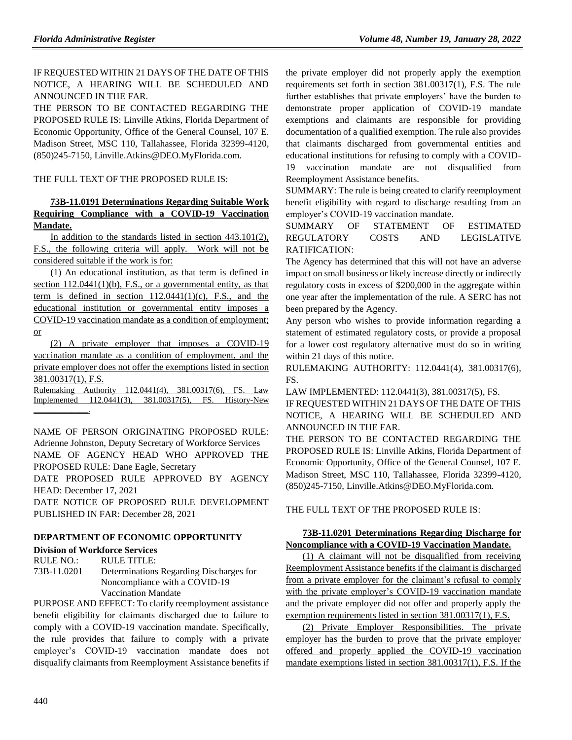IF REQUESTED WITHIN 21 DAYS OF THE DATE OF THIS NOTICE, A HEARING WILL BE SCHEDULED AND ANNOUNCED IN THE FAR.

THE PERSON TO BE CONTACTED REGARDING THE PROPOSED RULE IS: Linville Atkins, Florida Department of Economic Opportunity, Office of the General Counsel, 107 E. Madison Street, MSC 110, Tallahassee, Florida 32399-4120, (850)245-7150, Linville.Atkins@DEO.MyFlorida.com.

THE FULL TEXT OF THE PROPOSED RULE IS:

**73B-11.0191 Determinations Regarding Suitable Work Requiring Compliance with a COVID-19 Vaccination Mandate.**

In addition to the standards listed in section 443.101(2), F.S., the following criteria will apply. Work will not be considered suitable if the work is for:

(1) An educational institution, as that term is defined in section 112.0441(1)(b), F.S., or a governmental entity, as that term is defined in section 112.0441(1)(c), F.S., and the educational institution or governmental entity imposes a COVID-19 vaccination mandate as a condition of employment; or

(2) A private employer that imposes a COVID-19 vaccination mandate as a condition of employment, and the private employer does not offer the exemptions listed in section 381.00317(1), F.S.

Rulemaking Authority 112.0441(4), 381.00317(6), FS. Law Implemented 112.0441(3), 381.00317(5), FS. History-New ____________.

NAME OF PERSON ORIGINATING PROPOSED RULE: Adrienne Johnston, Deputy Secretary of Workforce Services

NAME OF AGENCY HEAD WHO APPROVED THE PROPOSED RULE: Dane Eagle, Secretary

DATE PROPOSED RULE APPROVED BY AGENCY HEAD: December 17, 2021

DATE NOTICE OF PROPOSED RULE DEVELOPMENT PUBLISHED IN FAR: December 28, 2021

## DEPARTMENT OF ECONOMIC OPPORTUNITY

### Division of Workforce Services

| RULE NO.: | RULE TITLE: |
|---|---|
| 73B-11.0201 | Determinations Regarding Discharges for Noncompliance with a COVID-19 Vaccination Mandate |

PURPOSE AND EFFECT: To clarify reemployment assistance benefit eligibility for claimants discharged due to failure to comply with a COVID-19 vaccination mandate. Specifically, the rule provides that failure to comply with a private employer's COVID-19 vaccination mandate does not disqualify claimants from Reemployment Assistance benefits if the private employer did not properly apply the exemption requirements set forth in section 381.00317(1), F.S. The rule further establishes that private employers' have the burden to demonstrate proper application of COVID-19 mandate exemptions and claimants are responsible for providing documentation of a qualified exemption. The rule also provides that claimants discharged from governmental entities and educational institutions for refusing to comply with a COVID-19 vaccination mandate are not disqualified from Reemployment Assistance benefits.

SUMMARY: The rule is being created to clarify reemployment benefit eligibility with regard to discharge resulting from an employer's COVID-19 vaccination mandate.

SUMMARY OF STATEMENT OF ESTIMATED REGULATORY COSTS AND LEGISLATIVE RATIFICATION:

The Agency has determined that this will not have an adverse impact on small business or likely increase directly or indirectly regulatory costs in excess of $200,000 in the aggregate within one year after the implementation of the rule. A SERC has not been prepared by the Agency.

Any person who wishes to provide information regarding a statement of estimated regulatory costs, or provide a proposal for a lower cost regulatory alternative must do so in writing within 21 days of this notice.

RULEMAKING AUTHORITY: 112.0441(4), 381.00317(6), FS.

LAW IMPLEMENTED: 112.0441(3), 381.00317(5), FS.

IF REQUESTED WITHIN 21 DAYS OF THE DATE OF THIS NOTICE, A HEARING WILL BE SCHEDULED AND ANNOUNCED IN THE FAR.

THE PERSON TO BE CONTACTED REGARDING THE PROPOSED RULE IS: Linville Atkins, Florida Department of Economic Opportunity, Office of the General Counsel, 107 E. Madison Street, MSC 110, Tallahassee, Florida 32399-4120, (850)245-7150, Linville.Atkins@DEO.MyFlorida.com.

THE FULL TEXT OF THE PROPOSED RULE IS:

**73B-11.0201 Determinations Regarding Discharge for Noncompliance with a COVID-19 Vaccination Mandate.**

(1) A claimant will not be disqualified from receiving Reemployment Assistance benefits if the claimant is discharged from a private employer for the claimant's refusal to comply with the private employer's COVID-19 vaccination mandate and the private employer did not offer and properly apply the exemption requirements listed in section 381.00317(1), F.S.

(2) Private Employer Responsibilities. The private employer has the burden to prove that the private employer offered and properly applied the COVID-19 vaccination mandate exemptions listed in section 381.00317(1), F.S. If the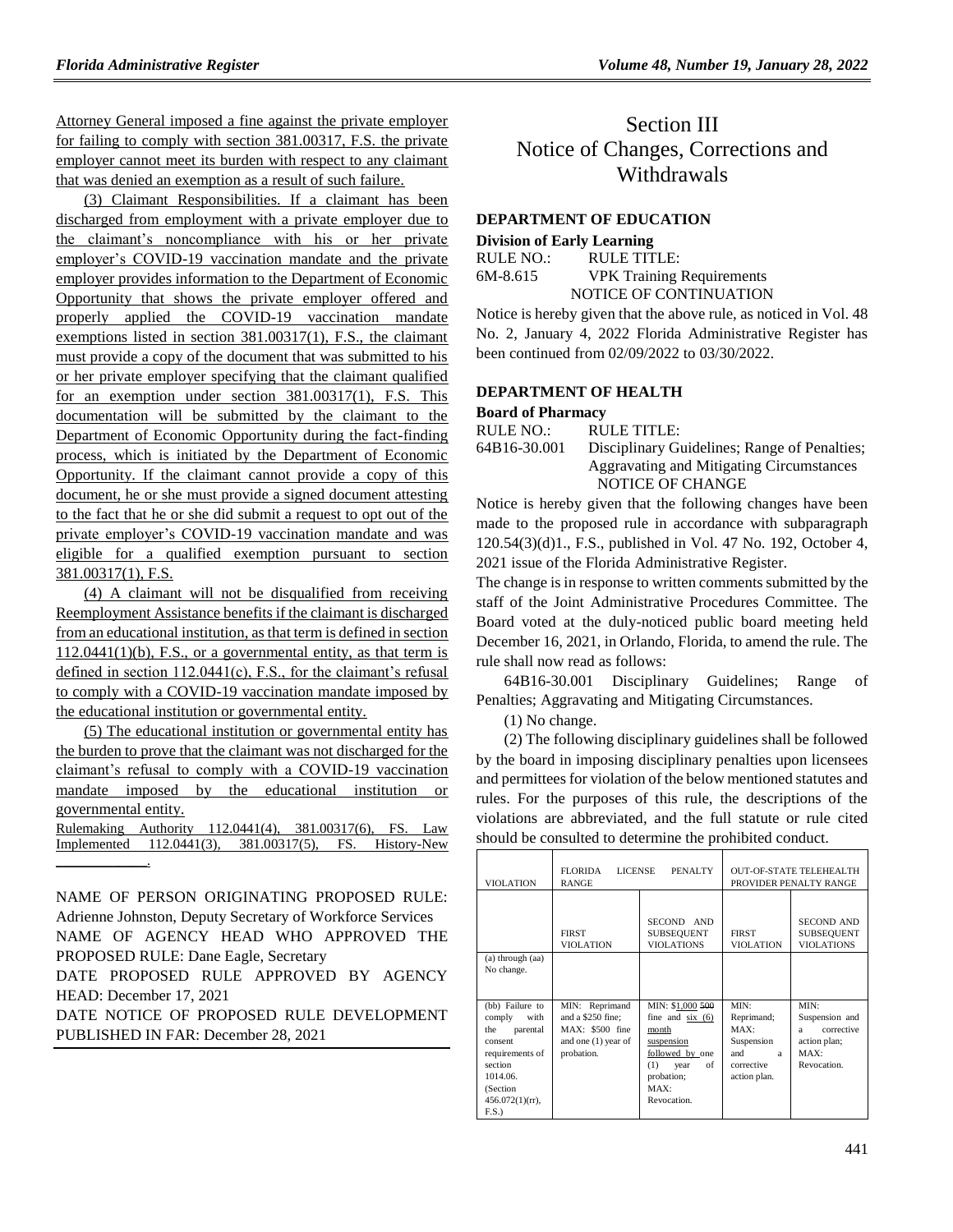Attorney General imposed a fine against the private employer for failing to comply with section 381.00317, F.S. the private employer cannot meet its burden with respect to any claimant that was denied an exemption as a result of such failure.

(3) Claimant Responsibilities. If a claimant has been discharged from employment with a private employer due to the claimant's noncompliance with his or her private employer's COVID-19 vaccination mandate and the private employer provides information to the Department of Economic Opportunity that shows the private employer offered and properly applied the COVID-19 vaccination mandate exemptions listed in section 381.00317(1), F.S., the claimant must provide a copy of the document that was submitted to his or her private employer specifying that the claimant qualified for an exemption under section 381.00317(1), F.S. This documentation will be submitted by the claimant to the Department of Economic Opportunity during the fact-finding process, which is initiated by the Department of Economic Opportunity. If the claimant cannot provide a copy of this document, he or she must provide a signed document attesting to the fact that he or she did submit a request to opt out of the private employer's COVID-19 vaccination mandate and was eligible for a qualified exemption pursuant to section 381.00317(1), F.S.

(4) A claimant will not be disqualified from receiving Reemployment Assistance benefits if the claimant is discharged from an educational institution, as that term is defined in section 112.0441(1)(b), F.S., or a governmental entity, as that term is defined in section 112.0441(c), F.S., for the claimant's refusal to comply with a COVID-19 vaccination mandate imposed by the educational institution or governmental entity.

(5) The educational institution or governmental entity has the burden to prove that the claimant was not discharged for the claimant's refusal to comply with a COVID-19 vaccination mandate imposed by the educational institution or governmental entity.

Rulemaking Authority 112.0441(4), 381.00317(6), FS. Law Implemented 112.0441(3), 381.00317(5), FS. History-New ________.

NAME OF PERSON ORIGINATING PROPOSED RULE: Adrienne Johnston, Deputy Secretary of Workforce Services

NAME OF AGENCY HEAD WHO APPROVED THE PROPOSED RULE: Dane Eagle, Secretary

DATE PROPOSED RULE APPROVED BY AGENCY HEAD: December 17, 2021

DATE NOTICE OF PROPOSED RULE DEVELOPMENT PUBLISHED IN FAR: December 28, 2021

# Section III
# Notice of Changes, Corrections and Withdrawals

**DEPARTMENT OF EDUCATION**

**Division of Early Learning**

RULE NO.: RULE TITLE:
6M-8.615 VPK Training Requirements

NOTICE OF CONTINUATION

Notice is hereby given that the above rule, as noticed in Vol. 48 No. 2, January 4, 2022 Florida Administrative Register has been continued from 02/09/2022 to 03/30/2022.

**DEPARTMENT OF HEALTH**

**Board of Pharmacy**

RULE NO.: RULE TITLE:
64B16-30.001 Disciplinary Guidelines; Range of Penalties; Aggravating and Mitigating Circumstances

NOTICE OF CHANGE

Notice is hereby given that the following changes have been made to the proposed rule in accordance with subparagraph 120.54(3)(d)1., F.S., published in Vol. 47 No. 192, October 4, 2021 issue of the Florida Administrative Register.

The change is in response to written comments submitted by the staff of the Joint Administrative Procedures Committee. The Board voted at the duly-noticed public board meeting held December 16, 2021, in Orlando, Florida, to amend the rule. The rule shall now read as follows:

64B16-30.001 Disciplinary Guidelines; Range of Penalties; Aggravating and Mitigating Circumstances.

(1) No change.

(2) The following disciplinary guidelines shall be followed by the board in imposing disciplinary penalties upon licensees and permittees for violation of the below mentioned statutes and rules. For the purposes of this rule, the descriptions of the violations are abbreviated, and the full statute or rule cited should be consulted to determine the prohibited conduct.

| VIOLATION | FLORIDA LICENSE PENALTY RANGE | | OUT-OF-STATE TELEHEALTH PROVIDER PENALTY RANGE | |
|---|---|---|---|---|
| | FIRST VIOLATION | SECOND AND SUBSEQUENT VIOLATIONS | FIRST VIOLATION | SECOND AND SUBSEQUENT VIOLATIONS |
| (a) through (aa) No change. | | | | |
| (bb) Failure to comply with the parental consent requirements of section 1014.06. (Section 456.072(1)(rr), F.S.) | MIN: Reprimand and a $250 fine; MAX: $500 fine and one (1) year of probation. | MIN: $1,000 ~~500~~ fine and six (6) month suspension followed by one (1) year of probation; MAX: Revocation. | MIN: Reprimand; MAX: Suspension and a corrective action plan. | MIN: Suspension and a corrective action plan; MAX: Revocation. |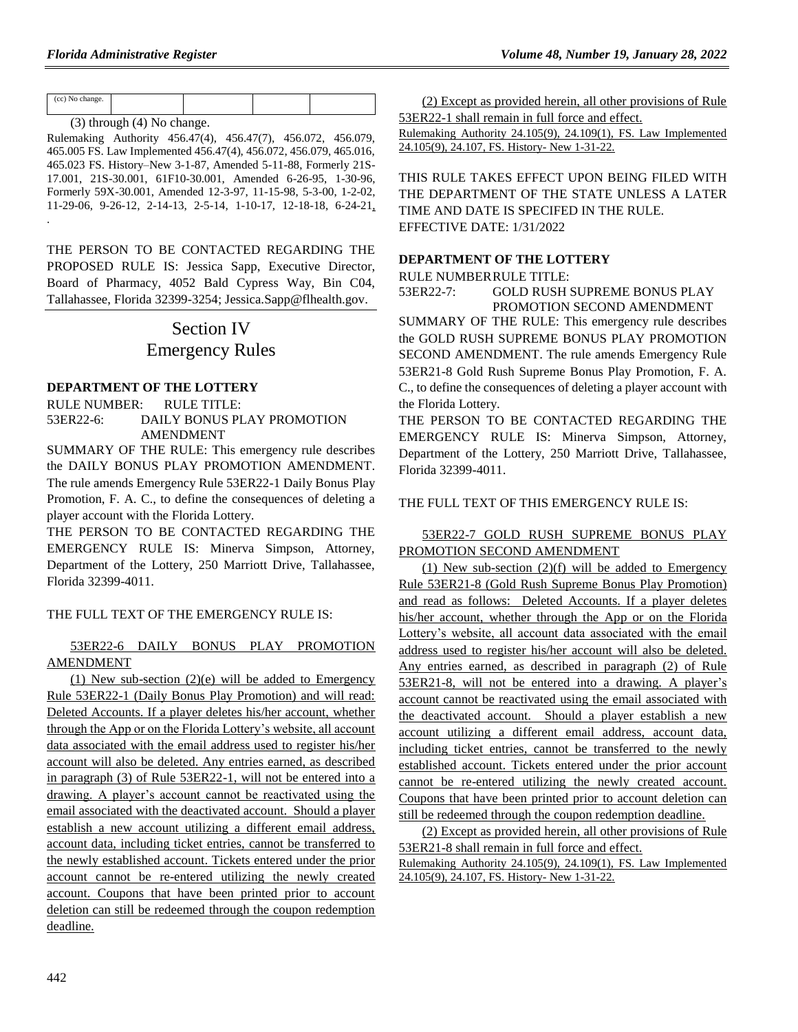| (cc) No change. | | | | |
|---|---|---|---|---|

(3) through (4) No change.

Rulemaking Authority 456.47(4), 456.47(7), 456.072, 456.079, 465.005 FS. Law Implemented 456.47(4), 456.072, 456.079, 465.016, 465.023 FS. History–New 3-1-87, Amended 5-11-88, Formerly 21S-17.001, 21S-30.001, 61F10-30.001, Amended 6-26-95, 1-30-96, Formerly 59X-30.001, Amended 12-3-97, 11-15-98, 5-3-00, 1-2-02, 11-29-06, 9-26-12, 2-14-13, 2-5-14, 1-10-17, 12-18-18, 6-24-21, .

THE PERSON TO BE CONTACTED REGARDING THE PROPOSED RULE IS: Jessica Sapp, Executive Director, Board of Pharmacy, 4052 Bald Cypress Way, Bin C04, Tallahassee, Florida 32399-3254; Jessica.Sapp@flhealth.gov.

# Section IV
# Emergency Rules

### DEPARTMENT OF THE LOTTERY

RULE NUMBER: RULE TITLE:

53ER22-6: DAILY BONUS PLAY PROMOTION AMENDMENT

SUMMARY OF THE RULE: This emergency rule describes the DAILY BONUS PLAY PROMOTION AMENDMENT. The rule amends Emergency Rule 53ER22-1 Daily Bonus Play Promotion, F. A. C., to define the consequences of deleting a player account with the Florida Lottery.

THE PERSON TO BE CONTACTED REGARDING THE EMERGENCY RULE IS: Minerva Simpson, Attorney, Department of the Lottery, 250 Marriott Drive, Tallahassee, Florida 32399-4011.

THE FULL TEXT OF THE EMERGENCY RULE IS:

53ER22-6 DAILY BONUS PLAY PROMOTION AMENDMENT

(1) New sub-section (2)(e) will be added to Emergency Rule 53ER22-1 (Daily Bonus Play Promotion) and will read: Deleted Accounts. If a player deletes his/her account, whether through the App or on the Florida Lottery's website, all account data associated with the email address used to register his/her account will also be deleted. Any entries earned, as described in paragraph (3) of Rule 53ER22-1, will not be entered into a drawing. A player's account cannot be reactivated using the email associated with the deactivated account. Should a player establish a new account utilizing a different email address, account data, including ticket entries, cannot be transferred to the newly established account. Tickets entered under the prior account cannot be re-entered utilizing the newly created account. Coupons that have been printed prior to account deletion can still be redeemed through the coupon redemption deadline.

(2) Except as provided herein, all other provisions of Rule 53ER22-1 shall remain in full force and effect.

Rulemaking Authority 24.105(9), 24.109(1), FS. Law Implemented 24.105(9), 24.107, FS. History- New 1-31-22.

THIS RULE TAKES EFFECT UPON BEING FILED WITH THE DEPARTMENT OF THE STATE UNLESS A LATER TIME AND DATE IS SPECIFED IN THE RULE.

EFFECTIVE DATE: 1/31/2022

### DEPARTMENT OF THE LOTTERY

RULE NUMBER RULE TITLE:

53ER22-7: GOLD RUSH SUPREME BONUS PLAY PROMOTION SECOND AMENDMENT

SUMMARY OF THE RULE: This emergency rule describes the GOLD RUSH SUPREME BONUS PLAY PROMOTION SECOND AMENDMENT. The rule amends Emergency Rule 53ER21-8 Gold Rush Supreme Bonus Play Promotion, F. A. C., to define the consequences of deleting a player account with the Florida Lottery.

THE PERSON TO BE CONTACTED REGARDING THE EMERGENCY RULE IS: Minerva Simpson, Attorney, Department of the Lottery, 250 Marriott Drive, Tallahassee, Florida 32399-4011.

THE FULL TEXT OF THIS EMERGENCY RULE IS:

53ER22-7 GOLD RUSH SUPREME BONUS PLAY PROMOTION SECOND AMENDMENT

(1) New sub-section (2)(f) will be added to Emergency Rule 53ER21-8 (Gold Rush Supreme Bonus Play Promotion) and read as follows: Deleted Accounts. If a player deletes his/her account, whether through the App or on the Florida Lottery's website, all account data associated with the email address used to register his/her account will also be deleted. Any entries earned, as described in paragraph (2) of Rule 53ER21-8, will not be entered into a drawing. A player's account cannot be reactivated using the email associated with the deactivated account. Should a player establish a new account utilizing a different email address, account data, including ticket entries, cannot be transferred to the newly established account. Tickets entered under the prior account cannot be re-entered utilizing the newly created account. Coupons that have been printed prior to account deletion can still be redeemed through the coupon redemption deadline.

(2) Except as provided herein, all other provisions of Rule 53ER21-8 shall remain in full force and effect.

Rulemaking Authority 24.105(9), 24.109(1), FS. Law Implemented 24.105(9), 24.107, FS. History- New 1-31-22.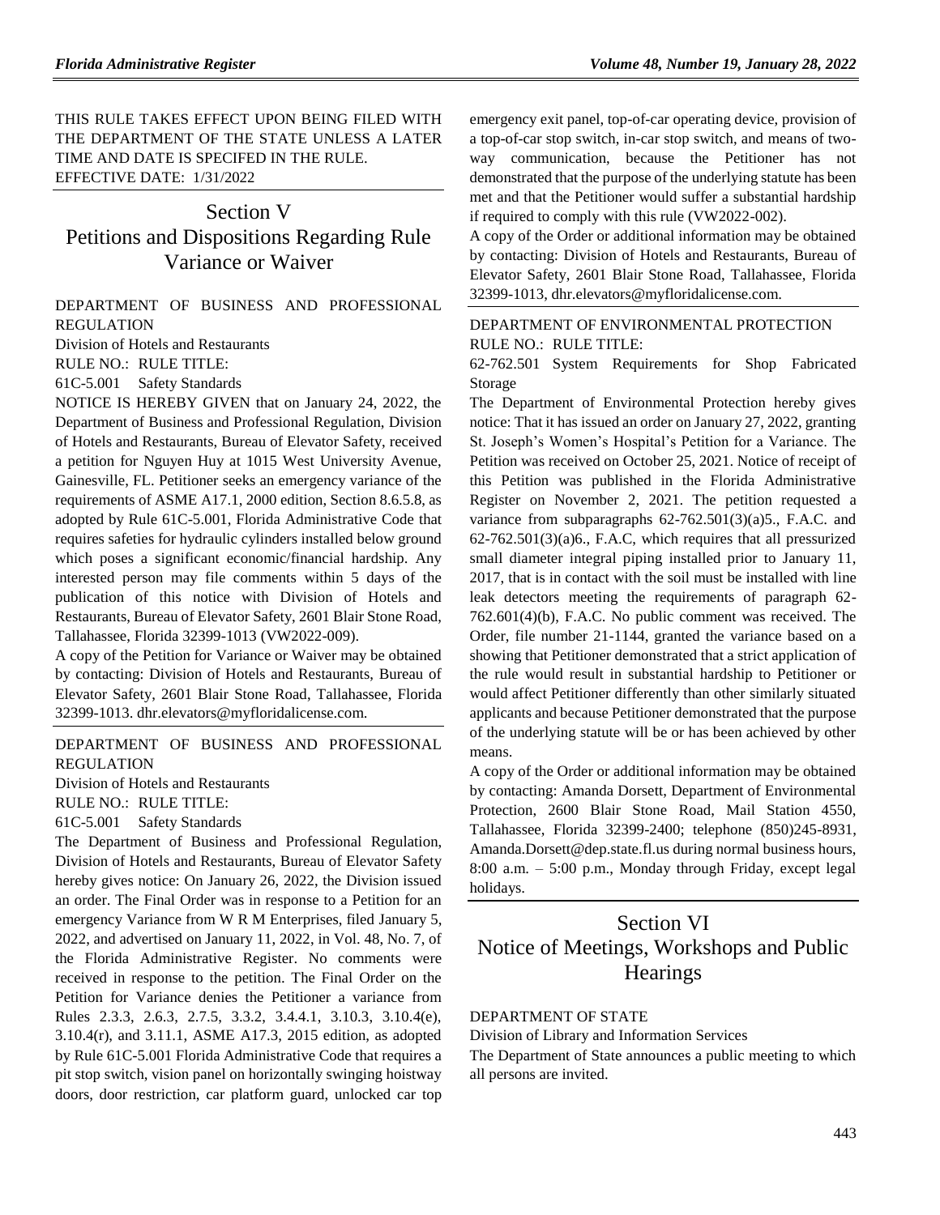THIS RULE TAKES EFFECT UPON BEING FILED WITH THE DEPARTMENT OF THE STATE UNLESS A LATER TIME AND DATE IS SPECIFED IN THE RULE.

EFFECTIVE DATE: 1/31/2022

# Section V
# Petitions and Dispositions Regarding Rule Variance or Waiver

DEPARTMENT OF BUSINESS AND PROFESSIONAL REGULATION

Division of Hotels and Restaurants

RULE NO.: RULE TITLE:

61C-5.001 Safety Standards

NOTICE IS HEREBY GIVEN that on January 24, 2022, the Department of Business and Professional Regulation, Division of Hotels and Restaurants, Bureau of Elevator Safety, received a petition for Nguyen Huy at 1015 West University Avenue, Gainesville, FL. Petitioner seeks an emergency variance of the requirements of ASME A17.1, 2000 edition, Section 8.6.5.8, as adopted by Rule 61C-5.001, Florida Administrative Code that requires safeties for hydraulic cylinders installed below ground which poses a significant economic/financial hardship. Any interested person may file comments within 5 days of the publication of this notice with Division of Hotels and Restaurants, Bureau of Elevator Safety, 2601 Blair Stone Road, Tallahassee, Florida 32399-1013 (VW2022-009).

A copy of the Petition for Variance or Waiver may be obtained by contacting: Division of Hotels and Restaurants, Bureau of Elevator Safety, 2601 Blair Stone Road, Tallahassee, Florida 32399-1013. dhr.elevators@myfloridalicense.com.

DEPARTMENT OF BUSINESS AND PROFESSIONAL REGULATION

Division of Hotels and Restaurants

RULE NO.: RULE TITLE:

61C-5.001 Safety Standards

The Department of Business and Professional Regulation, Division of Hotels and Restaurants, Bureau of Elevator Safety hereby gives notice: On January 26, 2022, the Division issued an order. The Final Order was in response to a Petition for an emergency Variance from W R M Enterprises, filed January 5, 2022, and advertised on January 11, 2022, in Vol. 48, No. 7, of the Florida Administrative Register. No comments were received in response to the petition. The Final Order on the Petition for Variance denies the Petitioner a variance from Rules 2.3.3, 2.6.3, 2.7.5, 3.3.2, 3.4.4.1, 3.10.3, 3.10.4(e), 3.10.4(r), and 3.11.1, ASME A17.3, 2015 edition, as adopted by Rule 61C-5.001 Florida Administrative Code that requires a pit stop switch, vision panel on horizontally swinging hoistway doors, door restriction, car platform guard, unlocked car top emergency exit panel, top-of-car operating device, provision of a top-of-car stop switch, in-car stop switch, and means of two-way communication, because the Petitioner has not demonstrated that the purpose of the underlying statute has been met and that the Petitioner would suffer a substantial hardship if required to comply with this rule (VW2022-002).

A copy of the Order or additional information may be obtained by contacting: Division of Hotels and Restaurants, Bureau of Elevator Safety, 2601 Blair Stone Road, Tallahassee, Florida 32399-1013, dhr.elevators@myfloridalicense.com.

DEPARTMENT OF ENVIRONMENTAL PROTECTION

RULE NO.: RULE TITLE:

62-762.501 System Requirements for Shop Fabricated Storage

The Department of Environmental Protection hereby gives notice: That it has issued an order on January 27, 2022, granting St. Joseph's Women's Hospital's Petition for a Variance. The Petition was received on October 25, 2021. Notice of receipt of this Petition was published in the Florida Administrative Register on November 2, 2021. The petition requested a variance from subparagraphs 62-762.501(3)(a)5., F.A.C. and 62-762.501(3)(a)6., F.A.C, which requires that all pressurized small diameter integral piping installed prior to January 11, 2017, that is in contact with the soil must be installed with line leak detectors meeting the requirements of paragraph 62-762.601(4)(b), F.A.C. No public comment was received. The Order, file number 21-1144, granted the variance based on a showing that Petitioner demonstrated that a strict application of the rule would result in substantial hardship to Petitioner or would affect Petitioner differently than other similarly situated applicants and because Petitioner demonstrated that the purpose of the underlying statute will be or has been achieved by other means.

A copy of the Order or additional information may be obtained by contacting: Amanda Dorsett, Department of Environmental Protection, 2600 Blair Stone Road, Mail Station 4550, Tallahassee, Florida 32399-2400; telephone (850)245-8931, Amanda.Dorsett@dep.state.fl.us during normal business hours, 8:00 a.m. – 5:00 p.m., Monday through Friday, except legal holidays.

# Section VI
# Notice of Meetings, Workshops and Public Hearings

DEPARTMENT OF STATE

Division of Library and Information Services

The Department of State announces a public meeting to which all persons are invited.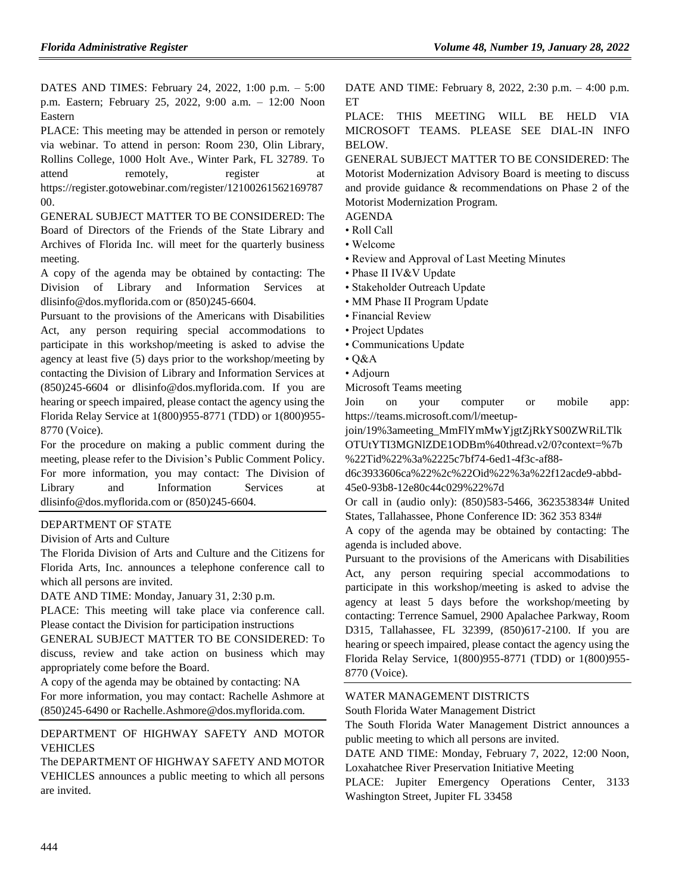DATES AND TIMES: February 24, 2022, 1:00 p.m. – 5:00 p.m. Eastern; February 25, 2022, 9:00 a.m. – 12:00 Noon Eastern

PLACE: This meeting may be attended in person or remotely via webinar. To attend in person: Room 230, Olin Library, Rollins College, 1000 Holt Ave., Winter Park, FL 32789. To attend remotely, register at https://register.gotowebinar.com/register/1210026156216978700.

GENERAL SUBJECT MATTER TO BE CONSIDERED: The Board of Directors of the Friends of the State Library and Archives of Florida Inc. will meet for the quarterly business meeting.

A copy of the agenda may be obtained by contacting: The Division of Library and Information Services at dlisinfo@dos.myflorida.com or (850)245-6604.

Pursuant to the provisions of the Americans with Disabilities Act, any person requiring special accommodations to participate in this workshop/meeting is asked to advise the agency at least five (5) days prior to the workshop/meeting by contacting the Division of Library and Information Services at (850)245-6604 or dlisinfo@dos.myflorida.com. If you are hearing or speech impaired, please contact the agency using the Florida Relay Service at 1(800)955-8771 (TDD) or 1(800)955-8770 (Voice).

For the procedure on making a public comment during the meeting, please refer to the Division's Public Comment Policy.

For more information, you may contact: The Division of Library and Information Services at dlisinfo@dos.myflorida.com or (850)245-6604.

---

DEPARTMENT OF STATE

Division of Arts and Culture

The Florida Division of Arts and Culture and the Citizens for Florida Arts, Inc. announces a telephone conference call to which all persons are invited.

DATE AND TIME: Monday, January 31, 2:30 p.m.

PLACE: This meeting will take place via conference call. Please contact the Division for participation instructions

GENERAL SUBJECT MATTER TO BE CONSIDERED: To discuss, review and take action on business which may appropriately come before the Board.

A copy of the agenda may be obtained by contacting: NA

For more information, you may contact: Rachelle Ashmore at (850)245-6490 or Rachelle.Ashmore@dos.myflorida.com.

---

DEPARTMENT OF HIGHWAY SAFETY AND MOTOR VEHICLES

The DEPARTMENT OF HIGHWAY SAFETY AND MOTOR VEHICLES announces a public meeting to which all persons are invited.

DATE AND TIME: February 8, 2022, 2:30 p.m. – 4:00 p.m. ET

PLACE: THIS MEETING WILL BE HELD VIA MICROSOFT TEAMS. PLEASE SEE DIAL-IN INFO BELOW.

GENERAL SUBJECT MATTER TO BE CONSIDERED: The Motorist Modernization Advisory Board is meeting to discuss and provide guidance & recommendations on Phase 2 of the Motorist Modernization Program.

AGENDA

- Roll Call
- Welcome
- Review and Approval of Last Meeting Minutes
- Phase II IV&V Update
- Stakeholder Outreach Update
- MM Phase II Program Update
- Financial Review
- Project Updates
- Communications Update
- Q&A
- Adjourn

Microsoft Teams meeting

Join on your computer or mobile app: https://teams.microsoft.com/l/meetup-join/19%3ameeting_MmFlYmMwYjgtZjRkYS00ZWRiLTlkOTUtYTI3MGNlZDE1ODBm%40thread.v2/0?context=%7b%22Tid%22%3a%2225c7bf74-6ed1-4f3c-af88-d6c3933606ca%22%2c%22Oid%22%3a%22f12acde9-abbd-45e0-93b8-12e80c44c029%22%7d

Or call in (audio only): (850)583-5466, 362353834# United States, Tallahassee, Phone Conference ID: 362 353 834#

A copy of the agenda may be obtained by contacting: The agenda is included above.

Pursuant to the provisions of the Americans with Disabilities Act, any person requiring special accommodations to participate in this workshop/meeting is asked to advise the agency at least 5 days before the workshop/meeting by contacting: Terrence Samuel, 2900 Apalachee Parkway, Room D315, Tallahassee, FL 32399, (850)617-2100. If you are hearing or speech impaired, please contact the agency using the Florida Relay Service, 1(800)955-8771 (TDD) or 1(800)955-8770 (Voice).

---

WATER MANAGEMENT DISTRICTS

South Florida Water Management District

The South Florida Water Management District announces a public meeting to which all persons are invited.

DATE AND TIME: Monday, February 7, 2022, 12:00 Noon, Loxahatchee River Preservation Initiative Meeting

PLACE: Jupiter Emergency Operations Center, 3133 Washington Street, Jupiter FL 33458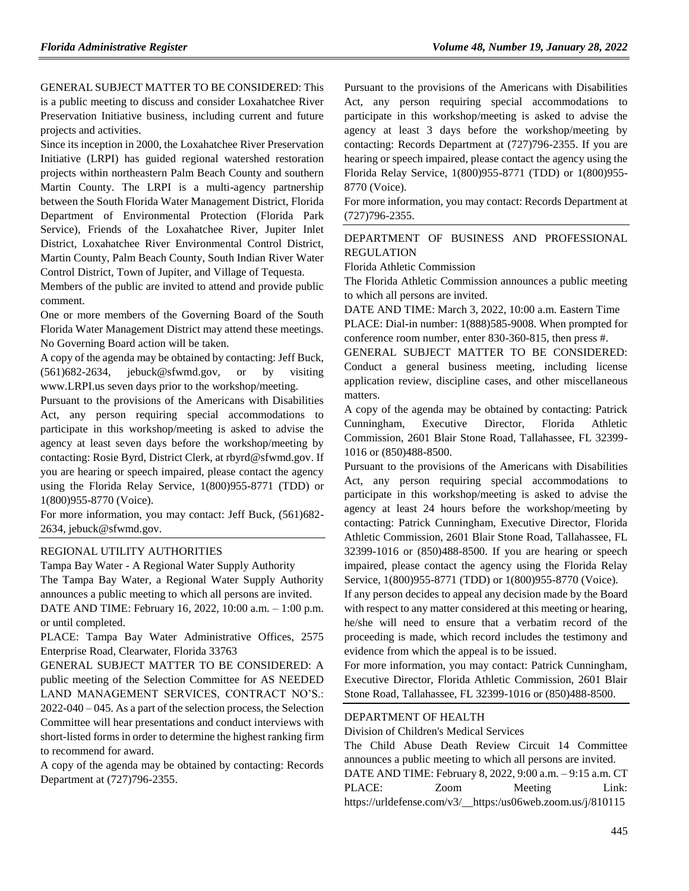GENERAL SUBJECT MATTER TO BE CONSIDERED: This is a public meeting to discuss and consider Loxahatchee River Preservation Initiative business, including current and future projects and activities.

Since its inception in 2000, the Loxahatchee River Preservation Initiative (LRPI) has guided regional watershed restoration projects within northeastern Palm Beach County and southern Martin County. The LRPI is a multi-agency partnership between the South Florida Water Management District, Florida Department of Environmental Protection (Florida Park Service), Friends of the Loxahatchee River, Jupiter Inlet District, Loxahatchee River Environmental Control District, Martin County, Palm Beach County, South Indian River Water Control District, Town of Jupiter, and Village of Tequesta.

Members of the public are invited to attend and provide public comment.

One or more members of the Governing Board of the South Florida Water Management District may attend these meetings. No Governing Board action will be taken.

A copy of the agenda may be obtained by contacting: Jeff Buck, (561)682-2634, jebuck@sfwmd.gov, or by visiting www.LRPI.us seven days prior to the workshop/meeting.

Pursuant to the provisions of the Americans with Disabilities Act, any person requiring special accommodations to participate in this workshop/meeting is asked to advise the agency at least seven days before the workshop/meeting by contacting: Rosie Byrd, District Clerk, at rbyrd@sfwmd.gov. If you are hearing or speech impaired, please contact the agency using the Florida Relay Service, 1(800)955-8771 (TDD) or 1(800)955-8770 (Voice).

For more information, you may contact: Jeff Buck, (561)682-2634, jebuck@sfwmd.gov.

## REGIONAL UTILITY AUTHORITIES

Tampa Bay Water - A Regional Water Supply Authority

The Tampa Bay Water, a Regional Water Supply Authority announces a public meeting to which all persons are invited.

DATE AND TIME: February 16, 2022, 10:00 a.m. – 1:00 p.m. or until completed.

PLACE: Tampa Bay Water Administrative Offices, 2575 Enterprise Road, Clearwater, Florida 33763

GENERAL SUBJECT MATTER TO BE CONSIDERED: A public meeting of the Selection Committee for AS NEEDED LAND MANAGEMENT SERVICES, CONTRACT NO'S.: 2022-040 – 045. As a part of the selection process, the Selection Committee will hear presentations and conduct interviews with short-listed forms in order to determine the highest ranking firm to recommend for award.

A copy of the agenda may be obtained by contacting: Records Department at (727)796-2355.

Pursuant to the provisions of the Americans with Disabilities Act, any person requiring special accommodations to participate in this workshop/meeting is asked to advise the agency at least 3 days before the workshop/meeting by contacting: Records Department at (727)796-2355. If you are hearing or speech impaired, please contact the agency using the Florida Relay Service, 1(800)955-8771 (TDD) or 1(800)955-8770 (Voice).

For more information, you may contact: Records Department at (727)796-2355.

## DEPARTMENT OF BUSINESS AND PROFESSIONAL REGULATION

Florida Athletic Commission

The Florida Athletic Commission announces a public meeting to which all persons are invited.

DATE AND TIME: March 3, 2022, 10:00 a.m. Eastern Time

PLACE: Dial-in number: 1(888)585-9008. When prompted for conference room number, enter 830-360-815, then press #.

GENERAL SUBJECT MATTER TO BE CONSIDERED: Conduct a general business meeting, including license application review, discipline cases, and other miscellaneous matters.

A copy of the agenda may be obtained by contacting: Patrick Cunningham, Executive Director, Florida Athletic Commission, 2601 Blair Stone Road, Tallahassee, FL 32399-1016 or (850)488-8500.

Pursuant to the provisions of the Americans with Disabilities Act, any person requiring special accommodations to participate in this workshop/meeting is asked to advise the agency at least 24 hours before the workshop/meeting by contacting: Patrick Cunningham, Executive Director, Florida Athletic Commission, 2601 Blair Stone Road, Tallahassee, FL 32399-1016 or (850)488-8500. If you are hearing or speech impaired, please contact the agency using the Florida Relay Service, 1(800)955-8771 (TDD) or 1(800)955-8770 (Voice).

If any person decides to appeal any decision made by the Board with respect to any matter considered at this meeting or hearing, he/she will need to ensure that a verbatim record of the proceeding is made, which record includes the testimony and evidence from which the appeal is to be issued.

For more information, you may contact: Patrick Cunningham, Executive Director, Florida Athletic Commission, 2601 Blair Stone Road, Tallahassee, FL 32399-1016 or (850)488-8500.

## DEPARTMENT OF HEALTH

Division of Children's Medical Services

The Child Abuse Death Review Circuit 14 Committee announces a public meeting to which all persons are invited.

DATE AND TIME: February 8, 2022, 9:00 a.m. – 9:15 a.m. CT

PLACE: Zoom Meeting Link: https://urldefense.com/v3/__https:/us06web.zoom.us/j/810115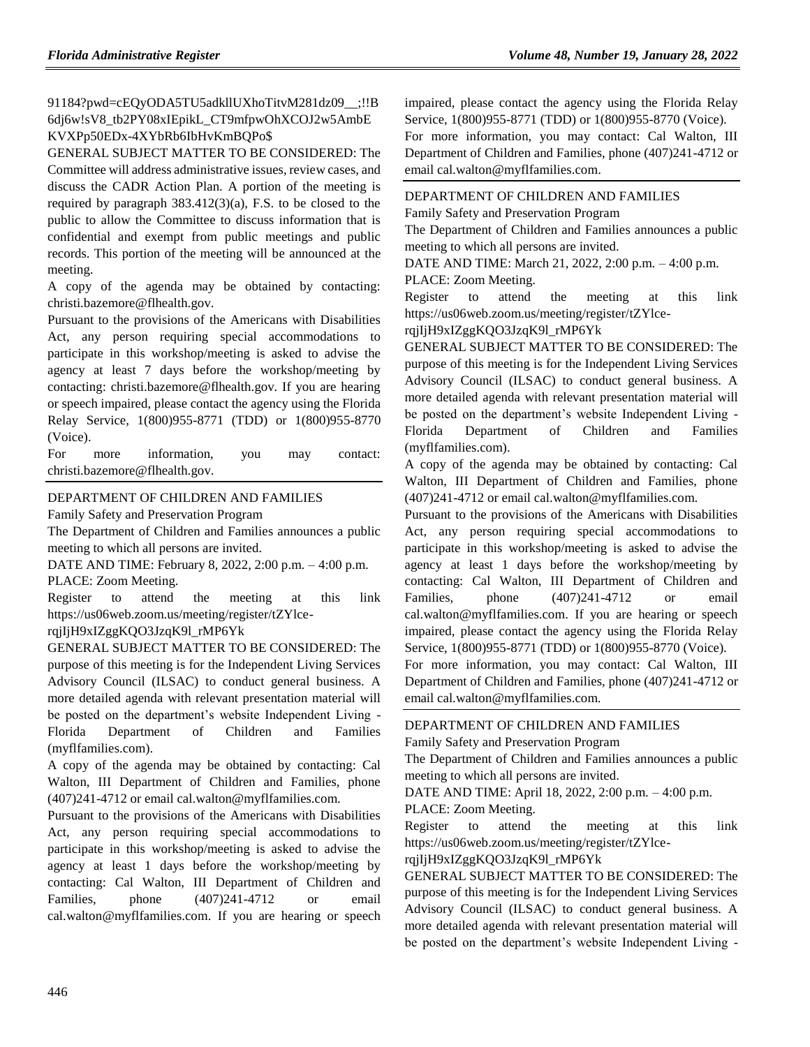91184?pwd=cEQyODA5TU5adkllUXhoTitvM281dz09__;!!B6dj6w!sV8_tb2PY08xIEpikL_CT9mfpwOhXCOJ2w5AmbEKVXPp50EDx-4XYbRb6IbHvKmBQPo$

GENERAL SUBJECT MATTER TO BE CONSIDERED: The Committee will address administrative issues, review cases, and discuss the CADR Action Plan. A portion of the meeting is required by paragraph 383.412(3)(a), F.S. to be closed to the public to allow the Committee to discuss information that is confidential and exempt from public meetings and public records. This portion of the meeting will be announced at the meeting.

A copy of the agenda may be obtained by contacting: christi.bazemore@flhealth.gov.

Pursuant to the provisions of the Americans with Disabilities Act, any person requiring special accommodations to participate in this workshop/meeting is asked to advise the agency at least 7 days before the workshop/meeting by contacting: christi.bazemore@flhealth.gov. If you are hearing or speech impaired, please contact the agency using the Florida Relay Service, 1(800)955-8771 (TDD) or 1(800)955-8770 (Voice).

For more information, you may contact: christi.bazemore@flhealth.gov.

---

DEPARTMENT OF CHILDREN AND FAMILIES

Family Safety and Preservation Program

The Department of Children and Families announces a public meeting to which all persons are invited.

DATE AND TIME: February 8, 2022, 2:00 p.m. – 4:00 p.m.

PLACE: Zoom Meeting.

Register to attend the meeting at this link https://us06web.zoom.us/meeting/register/tZYlce-rqjIjH9xIZggKQO3JzqK9l_rMP6Yk

GENERAL SUBJECT MATTER TO BE CONSIDERED: The purpose of this meeting is for the Independent Living Services Advisory Council (ILSAC) to conduct general business. A more detailed agenda with relevant presentation material will be posted on the department's website Independent Living - Florida Department of Children and Families (myflfamilies.com).

A copy of the agenda may be obtained by contacting: Cal Walton, III Department of Children and Families, phone (407)241-4712 or email cal.walton@myflfamilies.com.

Pursuant to the provisions of the Americans with Disabilities Act, any person requiring special accommodations to participate in this workshop/meeting is asked to advise the agency at least 1 days before the workshop/meeting by contacting: Cal Walton, III Department of Children and Families, phone (407)241-4712 or email cal.walton@myflfamilies.com. If you are hearing or speech impaired, please contact the agency using the Florida Relay Service, 1(800)955-8771 (TDD) or 1(800)955-8770 (Voice).

For more information, you may contact: Cal Walton, III Department of Children and Families, phone (407)241-4712 or email cal.walton@myflfamilies.com.

---

DEPARTMENT OF CHILDREN AND FAMILIES

Family Safety and Preservation Program

The Department of Children and Families announces a public meeting to which all persons are invited.

DATE AND TIME: March 21, 2022, 2:00 p.m. – 4:00 p.m.

PLACE: Zoom Meeting.

Register to attend the meeting at this link https://us06web.zoom.us/meeting/register/tZYlce-rqjIjH9xIZggKQO3JzqK9l_rMP6Yk

GENERAL SUBJECT MATTER TO BE CONSIDERED: The purpose of this meeting is for the Independent Living Services Advisory Council (ILSAC) to conduct general business. A more detailed agenda with relevant presentation material will be posted on the department's website Independent Living - Florida Department of Children and Families (myflfamilies.com).

A copy of the agenda may be obtained by contacting: Cal Walton, III Department of Children and Families, phone (407)241-4712 or email cal.walton@myflfamilies.com.

Pursuant to the provisions of the Americans with Disabilities Act, any person requiring special accommodations to participate in this workshop/meeting is asked to advise the agency at least 1 days before the workshop/meeting by contacting: Cal Walton, III Department of Children and Families, phone (407)241-4712 or email cal.walton@myflfamilies.com. If you are hearing or speech impaired, please contact the agency using the Florida Relay Service, 1(800)955-8771 (TDD) or 1(800)955-8770 (Voice).

For more information, you may contact: Cal Walton, III Department of Children and Families, phone (407)241-4712 or email cal.walton@myflfamilies.com.

---

DEPARTMENT OF CHILDREN AND FAMILIES

Family Safety and Preservation Program

The Department of Children and Families announces a public meeting to which all persons are invited.

DATE AND TIME: April 18, 2022, 2:00 p.m. – 4:00 p.m.

PLACE: Zoom Meeting.

Register to attend the meeting at this link https://us06web.zoom.us/meeting/register/tZYlce-rqjIjH9xIZggKQO3JzqK9l_rMP6Yk

GENERAL SUBJECT MATTER TO BE CONSIDERED: The purpose of this meeting is for the Independent Living Services Advisory Council (ILSAC) to conduct general business. A more detailed agenda with relevant presentation material will be posted on the department's website Independent Living -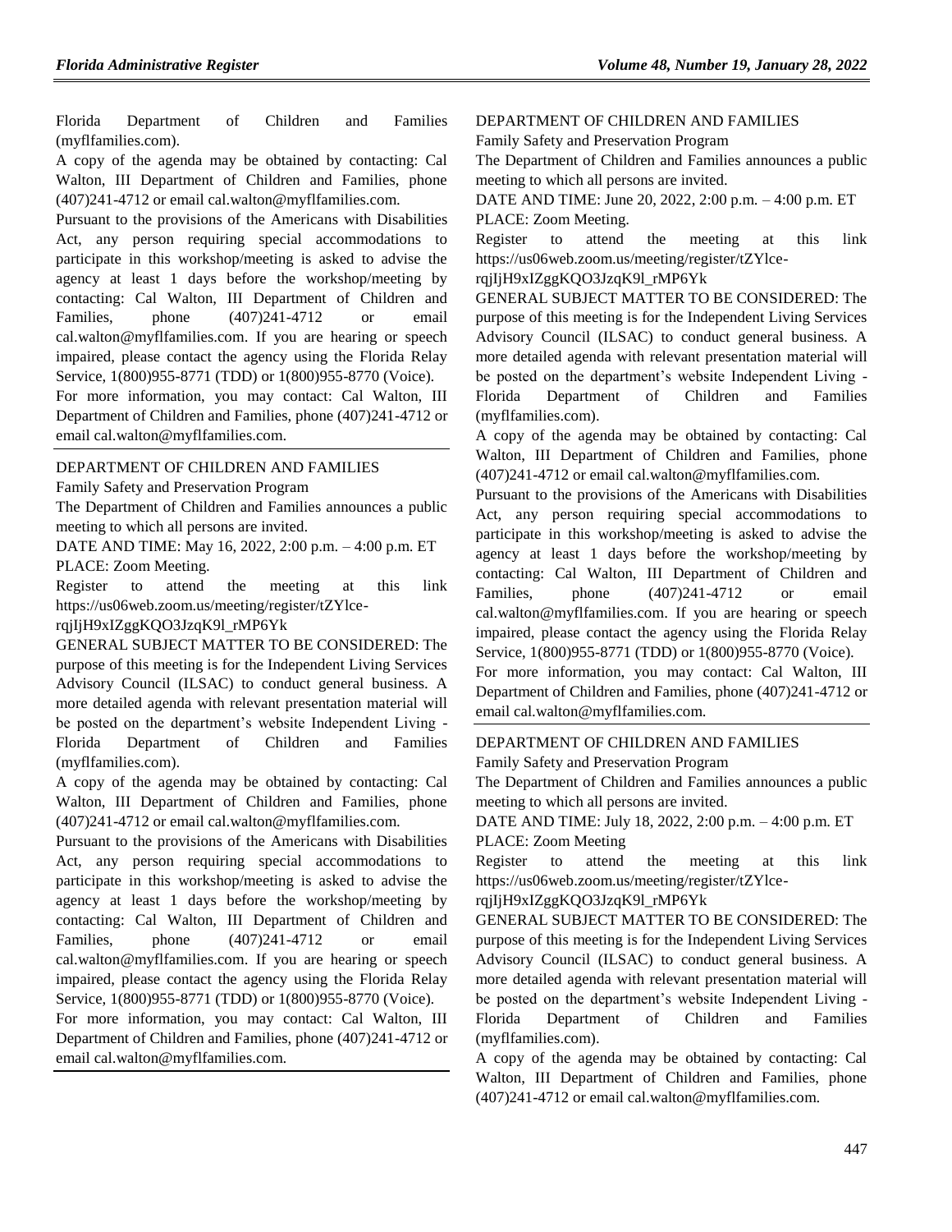Florida Department of Children and Families (myflfamilies.com).

A copy of the agenda may be obtained by contacting: Cal Walton, III Department of Children and Families, phone (407)241-4712 or email cal.walton@myflfamilies.com.

Pursuant to the provisions of the Americans with Disabilities Act, any person requiring special accommodations to participate in this workshop/meeting is asked to advise the agency at least 1 days before the workshop/meeting by contacting: Cal Walton, III Department of Children and Families, phone (407)241-4712 or email cal.walton@myflfamilies.com. If you are hearing or speech impaired, please contact the agency using the Florida Relay Service, 1(800)955-8771 (TDD) or 1(800)955-8770 (Voice).

For more information, you may contact: Cal Walton, III Department of Children and Families, phone (407)241-4712 or email cal.walton@myflfamilies.com.

---

DEPARTMENT OF CHILDREN AND FAMILIES

Family Safety and Preservation Program

The Department of Children and Families announces a public meeting to which all persons are invited.

DATE AND TIME: May 16, 2022, 2:00 p.m. – 4:00 p.m. ET

PLACE: Zoom Meeting.

Register to attend the meeting at this link https://us06web.zoom.us/meeting/register/tZYlce-rqjIjH9xIZggKQO3JzqK9l_rMP6Yk

GENERAL SUBJECT MATTER TO BE CONSIDERED: The purpose of this meeting is for the Independent Living Services Advisory Council (ILSAC) to conduct general business. A more detailed agenda with relevant presentation material will be posted on the department's website Independent Living - Florida Department of Children and Families (myflfamilies.com).

A copy of the agenda may be obtained by contacting: Cal Walton, III Department of Children and Families, phone (407)241-4712 or email cal.walton@myflfamilies.com.

Pursuant to the provisions of the Americans with Disabilities Act, any person requiring special accommodations to participate in this workshop/meeting is asked to advise the agency at least 1 days before the workshop/meeting by contacting: Cal Walton, III Department of Children and Families, phone (407)241-4712 or email cal.walton@myflfamilies.com. If you are hearing or speech impaired, please contact the agency using the Florida Relay Service, 1(800)955-8771 (TDD) or 1(800)955-8770 (Voice).

For more information, you may contact: Cal Walton, III Department of Children and Families, phone (407)241-4712 or email cal.walton@myflfamilies.com.

---

DEPARTMENT OF CHILDREN AND FAMILIES

Family Safety and Preservation Program

The Department of Children and Families announces a public meeting to which all persons are invited.

DATE AND TIME: June 20, 2022, 2:00 p.m. – 4:00 p.m. ET

PLACE: Zoom Meeting.

Register to attend the meeting at this link https://us06web.zoom.us/meeting/register/tZYlce-rqjIjH9xIZggKQO3JzqK9l_rMP6Yk

GENERAL SUBJECT MATTER TO BE CONSIDERED: The purpose of this meeting is for the Independent Living Services Advisory Council (ILSAC) to conduct general business. A more detailed agenda with relevant presentation material will be posted on the department's website Independent Living - Florida Department of Children and Families (myflfamilies.com).

A copy of the agenda may be obtained by contacting: Cal Walton, III Department of Children and Families, phone (407)241-4712 or email cal.walton@myflfamilies.com.

Pursuant to the provisions of the Americans with Disabilities Act, any person requiring special accommodations to participate in this workshop/meeting is asked to advise the agency at least 1 days before the workshop/meeting by contacting: Cal Walton, III Department of Children and Families, phone (407)241-4712 or email cal.walton@myflfamilies.com. If you are hearing or speech impaired, please contact the agency using the Florida Relay Service, 1(800)955-8771 (TDD) or 1(800)955-8770 (Voice).

For more information, you may contact: Cal Walton, III Department of Children and Families, phone (407)241-4712 or email cal.walton@myflfamilies.com.

---

DEPARTMENT OF CHILDREN AND FAMILIES

Family Safety and Preservation Program

The Department of Children and Families announces a public meeting to which all persons are invited.

DATE AND TIME: July 18, 2022, 2:00 p.m. – 4:00 p.m. ET

PLACE: Zoom Meeting

Register to attend the meeting at this link https://us06web.zoom.us/meeting/register/tZYlce-rqjIjH9xIZggKQO3JzqK9l_rMP6Yk

GENERAL SUBJECT MATTER TO BE CONSIDERED: The purpose of this meeting is for the Independent Living Services Advisory Council (ILSAC) to conduct general business. A more detailed agenda with relevant presentation material will be posted on the department's website Independent Living - Florida Department of Children and Families (myflfamilies.com).

A copy of the agenda may be obtained by contacting: Cal Walton, III Department of Children and Families, phone (407)241-4712 or email cal.walton@myflfamilies.com.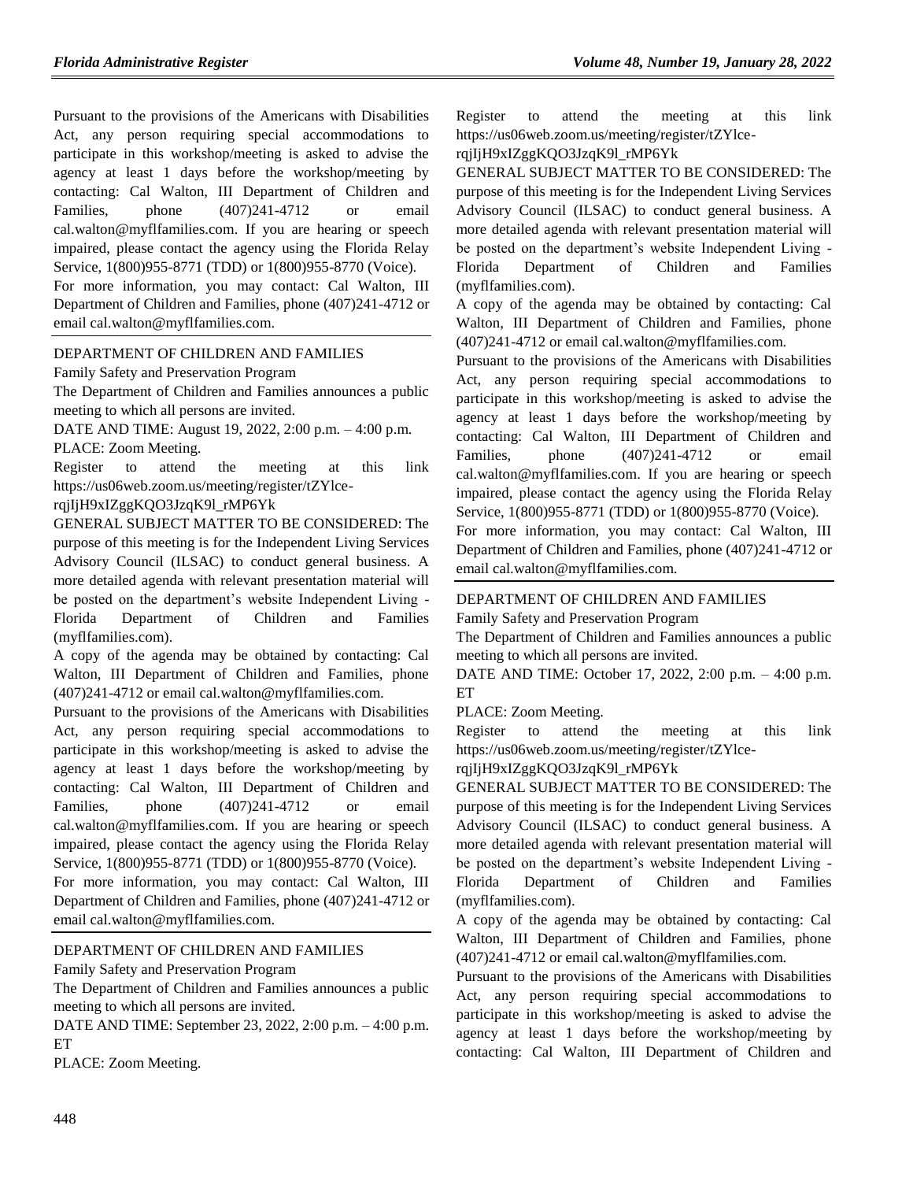Pursuant to the provisions of the Americans with Disabilities Act, any person requiring special accommodations to participate in this workshop/meeting is asked to advise the agency at least 1 days before the workshop/meeting by contacting: Cal Walton, III Department of Children and Families, phone (407)241-4712 or email cal.walton@myflfamilies.com. If you are hearing or speech impaired, please contact the agency using the Florida Relay Service, 1(800)955-8771 (TDD) or 1(800)955-8770 (Voice).

For more information, you may contact: Cal Walton, III Department of Children and Families, phone (407)241-4712 or email cal.walton@myflfamilies.com.

---

DEPARTMENT OF CHILDREN AND FAMILIES

Family Safety and Preservation Program

The Department of Children and Families announces a public meeting to which all persons are invited.

DATE AND TIME: August 19, 2022, 2:00 p.m. – 4:00 p.m.

PLACE: Zoom Meeting.

Register to attend the meeting at this link https://us06web.zoom.us/meeting/register/tZYlce-rqjIjH9xIZggKQO3JzqK9l_rMP6Yk

GENERAL SUBJECT MATTER TO BE CONSIDERED: The purpose of this meeting is for the Independent Living Services Advisory Council (ILSAC) to conduct general business. A more detailed agenda with relevant presentation material will be posted on the department's website Independent Living - Florida Department of Children and Families (myflfamilies.com).

A copy of the agenda may be obtained by contacting: Cal Walton, III Department of Children and Families, phone (407)241-4712 or email cal.walton@myflfamilies.com.

Pursuant to the provisions of the Americans with Disabilities Act, any person requiring special accommodations to participate in this workshop/meeting is asked to advise the agency at least 1 days before the workshop/meeting by contacting: Cal Walton, III Department of Children and Families, phone (407)241-4712 or email cal.walton@myflfamilies.com. If you are hearing or speech impaired, please contact the agency using the Florida Relay Service, 1(800)955-8771 (TDD) or 1(800)955-8770 (Voice).

For more information, you may contact: Cal Walton, III Department of Children and Families, phone (407)241-4712 or email cal.walton@myflfamilies.com.

---

DEPARTMENT OF CHILDREN AND FAMILIES

Family Safety and Preservation Program

The Department of Children and Families announces a public meeting to which all persons are invited.

DATE AND TIME: September 23, 2022, 2:00 p.m. – 4:00 p.m. ET

PLACE: Zoom Meeting.

Register to attend the meeting at this link https://us06web.zoom.us/meeting/register/tZYlce-rqjIjH9xIZggKQO3JzqK9l_rMP6Yk

GENERAL SUBJECT MATTER TO BE CONSIDERED: The purpose of this meeting is for the Independent Living Services Advisory Council (ILSAC) to conduct general business. A more detailed agenda with relevant presentation material will be posted on the department's website Independent Living - Florida Department of Children and Families (myflfamilies.com).

A copy of the agenda may be obtained by contacting: Cal Walton, III Department of Children and Families, phone (407)241-4712 or email cal.walton@myflfamilies.com.

Pursuant to the provisions of the Americans with Disabilities Act, any person requiring special accommodations to participate in this workshop/meeting is asked to advise the agency at least 1 days before the workshop/meeting by contacting: Cal Walton, III Department of Children and Families, phone (407)241-4712 or email cal.walton@myflfamilies.com. If you are hearing or speech impaired, please contact the agency using the Florida Relay Service, 1(800)955-8771 (TDD) or 1(800)955-8770 (Voice).

For more information, you may contact: Cal Walton, III Department of Children and Families, phone (407)241-4712 or email cal.walton@myflfamilies.com.

---

DEPARTMENT OF CHILDREN AND FAMILIES

Family Safety and Preservation Program

The Department of Children and Families announces a public meeting to which all persons are invited.

DATE AND TIME: October 17, 2022, 2:00 p.m. – 4:00 p.m. ET

PLACE: Zoom Meeting.

Register to attend the meeting at this link https://us06web.zoom.us/meeting/register/tZYlce-rqjIjH9xIZggKQO3JzqK9l_rMP6Yk

GENERAL SUBJECT MATTER TO BE CONSIDERED: The purpose of this meeting is for the Independent Living Services Advisory Council (ILSAC) to conduct general business. A more detailed agenda with relevant presentation material will be posted on the department's website Independent Living - Florida Department of Children and Families (myflfamilies.com).

A copy of the agenda may be obtained by contacting: Cal Walton, III Department of Children and Families, phone (407)241-4712 or email cal.walton@myflfamilies.com.

Pursuant to the provisions of the Americans with Disabilities Act, any person requiring special accommodations to participate in this workshop/meeting is asked to advise the agency at least 1 days before the workshop/meeting by contacting: Cal Walton, III Department of Children and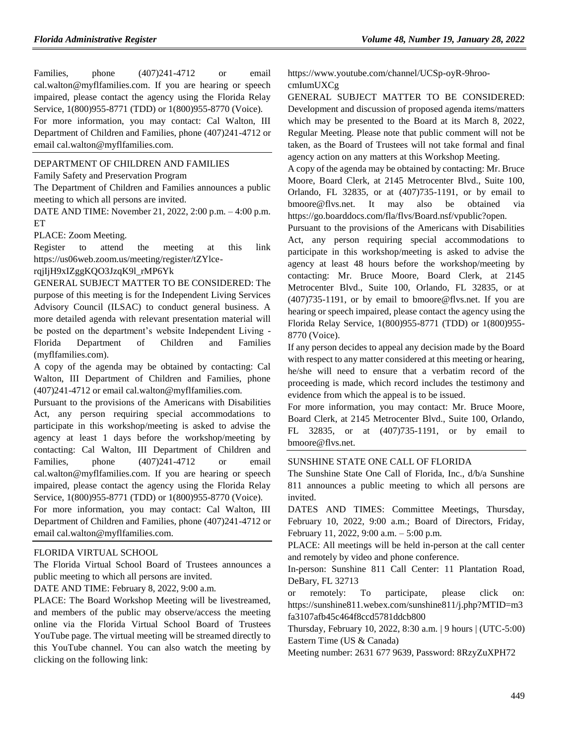Families, phone (407)241-4712 or email cal.walton@myflfamilies.com. If you are hearing or speech impaired, please contact the agency using the Florida Relay Service, 1(800)955-8771 (TDD) or 1(800)955-8770 (Voice).

For more information, you may contact: Cal Walton, III Department of Children and Families, phone (407)241-4712 or email cal.walton@myflfamilies.com.

## DEPARTMENT OF CHILDREN AND FAMILIES

Family Safety and Preservation Program

The Department of Children and Families announces a public meeting to which all persons are invited.

DATE AND TIME: November 21, 2022, 2:00 p.m. – 4:00 p.m. ET

PLACE: Zoom Meeting.

Register to attend the meeting at this link https://us06web.zoom.us/meeting/register/tZYlce-rqjIjH9xIZggKQO3JzqK9l_rMP6Yk

GENERAL SUBJECT MATTER TO BE CONSIDERED: The purpose of this meeting is for the Independent Living Services Advisory Council (ILSAC) to conduct general business. A more detailed agenda with relevant presentation material will be posted on the department's website Independent Living - Florida Department of Children and Families (myflfamilies.com).

A copy of the agenda may be obtained by contacting: Cal Walton, III Department of Children and Families, phone (407)241-4712 or email cal.walton@myflfamilies.com.

Pursuant to the provisions of the Americans with Disabilities Act, any person requiring special accommodations to participate in this workshop/meeting is asked to advise the agency at least 1 days before the workshop/meeting by contacting: Cal Walton, III Department of Children and Families, phone (407)241-4712 or email cal.walton@myflfamilies.com. If you are hearing or speech impaired, please contact the agency using the Florida Relay Service, 1(800)955-8771 (TDD) or 1(800)955-8770 (Voice).

For more information, you may contact: Cal Walton, III Department of Children and Families, phone (407)241-4712 or email cal.walton@myflfamilies.com.

## FLORIDA VIRTUAL SCHOOL

The Florida Virtual School Board of Trustees announces a public meeting to which all persons are invited.

DATE AND TIME: February 8, 2022, 9:00 a.m.

PLACE: The Board Workshop Meeting will be livestreamed, and members of the public may observe/access the meeting online via the Florida Virtual School Board of Trustees YouTube page. The virtual meeting will be streamed directly to this YouTube channel. You can also watch the meeting by clicking on the following link: https://www.youtube.com/channel/UCSp-oyR-9hroo-cmIumUXCg

GENERAL SUBJECT MATTER TO BE CONSIDERED: Development and discussion of proposed agenda items/matters which may be presented to the Board at its March 8, 2022, Regular Meeting. Please note that public comment will not be taken, as the Board of Trustees will not take formal and final agency action on any matters at this Workshop Meeting.

A copy of the agenda may be obtained by contacting: Mr. Bruce Moore, Board Clerk, at 2145 Metrocenter Blvd., Suite 100, Orlando, FL 32835, or at (407)735-1191, or by email to bmoore@flvs.net. It may also be obtained via https://go.boarddocs.com/fla/flvs/Board.nsf/vpublic?open.

Pursuant to the provisions of the Americans with Disabilities Act, any person requiring special accommodations to participate in this workshop/meeting is asked to advise the agency at least 48 hours before the workshop/meeting by contacting: Mr. Bruce Moore, Board Clerk, at 2145 Metrocenter Blvd., Suite 100, Orlando, FL 32835, or at (407)735-1191, or by email to bmoore@flvs.net. If you are hearing or speech impaired, please contact the agency using the Florida Relay Service, 1(800)955-8771 (TDD) or 1(800)955-8770 (Voice).

If any person decides to appeal any decision made by the Board with respect to any matter considered at this meeting or hearing, he/she will need to ensure that a verbatim record of the proceeding is made, which record includes the testimony and evidence from which the appeal is to be issued.

For more information, you may contact: Mr. Bruce Moore, Board Clerk, at 2145 Metrocenter Blvd., Suite 100, Orlando, FL 32835, or at (407)735-1191, or by email to bmoore@flvs.net.

## SUNSHINE STATE ONE CALL OF FLORIDA

The Sunshine State One Call of Florida, Inc., d/b/a Sunshine 811 announces a public meeting to which all persons are invited.

DATES AND TIMES: Committee Meetings, Thursday, February 10, 2022, 9:00 a.m.; Board of Directors, Friday, February 11, 2022, 9:00 a.m. – 5:00 p.m.

PLACE: All meetings will be held in-person at the call center and remotely by video and phone conference.

In-person: Sunshine 811 Call Center: 11 Plantation Road, DeBary, FL 32713

or remotely: To participate, please click on: https://sunshine811.webex.com/sunshine811/j.php?MTID=m3fa3107afb45c464f8ccd5781ddcb800

Thursday, February 10, 2022, 8:30 a.m. | 9 hours | (UTC-5:00) Eastern Time (US & Canada)

Meeting number: 2631 677 9639, Password: 8RzyZuXPH72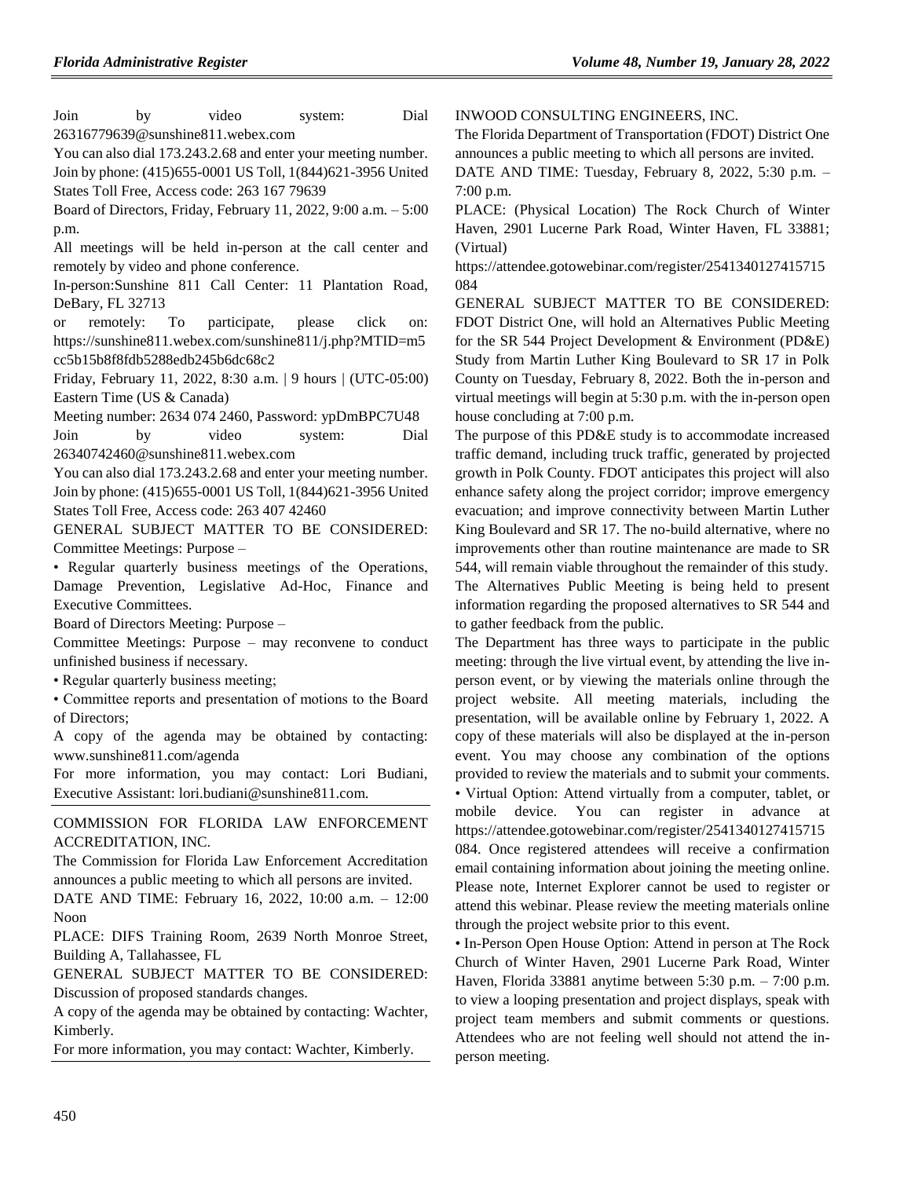Join by video system: Dial 26316779639@sunshine811.webex.com

You can also dial 173.243.2.68 and enter your meeting number.

Join by phone: (415)655-0001 US Toll, 1(844)621-3956 United States Toll Free, Access code: 263 167 79639

Board of Directors, Friday, February 11, 2022, 9:00 a.m. – 5:00 p.m.

All meetings will be held in-person at the call center and remotely by video and phone conference.

In-person:Sunshine 811 Call Center: 11 Plantation Road, DeBary, FL 32713

or remotely: To participate, please click on: https://sunshine811.webex.com/sunshine811/j.php?MTID=m5cc5b15b8f8fdb5288edb245b6dc68c2

Friday, February 11, 2022, 8:30 a.m. | 9 hours | (UTC-05:00) Eastern Time (US & Canada)

Meeting number: 2634 074 2460, Password: ypDmBPC7U48

Join by video system: Dial 26340742460@sunshine811.webex.com

You can also dial 173.243.2.68 and enter your meeting number.

Join by phone: (415)655-0001 US Toll, 1(844)621-3956 United States Toll Free, Access code: 263 407 42460

GENERAL SUBJECT MATTER TO BE CONSIDERED: Committee Meetings: Purpose –

• Regular quarterly business meetings of the Operations, Damage Prevention, Legislative Ad-Hoc, Finance and Executive Committees.

Board of Directors Meeting: Purpose –

Committee Meetings: Purpose – may reconvene to conduct unfinished business if necessary.

• Regular quarterly business meeting;

• Committee reports and presentation of motions to the Board of Directors;

A copy of the agenda may be obtained by contacting: www.sunshine811.com/agenda

For more information, you may contact: Lori Budiani, Executive Assistant: lori.budiani@sunshine811.com.

---

COMMISSION FOR FLORIDA LAW ENFORCEMENT ACCREDITATION, INC.

The Commission for Florida Law Enforcement Accreditation announces a public meeting to which all persons are invited.

DATE AND TIME: February 16, 2022, 10:00 a.m. – 12:00 Noon

PLACE: DIFS Training Room, 2639 North Monroe Street, Building A, Tallahassee, FL

GENERAL SUBJECT MATTER TO BE CONSIDERED: Discussion of proposed standards changes.

A copy of the agenda may be obtained by contacting: Wachter, Kimberly.

For more information, you may contact: Wachter, Kimberly.

---

INWOOD CONSULTING ENGINEERS, INC.

The Florida Department of Transportation (FDOT) District One announces a public meeting to which all persons are invited.

DATE AND TIME: Tuesday, February 8, 2022, 5:30 p.m. – 7:00 p.m.

PLACE: (Physical Location) The Rock Church of Winter Haven, 2901 Lucerne Park Road, Winter Haven, FL 33881; (Virtual) https://attendee.gotowebinar.com/register/2541340127415715084

GENERAL SUBJECT MATTER TO BE CONSIDERED: FDOT District One, will hold an Alternatives Public Meeting for the SR 544 Project Development & Environment (PD&E) Study from Martin Luther King Boulevard to SR 17 in Polk County on Tuesday, February 8, 2022. Both the in-person and virtual meetings will begin at 5:30 p.m. with the in-person open house concluding at 7:00 p.m.

The purpose of this PD&E study is to accommodate increased traffic demand, including truck traffic, generated by projected growth in Polk County. FDOT anticipates this project will also enhance safety along the project corridor; improve emergency evacuation; and improve connectivity between Martin Luther King Boulevard and SR 17. The no-build alternative, where no improvements other than routine maintenance are made to SR 544, will remain viable throughout the remainder of this study. The Alternatives Public Meeting is being held to present information regarding the proposed alternatives to SR 544 and to gather feedback from the public.

The Department has three ways to participate in the public meeting: through the live virtual event, by attending the live in-person event, or by viewing the materials online through the project website. All meeting materials, including the presentation, will be available online by February 1, 2022. A copy of these materials will also be displayed at the in-person event. You may choose any combination of the options provided to review the materials and to submit your comments.

• Virtual Option: Attend virtually from a computer, tablet, or mobile device. You can register in advance at https://attendee.gotowebinar.com/register/2541340127415715084. Once registered attendees will receive a confirmation email containing information about joining the meeting online. Please note, Internet Explorer cannot be used to register or attend this webinar. Please review the meeting materials online through the project website prior to this event.

• In-Person Open House Option: Attend in person at The Rock Church of Winter Haven, 2901 Lucerne Park Road, Winter Haven, Florida 33881 anytime between 5:30 p.m. – 7:00 p.m. to view a looping presentation and project displays, speak with project team members and submit comments or questions. Attendees who are not feeling well should not attend the in-person meeting.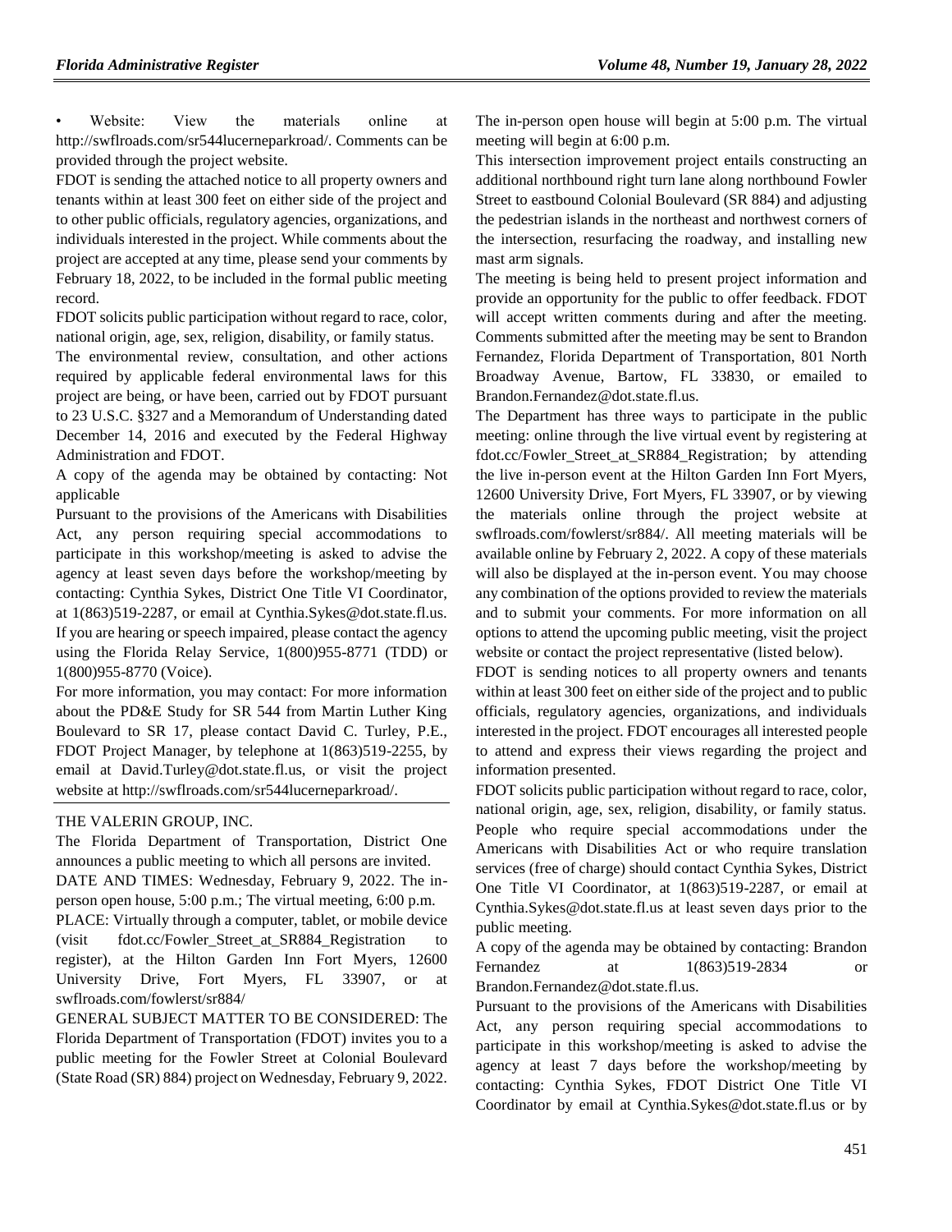• Website: View the materials online at http://swflroads.com/sr544lucerneparkroad/. Comments can be provided through the project website.

FDOT is sending the attached notice to all property owners and tenants within at least 300 feet on either side of the project and to other public officials, regulatory agencies, organizations, and individuals interested in the project. While comments about the project are accepted at any time, please send your comments by February 18, 2022, to be included in the formal public meeting record.

FDOT solicits public participation without regard to race, color, national origin, age, sex, religion, disability, or family status.

The environmental review, consultation, and other actions required by applicable federal environmental laws for this project are being, or have been, carried out by FDOT pursuant to 23 U.S.C. §327 and a Memorandum of Understanding dated December 14, 2016 and executed by the Federal Highway Administration and FDOT.

A copy of the agenda may be obtained by contacting: Not applicable

Pursuant to the provisions of the Americans with Disabilities Act, any person requiring special accommodations to participate in this workshop/meeting is asked to advise the agency at least seven days before the workshop/meeting by contacting: Cynthia Sykes, District One Title VI Coordinator, at 1(863)519-2287, or email at Cynthia.Sykes@dot.state.fl.us. If you are hearing or speech impaired, please contact the agency using the Florida Relay Service, 1(800)955-8771 (TDD) or 1(800)955-8770 (Voice).

For more information, you may contact: For more information about the PD&E Study for SR 544 from Martin Luther King Boulevard to SR 17, please contact David C. Turley, P.E., FDOT Project Manager, by telephone at 1(863)519-2255, by email at David.Turley@dot.state.fl.us, or visit the project website at http://swflroads.com/sr544lucerneparkroad/.

---

THE VALERIN GROUP, INC.

The Florida Department of Transportation, District One announces a public meeting to which all persons are invited.

DATE AND TIMES: Wednesday, February 9, 2022. The in-person open house, 5:00 p.m.; The virtual meeting, 6:00 p.m.

PLACE: Virtually through a computer, tablet, or mobile device (visit fdot.cc/Fowler_Street_at_SR884_Registration to register), at the Hilton Garden Inn Fort Myers, 12600 University Drive, Fort Myers, FL 33907, or at swflroads.com/fowlerst/sr884/

GENERAL SUBJECT MATTER TO BE CONSIDERED: The Florida Department of Transportation (FDOT) invites you to a public meeting for the Fowler Street at Colonial Boulevard (State Road (SR) 884) project on Wednesday, February 9, 2022. The in-person open house will begin at 5:00 p.m. The virtual meeting will begin at 6:00 p.m.

This intersection improvement project entails constructing an additional northbound right turn lane along northbound Fowler Street to eastbound Colonial Boulevard (SR 884) and adjusting the pedestrian islands in the northeast and northwest corners of the intersection, resurfacing the roadway, and installing new mast arm signals.

The meeting is being held to present project information and provide an opportunity for the public to offer feedback. FDOT will accept written comments during and after the meeting. Comments submitted after the meeting may be sent to Brandon Fernandez, Florida Department of Transportation, 801 North Broadway Avenue, Bartow, FL 33830, or emailed to Brandon.Fernandez@dot.state.fl.us.

The Department has three ways to participate in the public meeting: online through the live virtual event by registering at fdot.cc/Fowler_Street_at_SR884_Registration; by attending the live in-person event at the Hilton Garden Inn Fort Myers, 12600 University Drive, Fort Myers, FL 33907, or by viewing the materials online through the project website at swflroads.com/fowlerst/sr884/. All meeting materials will be available online by February 2, 2022. A copy of these materials will also be displayed at the in-person event. You may choose any combination of the options provided to review the materials and to submit your comments. For more information on all options to attend the upcoming public meeting, visit the project website or contact the project representative (listed below).

FDOT is sending notices to all property owners and tenants within at least 300 feet on either side of the project and to public officials, regulatory agencies, organizations, and individuals interested in the project. FDOT encourages all interested people to attend and express their views regarding the project and information presented.

FDOT solicits public participation without regard to race, color, national origin, age, sex, religion, disability, or family status. People who require special accommodations under the Americans with Disabilities Act or who require translation services (free of charge) should contact Cynthia Sykes, District One Title VI Coordinator, at 1(863)519-2287, or email at Cynthia.Sykes@dot.state.fl.us at least seven days prior to the public meeting.

A copy of the agenda may be obtained by contacting: Brandon Fernandez at 1(863)519-2834 or Brandon.Fernandez@dot.state.fl.us.

Pursuant to the provisions of the Americans with Disabilities Act, any person requiring special accommodations to participate in this workshop/meeting is asked to advise the agency at least 7 days before the workshop/meeting by contacting: Cynthia Sykes, FDOT District One Title VI Coordinator by email at Cynthia.Sykes@dot.state.fl.us or by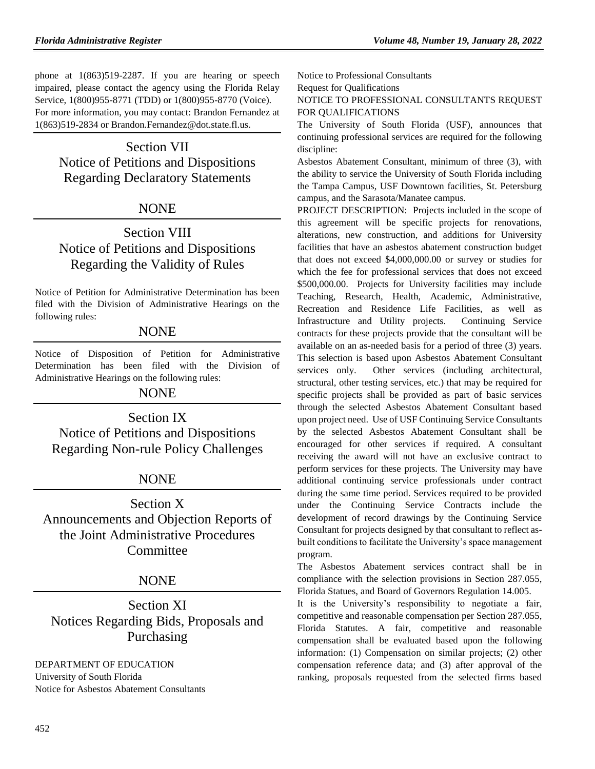phone at 1(863)519-2287. If you are hearing or speech impaired, please contact the agency using the Florida Relay Service, 1(800)955-8771 (TDD) or 1(800)955-8770 (Voice). For more information, you may contact: Brandon Fernandez at 1(863)519-2834 or Brandon.Fernandez@dot.state.fl.us.

## Section VII
## Notice of Petitions and Dispositions Regarding Declaratory Statements

NONE

## Section VIII
## Notice of Petitions and Dispositions Regarding the Validity of Rules

Notice of Petition for Administrative Determination has been filed with the Division of Administrative Hearings on the following rules:

NONE

Notice of Disposition of Petition for Administrative Determination has been filed with the Division of Administrative Hearings on the following rules:

NONE

## Section IX
## Notice of Petitions and Dispositions Regarding Non-rule Policy Challenges

NONE

## Section X
## Announcements and Objection Reports of the Joint Administrative Procedures Committee

NONE

## Section XI
## Notices Regarding Bids, Proposals and Purchasing

DEPARTMENT OF EDUCATION
University of South Florida
Notice for Asbestos Abatement Consultants

Notice to Professional Consultants
Request for Qualifications
NOTICE TO PROFESSIONAL CONSULTANTS REQUEST FOR QUALIFICATIONS

The University of South Florida (USF), announces that continuing professional services are required for the following discipline:

Asbestos Abatement Consultant, minimum of three (3), with the ability to service the University of South Florida including the Tampa Campus, USF Downtown facilities, St. Petersburg campus, and the Sarasota/Manatee campus.

PROJECT DESCRIPTION: Projects included in the scope of this agreement will be specific projects for renovations, alterations, new construction, and additions for University facilities that have an asbestos abatement construction budget that does not exceed $4,000,000.00 or survey or studies for which the fee for professional services that does not exceed $500,000.00. Projects for University facilities may include Teaching, Research, Health, Academic, Administrative, Recreation and Residence Life Facilities, as well as Infrastructure and Utility projects. Continuing Service contracts for these projects provide that the consultant will be available on an as-needed basis for a period of three (3) years. This selection is based upon Asbestos Abatement Consultant services only. Other services (including architectural, structural, other testing services, etc.) that may be required for specific projects shall be provided as part of basic services through the selected Asbestos Abatement Consultant based upon project need. Use of USF Continuing Service Consultants by the selected Asbestos Abatement Consultant shall be encouraged for other services if required. A consultant receiving the award will not have an exclusive contract to perform services for these projects. The University may have additional continuing service professionals under contract during the same time period. Services required to be provided under the Continuing Service Contracts include the development of record drawings by the Continuing Service Consultant for projects designed by that consultant to reflect as-built conditions to facilitate the University's space management program.

The Asbestos Abatement services contract shall be in compliance with the selection provisions in Section 287.055, Florida Statues, and Board of Governors Regulation 14.005.

It is the University's responsibility to negotiate a fair, competitive and reasonable compensation per Section 287.055, Florida Statutes. A fair, competitive and reasonable compensation shall be evaluated based upon the following information: (1) Compensation on similar projects; (2) other compensation reference data; and (3) after approval of the ranking, proposals requested from the selected firms based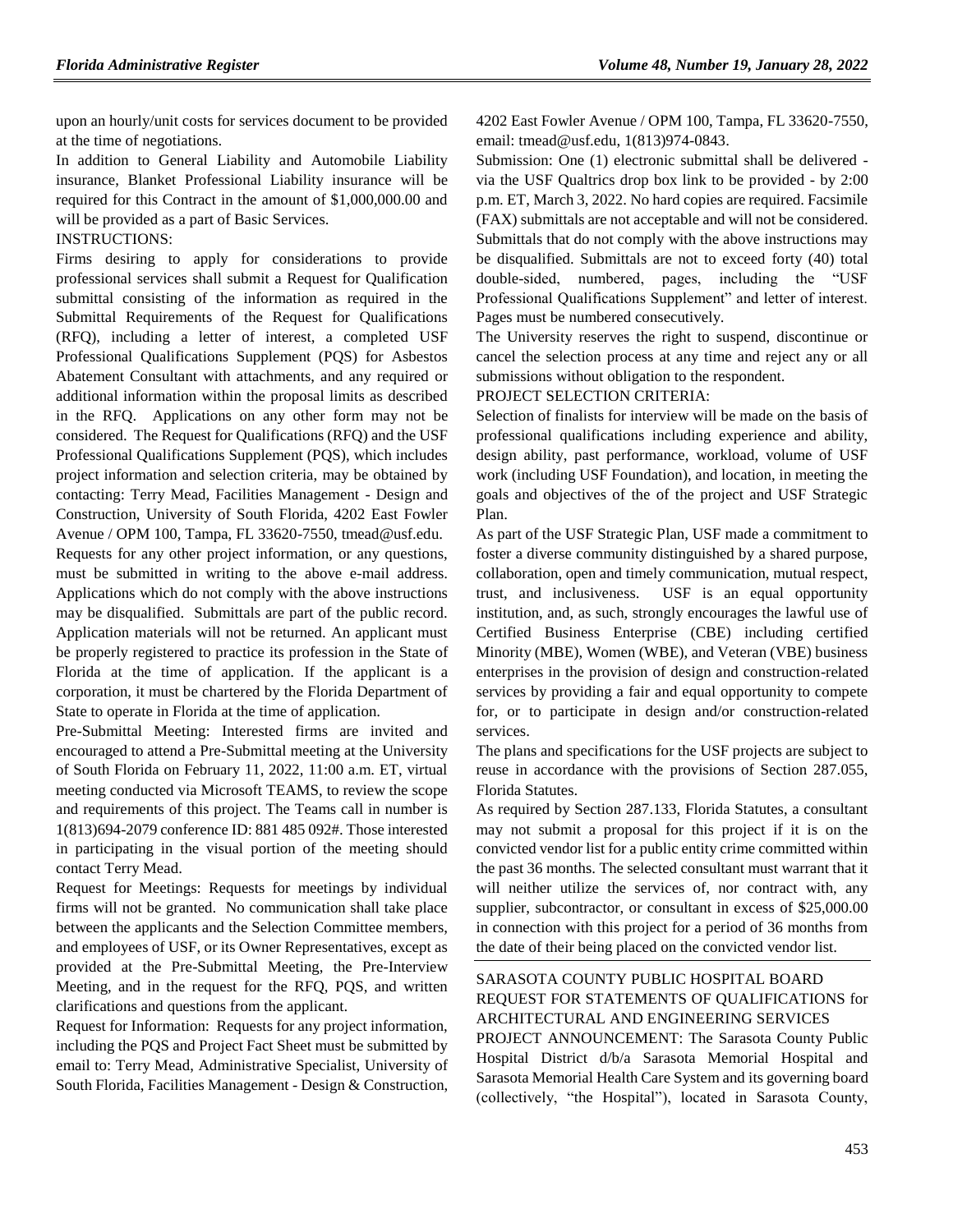upon an hourly/unit costs for services document to be provided at the time of negotiations.

In addition to General Liability and Automobile Liability insurance, Blanket Professional Liability insurance will be required for this Contract in the amount of $1,000,000.00 and will be provided as a part of Basic Services.

INSTRUCTIONS:

Firms desiring to apply for considerations to provide professional services shall submit a Request for Qualification submittal consisting of the information as required in the Submittal Requirements of the Request for Qualifications (RFQ), including a letter of interest, a completed USF Professional Qualifications Supplement (PQS) for Asbestos Abatement Consultant with attachments, and any required or additional information within the proposal limits as described in the RFQ. Applications on any other form may not be considered. The Request for Qualifications (RFQ) and the USF Professional Qualifications Supplement (PQS), which includes project information and selection criteria, may be obtained by contacting: Terry Mead, Facilities Management - Design and Construction, University of South Florida, 4202 East Fowler Avenue / OPM 100, Tampa, FL 33620-7550, tmead@usf.edu.

Requests for any other project information, or any questions, must be submitted in writing to the above e-mail address. Applications which do not comply with the above instructions may be disqualified. Submittals are part of the public record. Application materials will not be returned. An applicant must be properly registered to practice its profession in the State of Florida at the time of application. If the applicant is a corporation, it must be chartered by the Florida Department of State to operate in Florida at the time of application.

Pre-Submittal Meeting: Interested firms are invited and encouraged to attend a Pre-Submittal meeting at the University of South Florida on February 11, 2022, 11:00 a.m. ET, virtual meeting conducted via Microsoft TEAMS, to review the scope and requirements of this project. The Teams call in number is 1(813)694-2079 conference ID: 881 485 092#. Those interested in participating in the visual portion of the meeting should contact Terry Mead.

Request for Meetings: Requests for meetings by individual firms will not be granted. No communication shall take place between the applicants and the Selection Committee members, and employees of USF, or its Owner Representatives, except as provided at the Pre-Submittal Meeting, the Pre-Interview Meeting, and in the request for the RFQ, PQS, and written clarifications and questions from the applicant.

Request for Information: Requests for any project information, including the PQS and Project Fact Sheet must be submitted by email to: Terry Mead, Administrative Specialist, University of South Florida, Facilities Management - Design & Construction, 4202 East Fowler Avenue / OPM 100, Tampa, FL 33620-7550, email: tmead@usf.edu, 1(813)974-0843.

Submission: One (1) electronic submittal shall be delivered - via the USF Qualtrics drop box link to be provided - by 2:00 p.m. ET, March 3, 2022. No hard copies are required. Facsimile (FAX) submittals are not acceptable and will not be considered. Submittals that do not comply with the above instructions may be disqualified. Submittals are not to exceed forty (40) total double-sided, numbered, pages, including the "USF Professional Qualifications Supplement" and letter of interest. Pages must be numbered consecutively.

The University reserves the right to suspend, discontinue or cancel the selection process at any time and reject any or all submissions without obligation to the respondent.

PROJECT SELECTION CRITERIA:

Selection of finalists for interview will be made on the basis of professional qualifications including experience and ability, design ability, past performance, workload, volume of USF work (including USF Foundation), and location, in meeting the goals and objectives of the of the project and USF Strategic Plan.

As part of the USF Strategic Plan, USF made a commitment to foster a diverse community distinguished by a shared purpose, collaboration, open and timely communication, mutual respect, trust, and inclusiveness. USF is an equal opportunity institution, and, as such, strongly encourages the lawful use of Certified Business Enterprise (CBE) including certified Minority (MBE), Women (WBE), and Veteran (VBE) business enterprises in the provision of design and construction-related services by providing a fair and equal opportunity to compete for, or to participate in design and/or construction-related services.

The plans and specifications for the USF projects are subject to reuse in accordance with the provisions of Section 287.055, Florida Statutes.

As required by Section 287.133, Florida Statutes, a consultant may not submit a proposal for this project if it is on the convicted vendor list for a public entity crime committed within the past 36 months. The selected consultant must warrant that it will neither utilize the services of, nor contract with, any supplier, subcontractor, or consultant in excess of $25,000.00 in connection with this project for a period of 36 months from the date of their being placed on the convicted vendor list.

---

SARASOTA COUNTY PUBLIC HOSPITAL BOARD

REQUEST FOR STATEMENTS OF QUALIFICATIONS for ARCHITECTURAL AND ENGINEERING SERVICES

PROJECT ANNOUNCEMENT: The Sarasota County Public Hospital District d/b/a Sarasota Memorial Hospital and Sarasota Memorial Health Care System and its governing board (collectively, "the Hospital"), located in Sarasota County,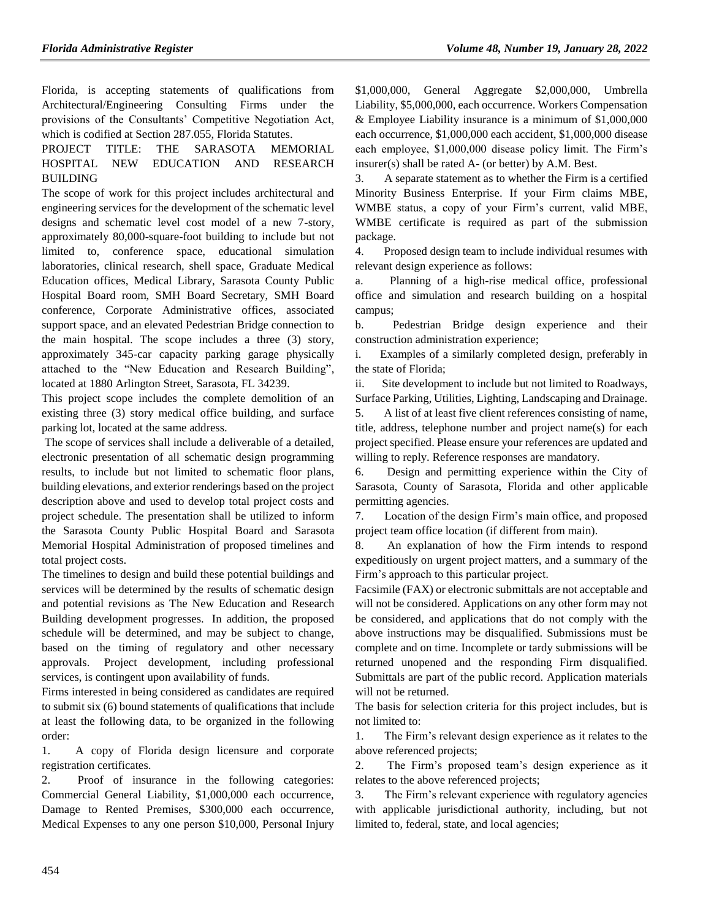Florida, is accepting statements of qualifications from Architectural/Engineering Consulting Firms under the provisions of the Consultants' Competitive Negotiation Act, which is codified at Section 287.055, Florida Statutes.

PROJECT TITLE: THE SARASOTA MEMORIAL HOSPITAL NEW EDUCATION AND RESEARCH BUILDING

The scope of work for this project includes architectural and engineering services for the development of the schematic level designs and schematic level cost model of a new 7-story, approximately 80,000-square-foot building to include but not limited to, conference space, educational simulation laboratories, clinical research, shell space, Graduate Medical Education offices, Medical Library, Sarasota County Public Hospital Board room, SMH Board Secretary, SMH Board conference, Corporate Administrative offices, associated support space, and an elevated Pedestrian Bridge connection to the main hospital. The scope includes a three (3) story, approximately 345-car capacity parking garage physically attached to the "New Education and Research Building", located at 1880 Arlington Street, Sarasota, FL 34239.

This project scope includes the complete demolition of an existing three (3) story medical office building, and surface parking lot, located at the same address.

The scope of services shall include a deliverable of a detailed, electronic presentation of all schematic design programming results, to include but not limited to schematic floor plans, building elevations, and exterior renderings based on the project description above and used to develop total project costs and project schedule. The presentation shall be utilized to inform the Sarasota County Public Hospital Board and Sarasota Memorial Hospital Administration of proposed timelines and total project costs.

The timelines to design and build these potential buildings and services will be determined by the results of schematic design and potential revisions as The New Education and Research Building development progresses. In addition, the proposed schedule will be determined, and may be subject to change, based on the timing of regulatory and other necessary approvals. Project development, including professional services, is contingent upon availability of funds.

Firms interested in being considered as candidates are required to submit six (6) bound statements of qualifications that include at least the following data, to be organized in the following order:

1. A copy of Florida design licensure and corporate registration certificates.
2. Proof of insurance in the following categories: Commercial General Liability, $1,000,000 each occurrence, Damage to Rented Premises, $300,000 each occurrence, Medical Expenses to any one person $10,000, Personal Injury $1,000,000, General Aggregate $2,000,000, Umbrella Liability, $5,000,000, each occurrence. Workers Compensation & Employee Liability insurance is a minimum of $1,000,000 each occurrence, $1,000,000 each accident, $1,000,000 disease each employee, $1,000,000 disease policy limit. The Firm's insurer(s) shall be rated A- (or better) by A.M. Best.
3. A separate statement as to whether the Firm is a certified Minority Business Enterprise. If your Firm claims MBE, WMBE status, a copy of your Firm's current, valid MBE, WMBE certificate is required as part of the submission package.
4. Proposed design team to include individual resumes with relevant design experience as follows:
   a. Planning of a high-rise medical office, professional office and simulation and research building on a hospital campus;
   b. Pedestrian Bridge design experience and their construction administration experience;
   i. Examples of a similarly completed design, preferably in the state of Florida;
   ii. Site development to include but not limited to Roadways, Surface Parking, Utilities, Lighting, Landscaping and Drainage.
5. A list of at least five client references consisting of name, title, address, telephone number and project name(s) for each project specified. Please ensure your references are updated and willing to reply. Reference responses are mandatory.
6. Design and permitting experience within the City of Sarasota, County of Sarasota, Florida and other applicable permitting agencies.
7. Location of the design Firm's main office, and proposed project team office location (if different from main).
8. An explanation of how the Firm intends to respond expeditiously on urgent project matters, and a summary of the Firm's approach to this particular project.

Facsimile (FAX) or electronic submittals are not acceptable and will not be considered. Applications on any other form may not be considered, and applications that do not comply with the above instructions may be disqualified. Submissions must be complete and on time. Incomplete or tardy submissions will be returned unopened and the responding Firm disqualified. Submittals are part of the public record. Application materials will not be returned.

The basis for selection criteria for this project includes, but is not limited to:

1. The Firm's relevant design experience as it relates to the above referenced projects;
2. The Firm's proposed team's design experience as it relates to the above referenced projects;
3. The Firm's relevant experience with regulatory agencies with applicable jurisdictional authority, including, but not limited to, federal, state, and local agencies;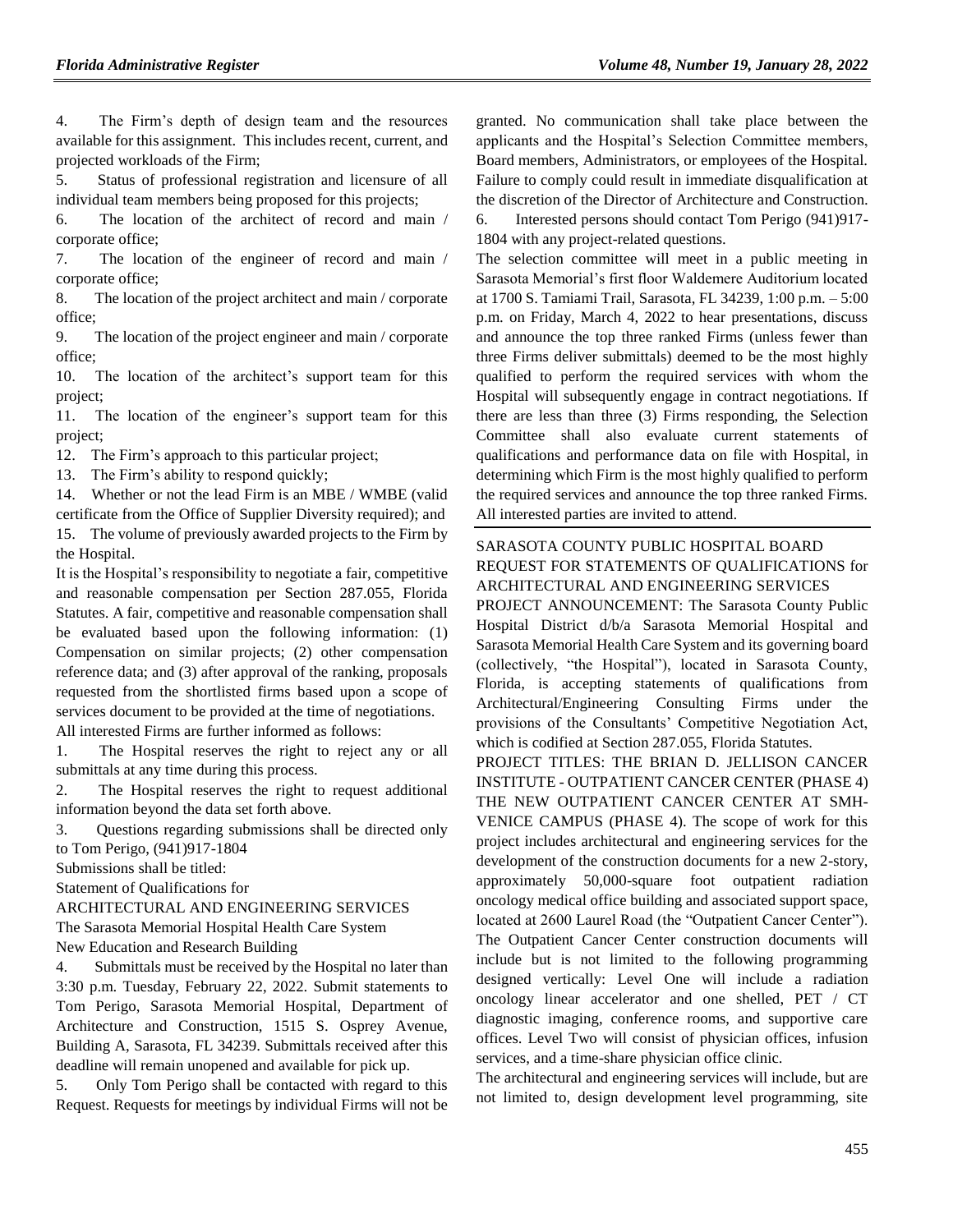4. The Firm's depth of design team and the resources available for this assignment. This includes recent, current, and projected workloads of the Firm;

5. Status of professional registration and licensure of all individual team members being proposed for this projects;

6. The location of the architect of record and main / corporate office;

7. The location of the engineer of record and main / corporate office;

8. The location of the project architect and main / corporate office;

9. The location of the project engineer and main / corporate office;

10. The location of the architect's support team for this project;

11. The location of the engineer's support team for this project;

12. The Firm's approach to this particular project;

13. The Firm's ability to respond quickly;

14. Whether or not the lead Firm is an MBE / WMBE (valid certificate from the Office of Supplier Diversity required); and

15. The volume of previously awarded projects to the Firm by the Hospital.

It is the Hospital's responsibility to negotiate a fair, competitive and reasonable compensation per Section 287.055, Florida Statutes. A fair, competitive and reasonable compensation shall be evaluated based upon the following information: (1) Compensation on similar projects; (2) other compensation reference data; and (3) after approval of the ranking, proposals requested from the shortlisted firms based upon a scope of services document to be provided at the time of negotiations.

All interested Firms are further informed as follows:

1. The Hospital reserves the right to reject any or all submittals at any time during this process.

2. The Hospital reserves the right to request additional information beyond the data set forth above.

3. Questions regarding submissions shall be directed only to Tom Perigo, (941)917-1804

Submissions shall be titled:

Statement of Qualifications for

ARCHITECTURAL AND ENGINEERING SERVICES

The Sarasota Memorial Hospital Health Care System

New Education and Research Building

4. Submittals must be received by the Hospital no later than 3:30 p.m. Tuesday, February 22, 2022. Submit statements to Tom Perigo, Sarasota Memorial Hospital, Department of Architecture and Construction, 1515 S. Osprey Avenue, Building A, Sarasota, FL 34239. Submittals received after this deadline will remain unopened and available for pick up.

5. Only Tom Perigo shall be contacted with regard to this Request. Requests for meetings by individual Firms will not be granted. No communication shall take place between the applicants and the Hospital's Selection Committee members, Board members, Administrators, or employees of the Hospital. Failure to comply could result in immediate disqualification at the discretion of the Director of Architecture and Construction.

6. Interested persons should contact Tom Perigo (941)917-1804 with any project-related questions.

The selection committee will meet in a public meeting in Sarasota Memorial's first floor Waldemere Auditorium located at 1700 S. Tamiami Trail, Sarasota, FL 34239, 1:00 p.m. – 5:00 p.m. on Friday, March 4, 2022 to hear presentations, discuss and announce the top three ranked Firms (unless fewer than three Firms deliver submittals) deemed to be the most highly qualified to perform the required services with whom the Hospital will subsequently engage in contract negotiations. If there are less than three (3) Firms responding, the Selection Committee shall also evaluate current statements of qualifications and performance data on file with Hospital, in determining which Firm is the most highly qualified to perform the required services and announce the top three ranked Firms. All interested parties are invited to attend.

---

SARASOTA COUNTY PUBLIC HOSPITAL BOARD

REQUEST FOR STATEMENTS OF QUALIFICATIONS for ARCHITECTURAL AND ENGINEERING SERVICES

PROJECT ANNOUNCEMENT: The Sarasota County Public Hospital District d/b/a Sarasota Memorial Hospital and Sarasota Memorial Health Care System and its governing board (collectively, "the Hospital"), located in Sarasota County, Florida, is accepting statements of qualifications from Architectural/Engineering Consulting Firms under the provisions of the Consultants' Competitive Negotiation Act, which is codified at Section 287.055, Florida Statutes.

PROJECT TITLES: THE BRIAN D. JELLISON CANCER INSTITUTE - OUTPATIENT CANCER CENTER (PHASE 4) THE NEW OUTPATIENT CANCER CENTER AT SMH-VENICE CAMPUS (PHASE 4). The scope of work for this project includes architectural and engineering services for the development of the construction documents for a new 2-story, approximately 50,000-square foot outpatient radiation oncology medical office building and associated support space, located at 2600 Laurel Road (the "Outpatient Cancer Center"). The Outpatient Cancer Center construction documents will include but is not limited to the following programming designed vertically: Level One will include a radiation oncology linear accelerator and one shelled, PET / CT diagnostic imaging, conference rooms, and supportive care offices. Level Two will consist of physician offices, infusion services, and a time-share physician office clinic.

The architectural and engineering services will include, but are not limited to, design development level programming, site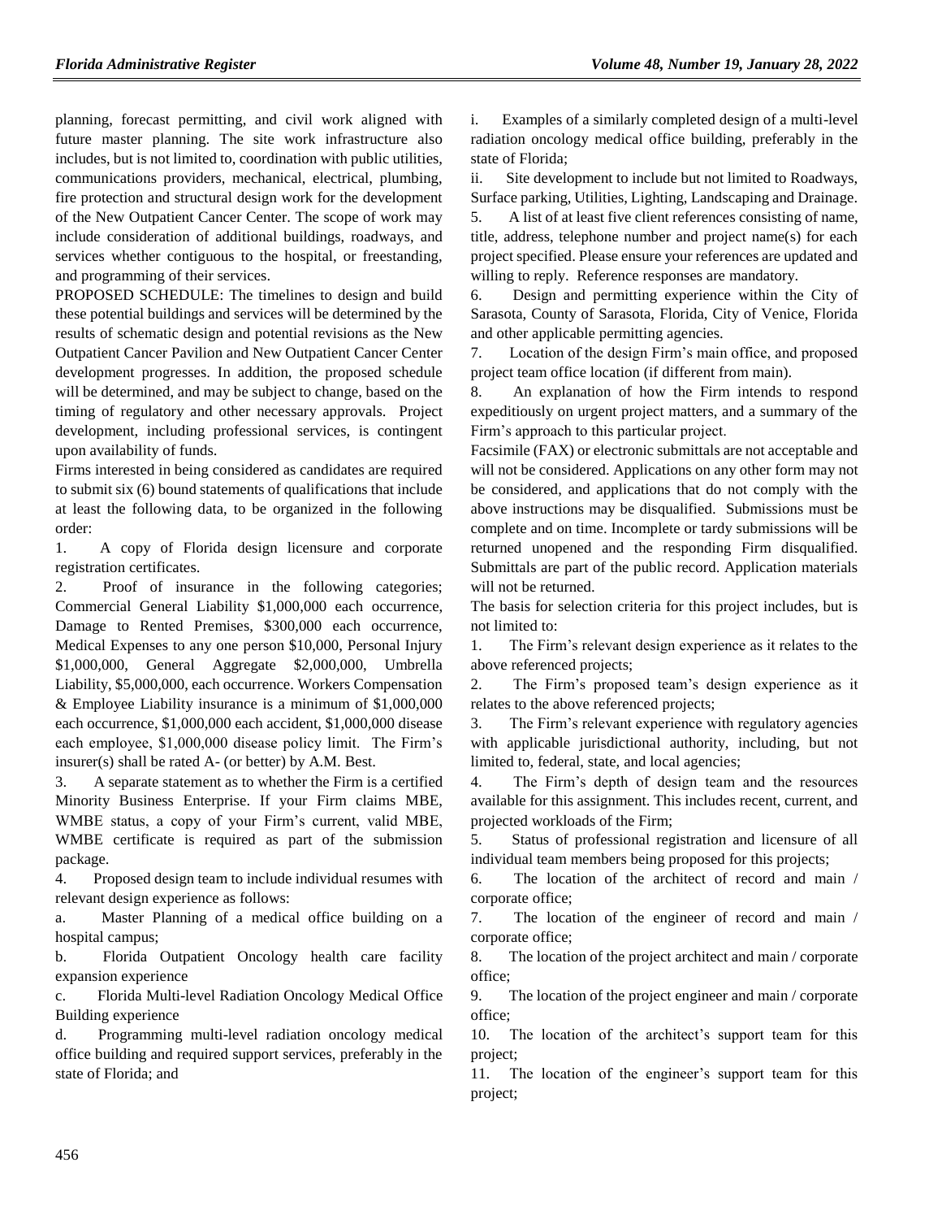planning, forecast permitting, and civil work aligned with future master planning. The site work infrastructure also includes, but is not limited to, coordination with public utilities, communications providers, mechanical, electrical, plumbing, fire protection and structural design work for the development of the New Outpatient Cancer Center. The scope of work may include consideration of additional buildings, roadways, and services whether contiguous to the hospital, or freestanding, and programming of their services.

PROPOSED SCHEDULE: The timelines to design and build these potential buildings and services will be determined by the results of schematic design and potential revisions as the New Outpatient Cancer Pavilion and New Outpatient Cancer Center development progresses. In addition, the proposed schedule will be determined, and may be subject to change, based on the timing of regulatory and other necessary approvals. Project development, including professional services, is contingent upon availability of funds.

Firms interested in being considered as candidates are required to submit six (6) bound statements of qualifications that include at least the following data, to be organized in the following order:

1. A copy of Florida design licensure and corporate registration certificates.
2. Proof of insurance in the following categories; Commercial General Liability $1,000,000 each occurrence, Damage to Rented Premises, $300,000 each occurrence, Medical Expenses to any one person $10,000, Personal Injury $1,000,000, General Aggregate $2,000,000, Umbrella Liability, $5,000,000, each occurrence. Workers Compensation & Employee Liability insurance is a minimum of $1,000,000 each occurrence, $1,000,000 each accident, $1,000,000 disease each employee, $1,000,000 disease policy limit. The Firm's insurer(s) shall be rated A- (or better) by A.M. Best.
3. A separate statement as to whether the Firm is a certified Minority Business Enterprise. If your Firm claims MBE, WMBE status, a copy of your Firm's current, valid MBE, WMBE certificate is required as part of the submission package.
4. Proposed design team to include individual resumes with relevant design experience as follows:
   a. Master Planning of a medical office building on a hospital campus;
   b. Florida Outpatient Oncology health care facility expansion experience
   c. Florida Multi-level Radiation Oncology Medical Office Building experience
   d. Programming multi-level radiation oncology medical office building and required support services, preferably in the state of Florida; and
   i. Examples of a similarly completed design of a multi-level radiation oncology medical office building, preferably in the state of Florida;
   ii. Site development to include but not limited to Roadways, Surface parking, Utilities, Lighting, Landscaping and Drainage.
5. A list of at least five client references consisting of name, title, address, telephone number and project name(s) for each project specified. Please ensure your references are updated and willing to reply. Reference responses are mandatory.
6. Design and permitting experience within the City of Sarasota, County of Sarasota, Florida, City of Venice, Florida and other applicable permitting agencies.
7. Location of the design Firm's main office, and proposed project team office location (if different from main).
8. An explanation of how the Firm intends to respond expeditiously on urgent project matters, and a summary of the Firm's approach to this particular project.

Facsimile (FAX) or electronic submittals are not acceptable and will not be considered. Applications on any other form may not be considered, and applications that do not comply with the above instructions may be disqualified. Submissions must be complete and on time. Incomplete or tardy submissions will be returned unopened and the responding Firm disqualified. Submittals are part of the public record. Application materials will not be returned.

The basis for selection criteria for this project includes, but is not limited to:

1. The Firm's relevant design experience as it relates to the above referenced projects;
2. The Firm's proposed team's design experience as it relates to the above referenced projects;
3. The Firm's relevant experience with regulatory agencies with applicable jurisdictional authority, including, but not limited to, federal, state, and local agencies;
4. The Firm's depth of design team and the resources available for this assignment. This includes recent, current, and projected workloads of the Firm;
5. Status of professional registration and licensure of all individual team members being proposed for this projects;
6. The location of the architect of record and main / corporate office;
7. The location of the engineer of record and main / corporate office;
8. The location of the project architect and main / corporate office;
9. The location of the project engineer and main / corporate office;
10. The location of the architect's support team for this project;
11. The location of the engineer's support team for this project;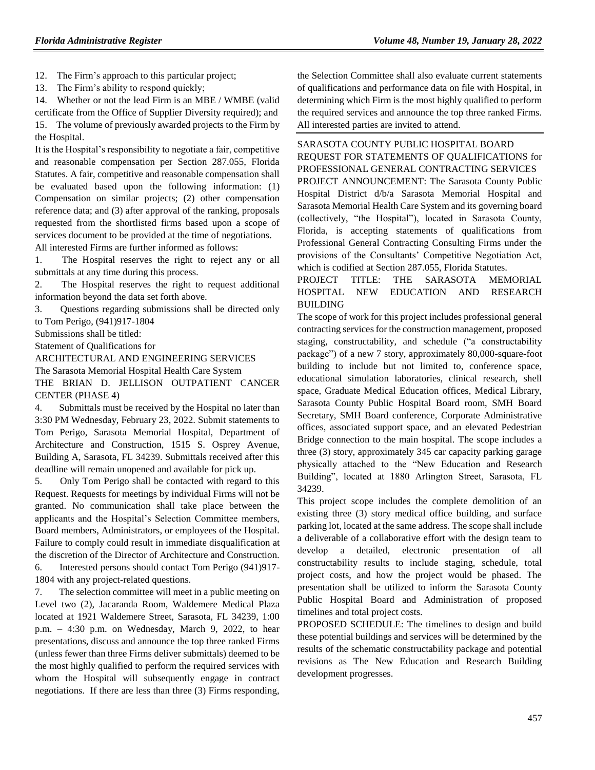12. The Firm's approach to this particular project;

13. The Firm's ability to respond quickly;

14. Whether or not the lead Firm is an MBE / WMBE (valid certificate from the Office of Supplier Diversity required); and

15. The volume of previously awarded projects to the Firm by the Hospital.

It is the Hospital's responsibility to negotiate a fair, competitive and reasonable compensation per Section 287.055, Florida Statutes. A fair, competitive and reasonable compensation shall be evaluated based upon the following information: (1) Compensation on similar projects; (2) other compensation reference data; and (3) after approval of the ranking, proposals requested from the shortlisted firms based upon a scope of services document to be provided at the time of negotiations.

All interested Firms are further informed as follows:

1. The Hospital reserves the right to reject any or all submittals at any time during this process.

2. The Hospital reserves the right to request additional information beyond the data set forth above.

3. Questions regarding submissions shall be directed only to Tom Perigo, (941)917-1804

Submissions shall be titled:

Statement of Qualifications for

ARCHITECTURAL AND ENGINEERING SERVICES

The Sarasota Memorial Hospital Health Care System

THE BRIAN D. JELLISON OUTPATIENT CANCER CENTER (PHASE 4)

4. Submittals must be received by the Hospital no later than 3:30 PM Wednesday, February 23, 2022. Submit statements to Tom Perigo, Sarasota Memorial Hospital, Department of Architecture and Construction, 1515 S. Osprey Avenue, Building A, Sarasota, FL 34239. Submittals received after this deadline will remain unopened and available for pick up.

5. Only Tom Perigo shall be contacted with regard to this Request. Requests for meetings by individual Firms will not be granted. No communication shall take place between the applicants and the Hospital's Selection Committee members, Board members, Administrators, or employees of the Hospital. Failure to comply could result in immediate disqualification at the discretion of the Director of Architecture and Construction.

6. Interested persons should contact Tom Perigo (941)917-1804 with any project-related questions.

7. The selection committee will meet in a public meeting on Level two (2), Jacaranda Room, Waldemere Medical Plaza located at 1921 Waldemere Street, Sarasota, FL 34239, 1:00 p.m. – 4:30 p.m. on Wednesday, March 9, 2022, to hear presentations, discuss and announce the top three ranked Firms (unless fewer than three Firms deliver submittals) deemed to be the most highly qualified to perform the required services with whom the Hospital will subsequently engage in contract negotiations. If there are less than three (3) Firms responding, the Selection Committee shall also evaluate current statements of qualifications and performance data on file with Hospital, in determining which Firm is the most highly qualified to perform the required services and announce the top three ranked Firms. All interested parties are invited to attend.

---

SARASOTA COUNTY PUBLIC HOSPITAL BOARD

REQUEST FOR STATEMENTS OF QUALIFICATIONS for PROFESSIONAL GENERAL CONTRACTING SERVICES

PROJECT ANNOUNCEMENT: The Sarasota County Public Hospital District d/b/a Sarasota Memorial Hospital and Sarasota Memorial Health Care System and its governing board (collectively, "the Hospital"), located in Sarasota County, Florida, is accepting statements of qualifications from Professional General Contracting Consulting Firms under the provisions of the Consultants' Competitive Negotiation Act, which is codified at Section 287.055, Florida Statutes.

PROJECT TITLE: THE SARASOTA MEMORIAL HOSPITAL NEW EDUCATION AND RESEARCH BUILDING

The scope of work for this project includes professional general contracting services for the construction management, proposed staging, constructability, and schedule ("a constructability package") of a new 7 story, approximately 80,000-square-foot building to include but not limited to, conference space, educational simulation laboratories, clinical research, shell space, Graduate Medical Education offices, Medical Library, Sarasota County Public Hospital Board room, SMH Board Secretary, SMH Board conference, Corporate Administrative offices, associated support space, and an elevated Pedestrian Bridge connection to the main hospital. The scope includes a three (3) story, approximately 345 car capacity parking garage physically attached to the "New Education and Research Building", located at 1880 Arlington Street, Sarasota, FL 34239.

This project scope includes the complete demolition of an existing three (3) story medical office building, and surface parking lot, located at the same address. The scope shall include a deliverable of a collaborative effort with the design team to develop a detailed, electronic presentation of all constructability results to include staging, schedule, total project costs, and how the project would be phased. The presentation shall be utilized to inform the Sarasota County Public Hospital Board and Administration of proposed timelines and total project costs.

PROPOSED SCHEDULE: The timelines to design and build these potential buildings and services will be determined by the results of the schematic constructability package and potential revisions as The New Education and Research Building development progresses.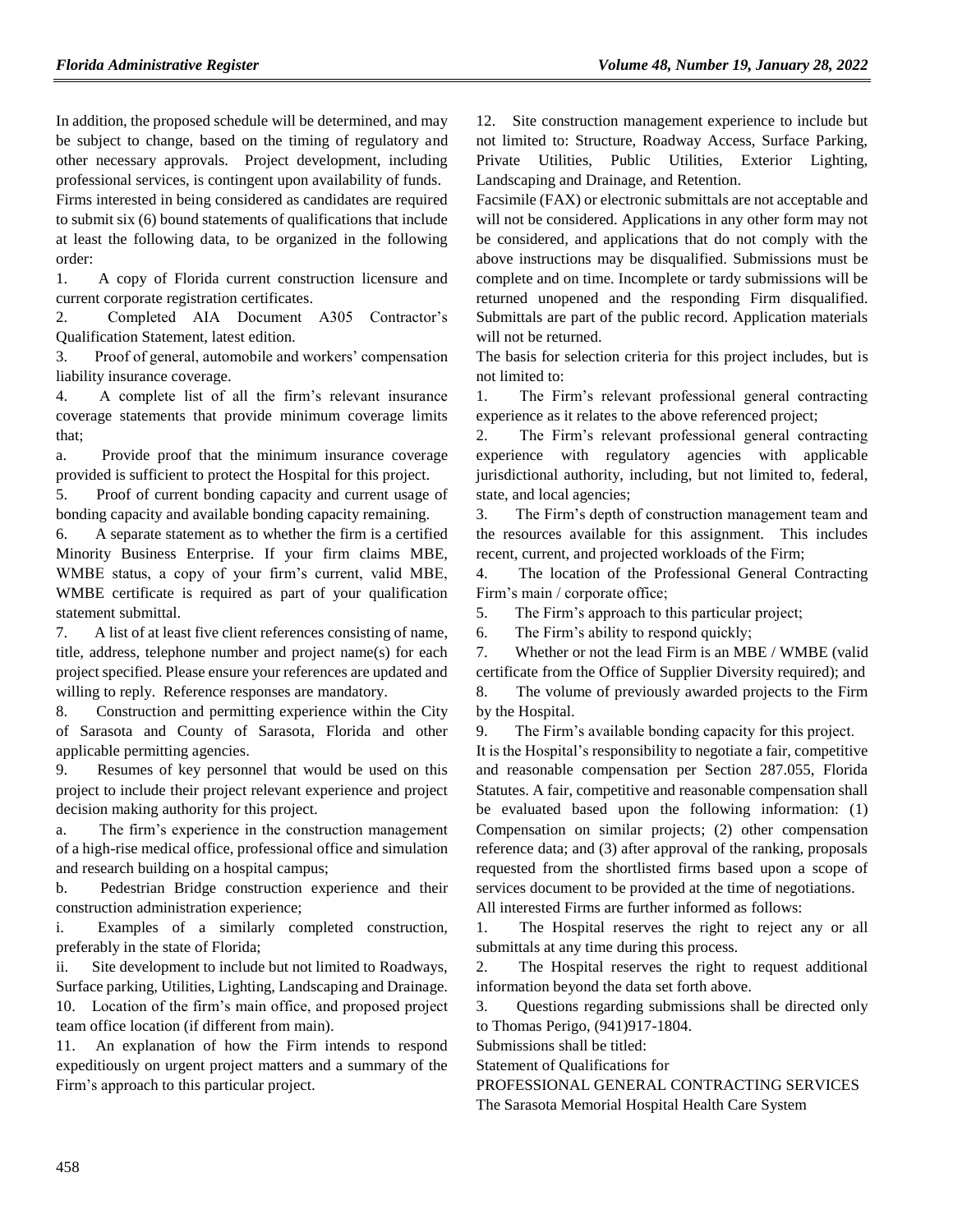In addition, the proposed schedule will be determined, and may be subject to change, based on the timing of regulatory and other necessary approvals. Project development, including professional services, is contingent upon availability of funds.

Firms interested in being considered as candidates are required to submit six (6) bound statements of qualifications that include at least the following data, to be organized in the following order:

1. A copy of Florida current construction licensure and current corporate registration certificates.
2. Completed AIA Document A305 Contractor's Qualification Statement, latest edition.
3. Proof of general, automobile and workers' compensation liability insurance coverage.
4. A complete list of all the firm's relevant insurance coverage statements that provide minimum coverage limits that;
   a. Provide proof that the minimum insurance coverage provided is sufficient to protect the Hospital for this project.
5. Proof of current bonding capacity and current usage of bonding capacity and available bonding capacity remaining.
6. A separate statement as to whether the firm is a certified Minority Business Enterprise. If your firm claims MBE, WMBE status, a copy of your firm's current, valid MBE, WMBE certificate is required as part of your qualification statement submittal.
7. A list of at least five client references consisting of name, title, address, telephone number and project name(s) for each project specified. Please ensure your references are updated and willing to reply. Reference responses are mandatory.
8. Construction and permitting experience within the City of Sarasota and County of Sarasota, Florida and other applicable permitting agencies.
9. Resumes of key personnel that would be used on this project to include their project relevant experience and project decision making authority for this project.
   a. The firm's experience in the construction management of a high-rise medical office, professional office and simulation and research building on a hospital campus;
   b. Pedestrian Bridge construction experience and their construction administration experience;
      i. Examples of a similarly completed construction, preferably in the state of Florida;
      ii. Site development to include but not limited to Roadways, Surface parking, Utilities, Lighting, Landscaping and Drainage.
10. Location of the firm's main office, and proposed project team office location (if different from main).
11. An explanation of how the Firm intends to respond expeditiously on urgent project matters and a summary of the Firm's approach to this particular project.
12. Site construction management experience to include but not limited to: Structure, Roadway Access, Surface Parking, Private Utilities, Public Utilities, Exterior Lighting, Landscaping and Drainage, and Retention.

Facsimile (FAX) or electronic submittals are not acceptable and will not be considered. Applications in any other form may not be considered, and applications that do not comply with the above instructions may be disqualified. Submissions must be complete and on time. Incomplete or tardy submissions will be returned unopened and the responding Firm disqualified. Submittals are part of the public record. Application materials will not be returned.

The basis for selection criteria for this project includes, but is not limited to:

1. The Firm's relevant professional general contracting experience as it relates to the above referenced project;
2. The Firm's relevant professional general contracting experience with regulatory agencies with applicable jurisdictional authority, including, but not limited to, federal, state, and local agencies;
3. The Firm's depth of construction management team and the resources available for this assignment. This includes recent, current, and projected workloads of the Firm;
4. The location of the Professional General Contracting Firm's main / corporate office;
5. The Firm's approach to this particular project;
6. The Firm's ability to respond quickly;
7. Whether or not the lead Firm is an MBE / WMBE (valid certificate from the Office of Supplier Diversity required); and
8. The volume of previously awarded projects to the Firm by the Hospital.
9. The Firm's available bonding capacity for this project.

It is the Hospital's responsibility to negotiate a fair, competitive and reasonable compensation per Section 287.055, Florida Statutes. A fair, competitive and reasonable compensation shall be evaluated based upon the following information: (1) Compensation on similar projects; (2) other compensation reference data; and (3) after approval of the ranking, proposals requested from the shortlisted firms based upon a scope of services document to be provided at the time of negotiations.

All interested Firms are further informed as follows:

1. The Hospital reserves the right to reject any or all submittals at any time during this process.
2. The Hospital reserves the right to request additional information beyond the data set forth above.
3. Questions regarding submissions shall be directed only to Thomas Perigo, (941)917-1804.

Submissions shall be titled:

Statement of Qualifications for

PROFESSIONAL GENERAL CONTRACTING SERVICES

The Sarasota Memorial Hospital Health Care System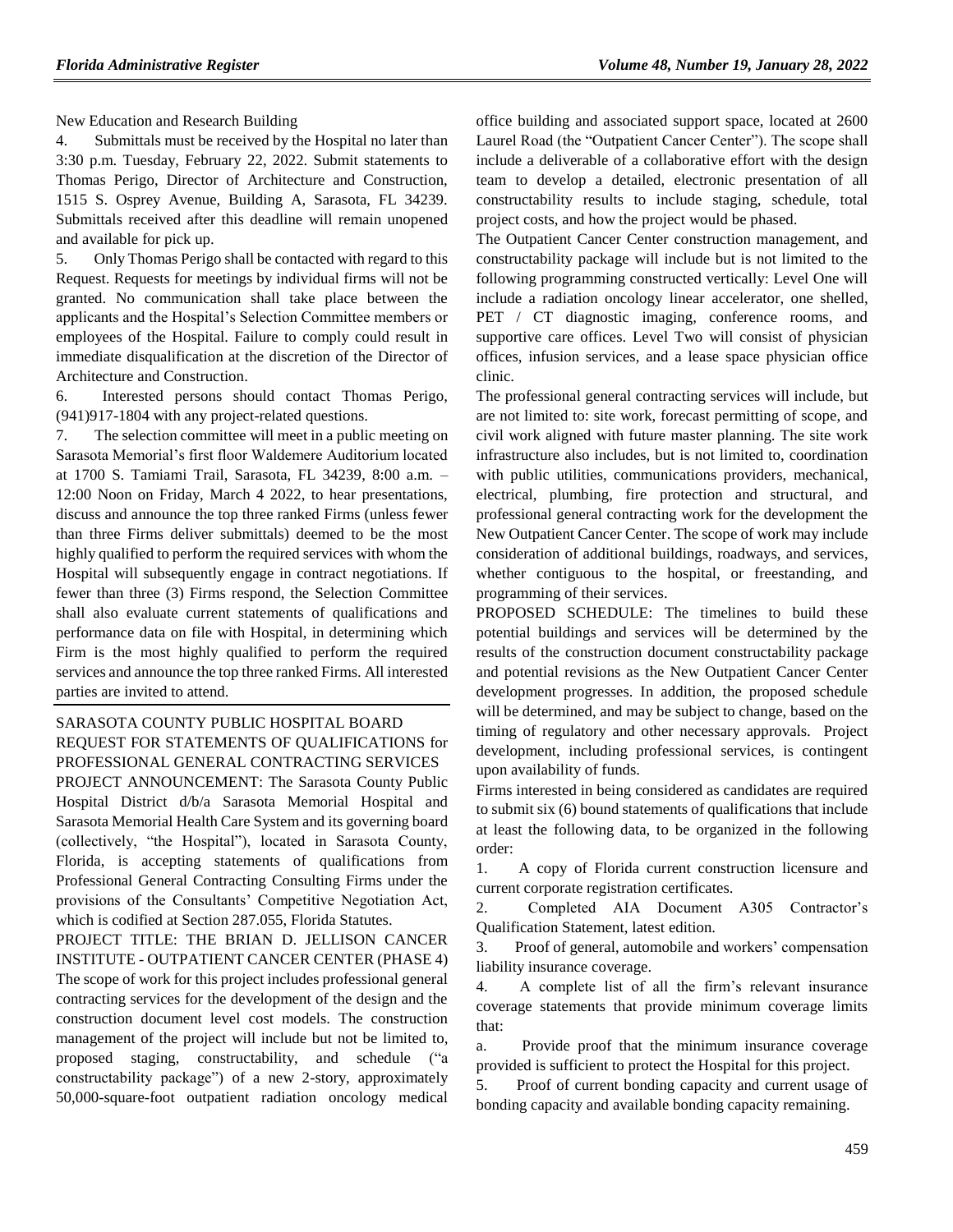New Education and Research Building

4. Submittals must be received by the Hospital no later than 3:30 p.m. Tuesday, February 22, 2022. Submit statements to Thomas Perigo, Director of Architecture and Construction, 1515 S. Osprey Avenue, Building A, Sarasota, FL 34239. Submittals received after this deadline will remain unopened and available for pick up.

5. Only Thomas Perigo shall be contacted with regard to this Request. Requests for meetings by individual firms will not be granted. No communication shall take place between the applicants and the Hospital's Selection Committee members or employees of the Hospital. Failure to comply could result in immediate disqualification at the discretion of the Director of Architecture and Construction.

6. Interested persons should contact Thomas Perigo, (941)917-1804 with any project-related questions.

7. The selection committee will meet in a public meeting on Sarasota Memorial's first floor Waldemere Auditorium located at 1700 S. Tamiami Trail, Sarasota, FL 34239, 8:00 a.m. – 12:00 Noon on Friday, March 4 2022, to hear presentations, discuss and announce the top three ranked Firms (unless fewer than three Firms deliver submittals) deemed to be the most highly qualified to perform the required services with whom the Hospital will subsequently engage in contract negotiations. If fewer than three (3) Firms respond, the Selection Committee shall also evaluate current statements of qualifications and performance data on file with Hospital, in determining which Firm is the most highly qualified to perform the required services and announce the top three ranked Firms. All interested parties are invited to attend.

SARASOTA COUNTY PUBLIC HOSPITAL BOARD

REQUEST FOR STATEMENTS OF QUALIFICATIONS for PROFESSIONAL GENERAL CONTRACTING SERVICES

PROJECT ANNOUNCEMENT: The Sarasota County Public Hospital District d/b/a Sarasota Memorial Hospital and Sarasota Memorial Health Care System and its governing board (collectively, "the Hospital"), located in Sarasota County, Florida, is accepting statements of qualifications from Professional General Contracting Consulting Firms under the provisions of the Consultants' Competitive Negotiation Act, which is codified at Section 287.055, Florida Statutes.

PROJECT TITLE: THE BRIAN D. JELLISON CANCER INSTITUTE - OUTPATIENT CANCER CENTER (PHASE 4)

The scope of work for this project includes professional general contracting services for the development of the design and the construction document level cost models. The construction management of the project will include but not be limited to, proposed staging, constructability, and schedule ("a constructability package") of a new 2-story, approximately 50,000-square-foot outpatient radiation oncology medical office building and associated support space, located at 2600 Laurel Road (the "Outpatient Cancer Center"). The scope shall include a deliverable of a collaborative effort with the design team to develop a detailed, electronic presentation of all constructability results to include staging, schedule, total project costs, and how the project would be phased.

The Outpatient Cancer Center construction management, and constructability package will include but is not limited to the following programming constructed vertically: Level One will include a radiation oncology linear accelerator, one shelled, PET / CT diagnostic imaging, conference rooms, and supportive care offices. Level Two will consist of physician offices, infusion services, and a lease space physician office clinic.

The professional general contracting services will include, but are not limited to: site work, forecast permitting of scope, and civil work aligned with future master planning. The site work infrastructure also includes, but is not limited to, coordination with public utilities, communications providers, mechanical, electrical, plumbing, fire protection and structural, and professional general contracting work for the development the New Outpatient Cancer Center. The scope of work may include consideration of additional buildings, roadways, and services, whether contiguous to the hospital, or freestanding, and programming of their services.

PROPOSED SCHEDULE: The timelines to build these potential buildings and services will be determined by the results of the construction document constructability package and potential revisions as the New Outpatient Cancer Center development progresses. In addition, the proposed schedule will be determined, and may be subject to change, based on the timing of regulatory and other necessary approvals. Project development, including professional services, is contingent upon availability of funds.

Firms interested in being considered as candidates are required to submit six (6) bound statements of qualifications that include at least the following data, to be organized in the following order:

1. A copy of Florida current construction licensure and current corporate registration certificates.

2. Completed AIA Document A305 Contractor's Qualification Statement, latest edition.

3. Proof of general, automobile and workers' compensation liability insurance coverage.

4. A complete list of all the firm's relevant insurance coverage statements that provide minimum coverage limits that:

a. Provide proof that the minimum insurance coverage provided is sufficient to protect the Hospital for this project.

5. Proof of current bonding capacity and current usage of bonding capacity and available bonding capacity remaining.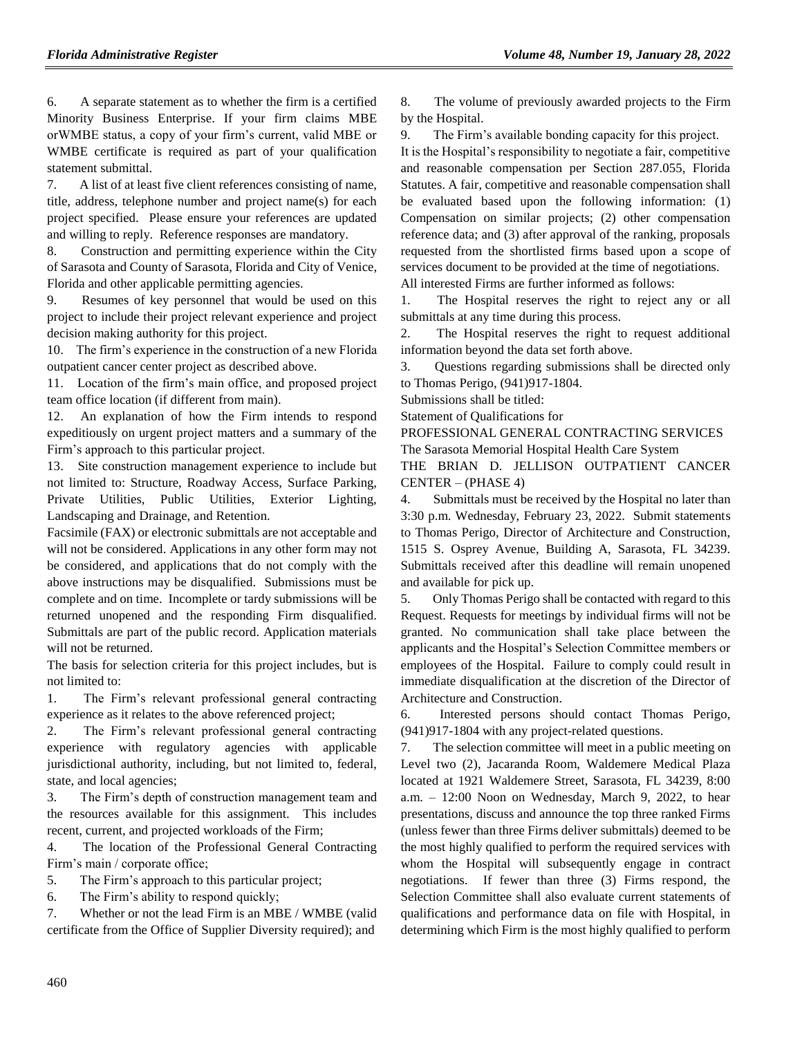6. A separate statement as to whether the firm is a certified Minority Business Enterprise. If your firm claims MBE orWMBE status, a copy of your firm's current, valid MBE or WMBE certificate is required as part of your qualification statement submittal.

7. A list of at least five client references consisting of name, title, address, telephone number and project name(s) for each project specified. Please ensure your references are updated and willing to reply. Reference responses are mandatory.

8. Construction and permitting experience within the City of Sarasota and County of Sarasota, Florida and City of Venice, Florida and other applicable permitting agencies.

9. Resumes of key personnel that would be used on this project to include their project relevant experience and project decision making authority for this project.

10. The firm's experience in the construction of a new Florida outpatient cancer center project as described above.

11. Location of the firm's main office, and proposed project team office location (if different from main).

12. An explanation of how the Firm intends to respond expeditiously on urgent project matters and a summary of the Firm's approach to this particular project.

13. Site construction management experience to include but not limited to: Structure, Roadway Access, Surface Parking, Private Utilities, Public Utilities, Exterior Lighting, Landscaping and Drainage, and Retention.

Facsimile (FAX) or electronic submittals are not acceptable and will not be considered. Applications in any other form may not be considered, and applications that do not comply with the above instructions may be disqualified. Submissions must be complete and on time. Incomplete or tardy submissions will be returned unopened and the responding Firm disqualified. Submittals are part of the public record. Application materials will not be returned.

The basis for selection criteria for this project includes, but is not limited to:

1. The Firm's relevant professional general contracting experience as it relates to the above referenced project;

2. The Firm's relevant professional general contracting experience with regulatory agencies with applicable jurisdictional authority, including, but not limited to, federal, state, and local agencies;

3. The Firm's depth of construction management team and the resources available for this assignment. This includes recent, current, and projected workloads of the Firm;

4. The location of the Professional General Contracting Firm's main / corporate office;

5. The Firm's approach to this particular project;

6. The Firm's ability to respond quickly;

7. Whether or not the lead Firm is an MBE / WMBE (valid certificate from the Office of Supplier Diversity required); and

8. The volume of previously awarded projects to the Firm by the Hospital.

9. The Firm's available bonding capacity for this project.

It is the Hospital's responsibility to negotiate a fair, competitive and reasonable compensation per Section 287.055, Florida Statutes. A fair, competitive and reasonable compensation shall be evaluated based upon the following information: (1) Compensation on similar projects; (2) other compensation reference data; and (3) after approval of the ranking, proposals requested from the shortlisted firms based upon a scope of services document to be provided at the time of negotiations.

All interested Firms are further informed as follows:

1. The Hospital reserves the right to reject any or all submittals at any time during this process.

2. The Hospital reserves the right to request additional information beyond the data set forth above.

3. Questions regarding submissions shall be directed only to Thomas Perigo, (941)917-1804.

Submissions shall be titled:

Statement of Qualifications for

PROFESSIONAL GENERAL CONTRACTING SERVICES

The Sarasota Memorial Hospital Health Care System

THE BRIAN D. JELLISON OUTPATIENT CANCER CENTER – (PHASE 4)

4. Submittals must be received by the Hospital no later than 3:30 p.m. Wednesday, February 23, 2022. Submit statements to Thomas Perigo, Director of Architecture and Construction, 1515 S. Osprey Avenue, Building A, Sarasota, FL 34239. Submittals received after this deadline will remain unopened and available for pick up.

5. Only Thomas Perigo shall be contacted with regard to this Request. Requests for meetings by individual firms will not be granted. No communication shall take place between the applicants and the Hospital's Selection Committee members or employees of the Hospital. Failure to comply could result in immediate disqualification at the discretion of the Director of Architecture and Construction.

6. Interested persons should contact Thomas Perigo, (941)917-1804 with any project-related questions.

7. The selection committee will meet in a public meeting on Level two (2), Jacaranda Room, Waldemere Medical Plaza located at 1921 Waldemere Street, Sarasota, FL 34239, 8:00 a.m. – 12:00 Noon on Wednesday, March 9, 2022, to hear presentations, discuss and announce the top three ranked Firms (unless fewer than three Firms deliver submittals) deemed to be the most highly qualified to perform the required services with whom the Hospital will subsequently engage in contract negotiations. If fewer than three (3) Firms respond, the Selection Committee shall also evaluate current statements of qualifications and performance data on file with Hospital, in determining which Firm is the most highly qualified to perform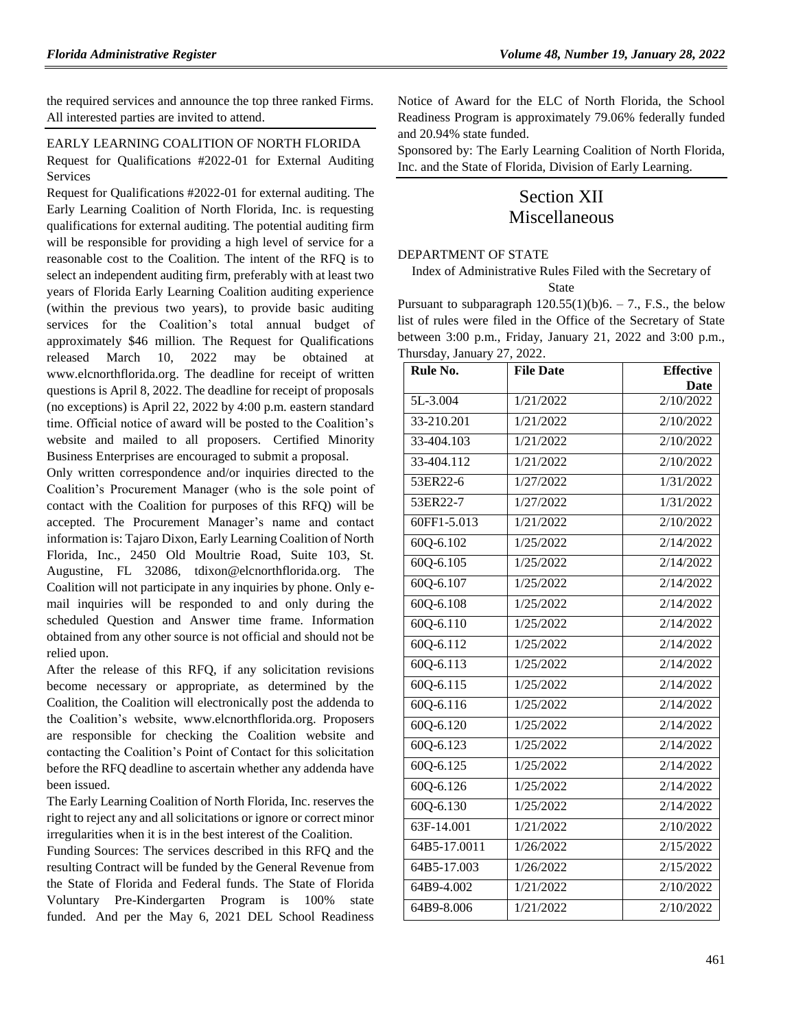the required services and announce the top three ranked Firms. All interested parties are invited to attend.

EARLY LEARNING COALITION OF NORTH FLORIDA

Request for Qualifications #2022-01 for External Auditing Services

Request for Qualifications #2022-01 for external auditing. The Early Learning Coalition of North Florida, Inc. is requesting qualifications for external auditing. The potential auditing firm will be responsible for providing a high level of service for a reasonable cost to the Coalition. The intent of the RFQ is to select an independent auditing firm, preferably with at least two years of Florida Early Learning Coalition auditing experience (within the previous two years), to provide basic auditing services for the Coalition's total annual budget of approximately $46 million. The Request for Qualifications released March 10, 2022 may be obtained at www.elcnorthflorida.org. The deadline for receipt of written questions is April 8, 2022. The deadline for receipt of proposals (no exceptions) is April 22, 2022 by 4:00 p.m. eastern standard time. Official notice of award will be posted to the Coalition's website and mailed to all proposers. Certified Minority Business Enterprises are encouraged to submit a proposal.

Only written correspondence and/or inquiries directed to the Coalition's Procurement Manager (who is the sole point of contact with the Coalition for purposes of this RFQ) will be accepted. The Procurement Manager's name and contact information is: Tajaro Dixon, Early Learning Coalition of North Florida, Inc., 2450 Old Moultrie Road, Suite 103, St. Augustine, FL 32086, tdixon@elcnorthflorida.org. The Coalition will not participate in any inquiries by phone. Only e-mail inquiries will be responded to and only during the scheduled Question and Answer time frame. Information obtained from any other source is not official and should not be relied upon.

After the release of this RFQ, if any solicitation revisions become necessary or appropriate, as determined by the Coalition, the Coalition will electronically post the addenda to the Coalition's website, www.elcnorthflorida.org. Proposers are responsible for checking the Coalition website and contacting the Coalition's Point of Contact for this solicitation before the RFQ deadline to ascertain whether any addenda have been issued.

The Early Learning Coalition of North Florida, Inc. reserves the right to reject any and all solicitations or ignore or correct minor irregularities when it is in the best interest of the Coalition.

Funding Sources: The services described in this RFQ and the resulting Contract will be funded by the General Revenue from the State of Florida and Federal funds. The State of Florida Voluntary Pre-Kindergarten Program is 100% state funded. And per the May 6, 2021 DEL School Readiness Notice of Award for the ELC of North Florida, the School Readiness Program is approximately 79.06% federally funded and 20.94% state funded.

Sponsored by: The Early Learning Coalition of North Florida, Inc. and the State of Florida, Division of Early Learning.

# Section XII Miscellaneous

DEPARTMENT OF STATE

Index of Administrative Rules Filed with the Secretary of State

Pursuant to subparagraph 120.55(1)(b)6. – 7., F.S., the below list of rules were filed in the Office of the Secretary of State between 3:00 p.m., Friday, January 21, 2022 and 3:00 p.m., Thursday, January 27, 2022.

| Rule No. | File Date | Effective Date |
|---|---|---|
| 5L-3.004 | 1/21/2022 | 2/10/2022 |
| 33-210.201 | 1/21/2022 | 2/10/2022 |
| 33-404.103 | 1/21/2022 | 2/10/2022 |
| 33-404.112 | 1/21/2022 | 2/10/2022 |
| 53ER22-6 | 1/27/2022 | 1/31/2022 |
| 53ER22-7 | 1/27/2022 | 1/31/2022 |
| 60FF1-5.013 | 1/21/2022 | 2/10/2022 |
| 60Q-6.102 | 1/25/2022 | 2/14/2022 |
| 60Q-6.105 | 1/25/2022 | 2/14/2022 |
| 60Q-6.107 | 1/25/2022 | 2/14/2022 |
| 60Q-6.108 | 1/25/2022 | 2/14/2022 |
| 60Q-6.110 | 1/25/2022 | 2/14/2022 |
| 60Q-6.112 | 1/25/2022 | 2/14/2022 |
| 60Q-6.113 | 1/25/2022 | 2/14/2022 |
| 60Q-6.115 | 1/25/2022 | 2/14/2022 |
| 60Q-6.116 | 1/25/2022 | 2/14/2022 |
| 60Q-6.120 | 1/25/2022 | 2/14/2022 |
| 60Q-6.123 | 1/25/2022 | 2/14/2022 |
| 60Q-6.125 | 1/25/2022 | 2/14/2022 |
| 60Q-6.126 | 1/25/2022 | 2/14/2022 |
| 60Q-6.130 | 1/25/2022 | 2/14/2022 |
| 63F-14.001 | 1/21/2022 | 2/10/2022 |
| 64B5-17.0011 | 1/26/2022 | 2/15/2022 |
| 64B5-17.003 | 1/26/2022 | 2/15/2022 |
| 64B9-4.002 | 1/21/2022 | 2/10/2022 |
| 64B9-8.006 | 1/21/2022 | 2/10/2022 |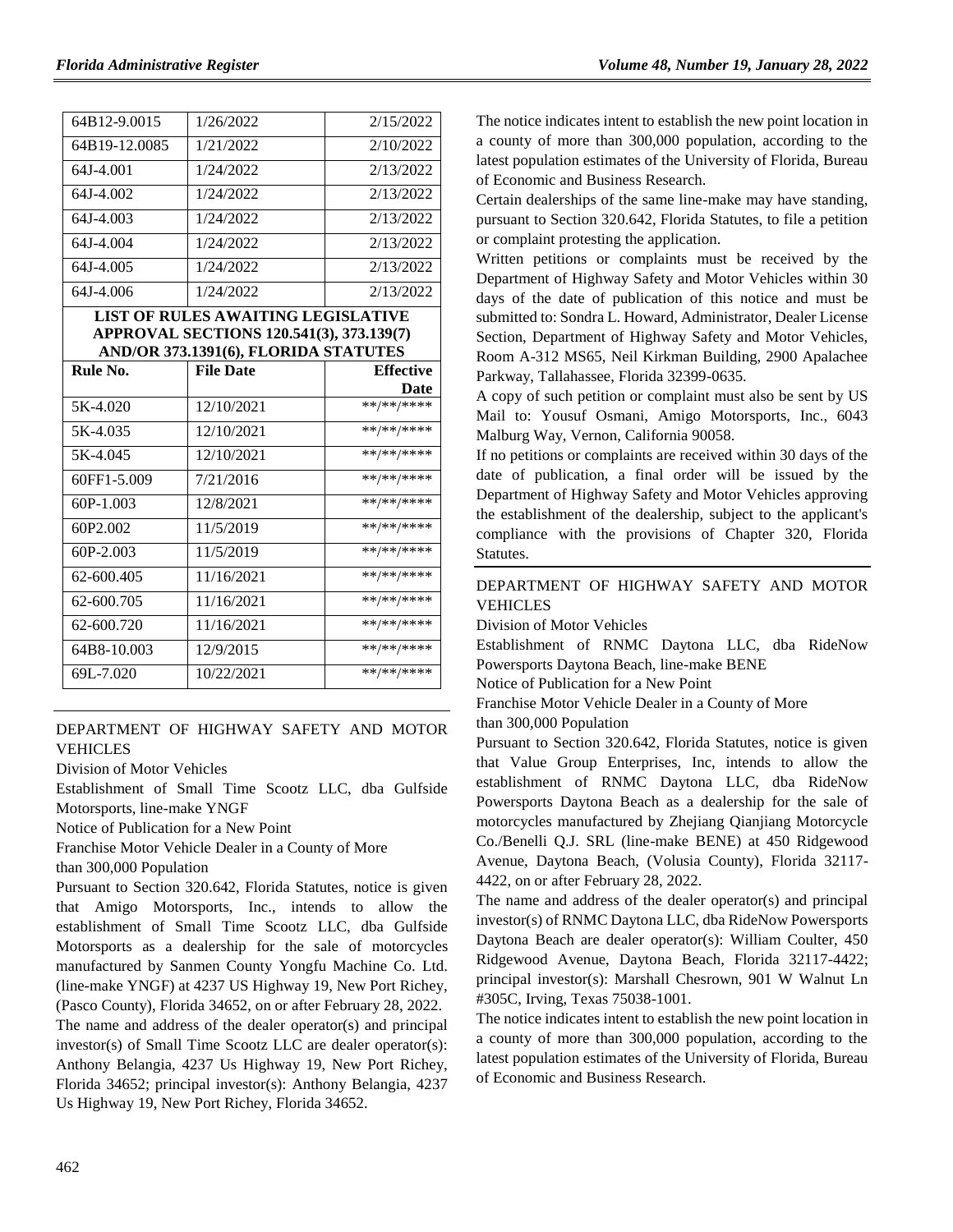| | | |
|---|---|---|
| 64B12-9.0015 | 1/26/2022 | 2/15/2022 |
| 64B19-12.0085 | 1/21/2022 | 2/10/2022 |
| 64J-4.001 | 1/24/2022 | 2/13/2022 |
| 64J-4.002 | 1/24/2022 | 2/13/2022 |
| 64J-4.003 | 1/24/2022 | 2/13/2022 |
| 64J-4.004 | 1/24/2022 | 2/13/2022 |
| 64J-4.005 | 1/24/2022 | 2/13/2022 |
| 64J-4.006 | 1/24/2022 | 2/13/2022 |

**LIST OF RULES AWAITING LEGISLATIVE APPROVAL SECTIONS 120.541(3), 373.139(7) AND/OR 373.1391(6), FLORIDA STATUTES**

| Rule No. | File Date | Effective Date |
|---|---|---|
| 5K-4.020 | 12/10/2021 | \*\*/\*\*/\*\*\*\* |
| 5K-4.035 | 12/10/2021 | \*\*/\*\*/\*\*\*\* |
| 5K-4.045 | 12/10/2021 | \*\*/\*\*/\*\*\*\* |
| 60FF1-5.009 | 7/21/2016 | \*\*/\*\*/\*\*\*\* |
| 60P-1.003 | 12/8/2021 | \*\*/\*\*/\*\*\*\* |
| 60P2.002 | 11/5/2019 | \*\*/\*\*/\*\*\*\* |
| 60P-2.003 | 11/5/2019 | \*\*/\*\*/\*\*\*\* |
| 62-600.405 | 11/16/2021 | \*\*/\*\*/\*\*\*\* |
| 62-600.705 | 11/16/2021 | \*\*/\*\*/\*\*\*\* |
| 62-600.720 | 11/16/2021 | \*\*/\*\*/\*\*\*\* |
| 64B8-10.003 | 12/9/2015 | \*\*/\*\*/\*\*\*\* |
| 69L-7.020 | 10/22/2021 | \*\*/\*\*/\*\*\*\* |

DEPARTMENT OF HIGHWAY SAFETY AND MOTOR VEHICLES

Division of Motor Vehicles

Establishment of Small Time Scootz LLC, dba Gulfside Motorsports, line-make YNGF

Notice of Publication for a New Point

Franchise Motor Vehicle Dealer in a County of More than 300,000 Population

Pursuant to Section 320.642, Florida Statutes, notice is given that Amigo Motorsports, Inc., intends to allow the establishment of Small Time Scootz LLC, dba Gulfside Motorsports as a dealership for the sale of motorcycles manufactured by Sanmen County Yongfu Machine Co. Ltd. (line-make YNGF) at 4237 US Highway 19, New Port Richey, (Pasco County), Florida 34652, on or after February 28, 2022.

The name and address of the dealer operator(s) and principal investor(s) of Small Time Scootz LLC are dealer operator(s): Anthony Belangia, 4237 Us Highway 19, New Port Richey, Florida 34652; principal investor(s): Anthony Belangia, 4237 Us Highway 19, New Port Richey, Florida 34652.

The notice indicates intent to establish the new point location in a county of more than 300,000 population, according to the latest population estimates of the University of Florida, Bureau of Economic and Business Research.

Certain dealerships of the same line-make may have standing, pursuant to Section 320.642, Florida Statutes, to file a petition or complaint protesting the application.

Written petitions or complaints must be received by the Department of Highway Safety and Motor Vehicles within 30 days of the date of publication of this notice and must be submitted to: Sondra L. Howard, Administrator, Dealer License Section, Department of Highway Safety and Motor Vehicles, Room A-312 MS65, Neil Kirkman Building, 2900 Apalachee Parkway, Tallahassee, Florida 32399-0635.

A copy of such petition or complaint must also be sent by US Mail to: Yousuf Osmani, Amigo Motorsports, Inc., 6043 Malburg Way, Vernon, California 90058.

If no petitions or complaints are received within 30 days of the date of publication, a final order will be issued by the Department of Highway Safety and Motor Vehicles approving the establishment of the dealership, subject to the applicant's compliance with the provisions of Chapter 320, Florida Statutes.

DEPARTMENT OF HIGHWAY SAFETY AND MOTOR VEHICLES

Division of Motor Vehicles

Establishment of RNMC Daytona LLC, dba RideNow Powersports Daytona Beach, line-make BENE

Notice of Publication for a New Point

Franchise Motor Vehicle Dealer in a County of More than 300,000 Population

Pursuant to Section 320.642, Florida Statutes, notice is given that Value Group Enterprises, Inc, intends to allow the establishment of RNMC Daytona LLC, dba RideNow Powersports Daytona Beach as a dealership for the sale of motorcycles manufactured by Zhejiang Qianjiang Motorcycle Co./Benelli Q.J. SRL (line-make BENE) at 450 Ridgewood Avenue, Daytona Beach, (Volusia County), Florida 32117-4422, on or after February 28, 2022.

The name and address of the dealer operator(s) and principal investor(s) of RNMC Daytona LLC, dba RideNow Powersports Daytona Beach are dealer operator(s): William Coulter, 450 Ridgewood Avenue, Daytona Beach, Florida 32117-4422; principal investor(s): Marshall Chesrown, 901 W Walnut Ln #305C, Irving, Texas 75038-1001.

The notice indicates intent to establish the new point location in a county of more than 300,000 population, according to the latest population estimates of the University of Florida, Bureau of Economic and Business Research.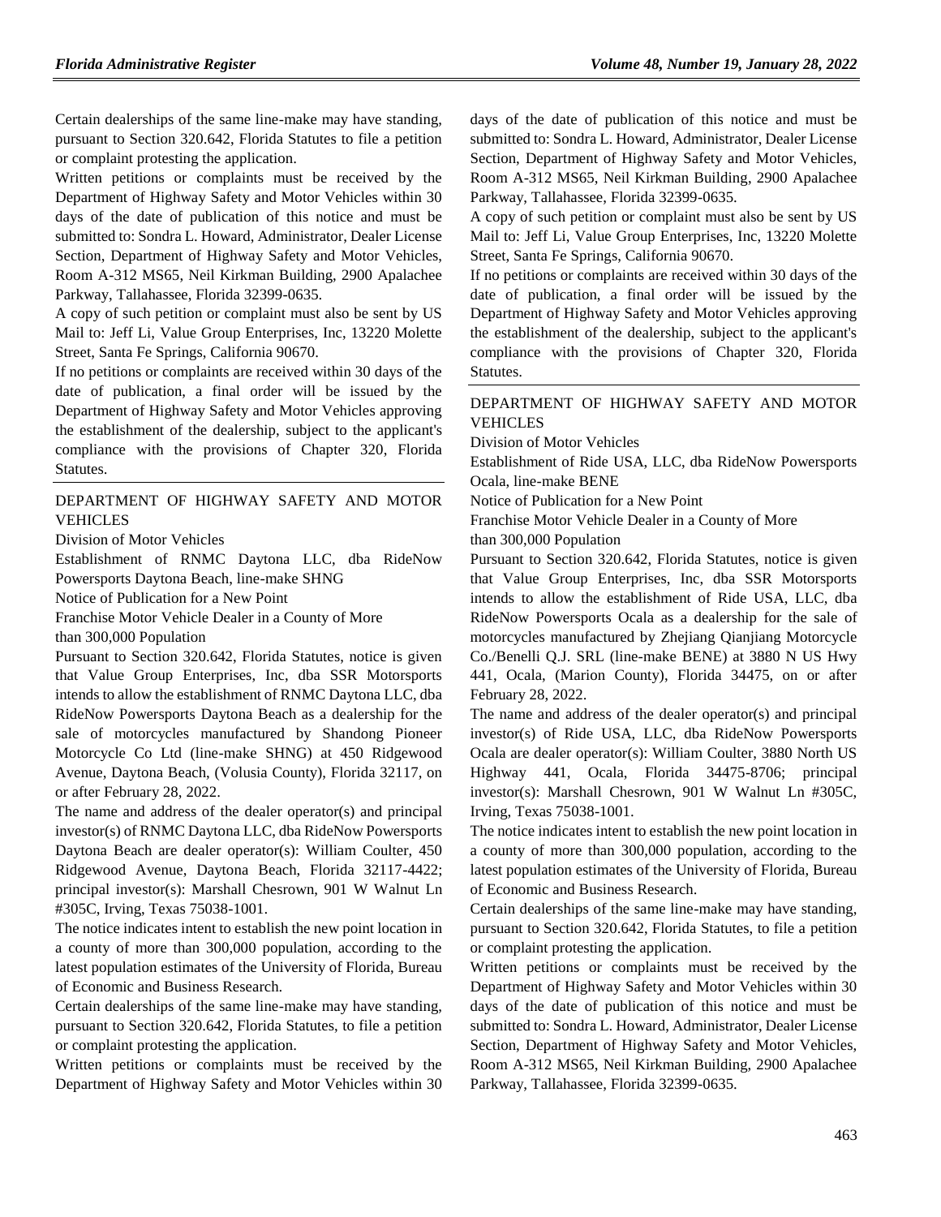Certain dealerships of the same line-make may have standing, pursuant to Section 320.642, Florida Statutes to file a petition or complaint protesting the application.

Written petitions or complaints must be received by the Department of Highway Safety and Motor Vehicles within 30 days of the date of publication of this notice and must be submitted to: Sondra L. Howard, Administrator, Dealer License Section, Department of Highway Safety and Motor Vehicles, Room A-312 MS65, Neil Kirkman Building, 2900 Apalachee Parkway, Tallahassee, Florida 32399-0635.

A copy of such petition or complaint must also be sent by US Mail to: Jeff Li, Value Group Enterprises, Inc, 13220 Molette Street, Santa Fe Springs, California 90670.

If no petitions or complaints are received within 30 days of the date of publication, a final order will be issued by the Department of Highway Safety and Motor Vehicles approving the establishment of the dealership, subject to the applicant's compliance with the provisions of Chapter 320, Florida Statutes.

---

DEPARTMENT OF HIGHWAY SAFETY AND MOTOR VEHICLES

Division of Motor Vehicles

Establishment of RNMC Daytona LLC, dba RideNow Powersports Daytona Beach, line-make SHNG

Notice of Publication for a New Point

Franchise Motor Vehicle Dealer in a County of More than 300,000 Population

Pursuant to Section 320.642, Florida Statutes, notice is given that Value Group Enterprises, Inc, dba SSR Motorsports intends to allow the establishment of RNMC Daytona LLC, dba RideNow Powersports Daytona Beach as a dealership for the sale of motorcycles manufactured by Shandong Pioneer Motorcycle Co Ltd (line-make SHNG) at 450 Ridgewood Avenue, Daytona Beach, (Volusia County), Florida 32117, on or after February 28, 2022.

The name and address of the dealer operator(s) and principal investor(s) of RNMC Daytona LLC, dba RideNow Powersports Daytona Beach are dealer operator(s): William Coulter, 450 Ridgewood Avenue, Daytona Beach, Florida 32117-4422; principal investor(s): Marshall Chesrown, 901 W Walnut Ln #305C, Irving, Texas 75038-1001.

The notice indicates intent to establish the new point location in a county of more than 300,000 population, according to the latest population estimates of the University of Florida, Bureau of Economic and Business Research.

Certain dealerships of the same line-make may have standing, pursuant to Section 320.642, Florida Statutes, to file a petition or complaint protesting the application.

Written petitions or complaints must be received by the Department of Highway Safety and Motor Vehicles within 30 days of the date of publication of this notice and must be submitted to: Sondra L. Howard, Administrator, Dealer License Section, Department of Highway Safety and Motor Vehicles, Room A-312 MS65, Neil Kirkman Building, 2900 Apalachee Parkway, Tallahassee, Florida 32399-0635.

A copy of such petition or complaint must also be sent by US Mail to: Jeff Li, Value Group Enterprises, Inc, 13220 Molette Street, Santa Fe Springs, California 90670.

If no petitions or complaints are received within 30 days of the date of publication, a final order will be issued by the Department of Highway Safety and Motor Vehicles approving the establishment of the dealership, subject to the applicant's compliance with the provisions of Chapter 320, Florida Statutes.

---

DEPARTMENT OF HIGHWAY SAFETY AND MOTOR VEHICLES

Division of Motor Vehicles

Establishment of Ride USA, LLC, dba RideNow Powersports Ocala, line-make BENE

Notice of Publication for a New Point

Franchise Motor Vehicle Dealer in a County of More than 300,000 Population

Pursuant to Section 320.642, Florida Statutes, notice is given that Value Group Enterprises, Inc, dba SSR Motorsports intends to allow the establishment of Ride USA, LLC, dba RideNow Powersports Ocala as a dealership for the sale of motorcycles manufactured by Zhejiang Qianjiang Motorcycle Co./Benelli Q.J. SRL (line-make BENE) at 3880 N US Hwy 441, Ocala, (Marion County), Florida 34475, on or after February 28, 2022.

The name and address of the dealer operator(s) and principal investor(s) of Ride USA, LLC, dba RideNow Powersports Ocala are dealer operator(s): William Coulter, 3880 North US Highway 441, Ocala, Florida 34475-8706; principal investor(s): Marshall Chesrown, 901 W Walnut Ln #305C, Irving, Texas 75038-1001.

The notice indicates intent to establish the new point location in a county of more than 300,000 population, according to the latest population estimates of the University of Florida, Bureau of Economic and Business Research.

Certain dealerships of the same line-make may have standing, pursuant to Section 320.642, Florida Statutes, to file a petition or complaint protesting the application.

Written petitions or complaints must be received by the Department of Highway Safety and Motor Vehicles within 30 days of the date of publication of this notice and must be submitted to: Sondra L. Howard, Administrator, Dealer License Section, Department of Highway Safety and Motor Vehicles, Room A-312 MS65, Neil Kirkman Building, 2900 Apalachee Parkway, Tallahassee, Florida 32399-0635.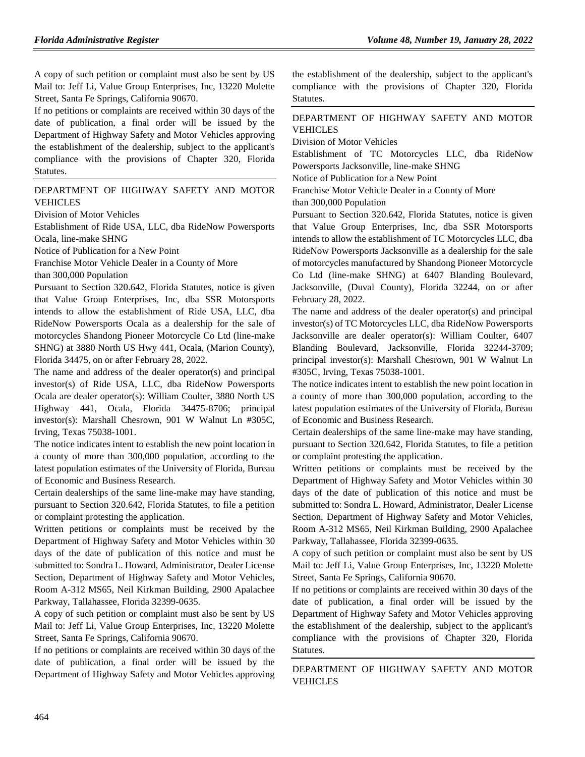A copy of such petition or complaint must also be sent by US Mail to: Jeff Li, Value Group Enterprises, Inc, 13220 Molette Street, Santa Fe Springs, California 90670.

If no petitions or complaints are received within 30 days of the date of publication, a final order will be issued by the Department of Highway Safety and Motor Vehicles approving the establishment of the dealership, subject to the applicant's compliance with the provisions of Chapter 320, Florida Statutes.

DEPARTMENT OF HIGHWAY SAFETY AND MOTOR VEHICLES

Division of Motor Vehicles

Establishment of Ride USA, LLC, dba RideNow Powersports Ocala, line-make SHNG

Notice of Publication for a New Point

Franchise Motor Vehicle Dealer in a County of More than 300,000 Population

Pursuant to Section 320.642, Florida Statutes, notice is given that Value Group Enterprises, Inc, dba SSR Motorsports intends to allow the establishment of Ride USA, LLC, dba RideNow Powersports Ocala as a dealership for the sale of motorcycles Shandong Pioneer Motorcycle Co Ltd (line-make SHNG) at 3880 North US Hwy 441, Ocala, (Marion County), Florida 34475, on or after February 28, 2022.

The name and address of the dealer operator(s) and principal investor(s) of Ride USA, LLC, dba RideNow Powersports Ocala are dealer operator(s): William Coulter, 3880 North US Highway 441, Ocala, Florida 34475-8706; principal investor(s): Marshall Chesrown, 901 W Walnut Ln #305C, Irving, Texas 75038-1001.

The notice indicates intent to establish the new point location in a county of more than 300,000 population, according to the latest population estimates of the University of Florida, Bureau of Economic and Business Research.

Certain dealerships of the same line-make may have standing, pursuant to Section 320.642, Florida Statutes, to file a petition or complaint protesting the application.

Written petitions or complaints must be received by the Department of Highway Safety and Motor Vehicles within 30 days of the date of publication of this notice and must be submitted to: Sondra L. Howard, Administrator, Dealer License Section, Department of Highway Safety and Motor Vehicles, Room A-312 MS65, Neil Kirkman Building, 2900 Apalachee Parkway, Tallahassee, Florida 32399-0635.

A copy of such petition or complaint must also be sent by US Mail to: Jeff Li, Value Group Enterprises, Inc, 13220 Molette Street, Santa Fe Springs, California 90670.

If no petitions or complaints are received within 30 days of the date of publication, a final order will be issued by the Department of Highway Safety and Motor Vehicles approving the establishment of the dealership, subject to the applicant's compliance with the provisions of Chapter 320, Florida Statutes.

DEPARTMENT OF HIGHWAY SAFETY AND MOTOR VEHICLES

Division of Motor Vehicles

Establishment of TC Motorcycles LLC, dba RideNow Powersports Jacksonville, line-make SHNG

Notice of Publication for a New Point

Franchise Motor Vehicle Dealer in a County of More than 300,000 Population

Pursuant to Section 320.642, Florida Statutes, notice is given that Value Group Enterprises, Inc, dba SSR Motorsports intends to allow the establishment of TC Motorcycles LLC, dba RideNow Powersports Jacksonville as a dealership for the sale of motorcycles manufactured by Shandong Pioneer Motorcycle Co Ltd (line-make SHNG) at 6407 Blanding Boulevard, Jacksonville, (Duval County), Florida 32244, on or after February 28, 2022.

The name and address of the dealer operator(s) and principal investor(s) of TC Motorcycles LLC, dba RideNow Powersports Jacksonville are dealer operator(s): William Coulter, 6407 Blanding Boulevard, Jacksonville, Florida 32244-3709; principal investor(s): Marshall Chesrown, 901 W Walnut Ln #305C, Irving, Texas 75038-1001.

The notice indicates intent to establish the new point location in a county of more than 300,000 population, according to the latest population estimates of the University of Florida, Bureau of Economic and Business Research.

Certain dealerships of the same line-make may have standing, pursuant to Section 320.642, Florida Statutes, to file a petition or complaint protesting the application.

Written petitions or complaints must be received by the Department of Highway Safety and Motor Vehicles within 30 days of the date of publication of this notice and must be submitted to: Sondra L. Howard, Administrator, Dealer License Section, Department of Highway Safety and Motor Vehicles, Room A-312 MS65, Neil Kirkman Building, 2900 Apalachee Parkway, Tallahassee, Florida 32399-0635.

A copy of such petition or complaint must also be sent by US Mail to: Jeff Li, Value Group Enterprises, Inc, 13220 Molette Street, Santa Fe Springs, California 90670.

If no petitions or complaints are received within 30 days of the date of publication, a final order will be issued by the Department of Highway Safety and Motor Vehicles approving the establishment of the dealership, subject to the applicant's compliance with the provisions of Chapter 320, Florida Statutes.

DEPARTMENT OF HIGHWAY SAFETY AND MOTOR VEHICLES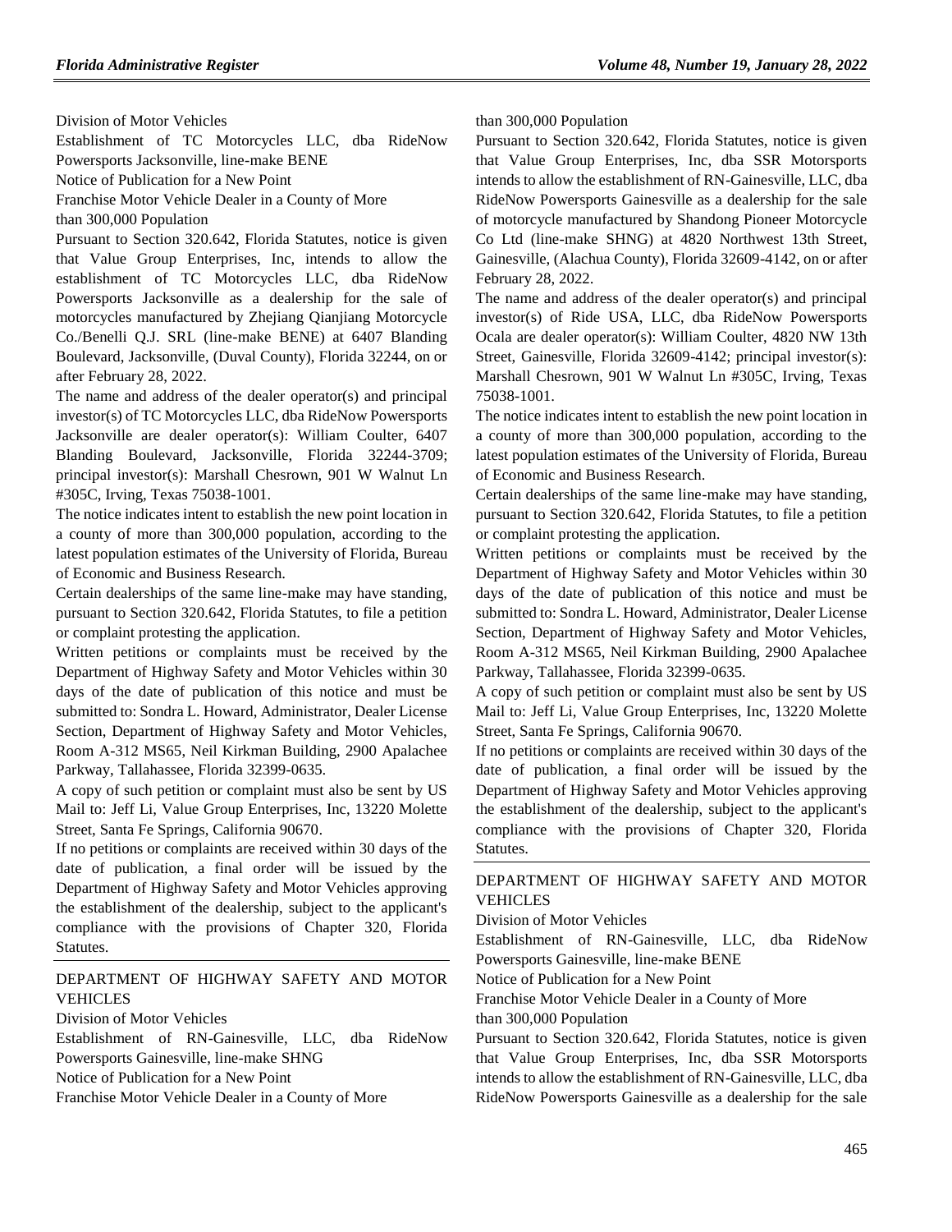Division of Motor Vehicles

Establishment of TC Motorcycles LLC, dba RideNow Powersports Jacksonville, line-make BENE

Notice of Publication for a New Point

Franchise Motor Vehicle Dealer in a County of More than 300,000 Population

Pursuant to Section 320.642, Florida Statutes, notice is given that Value Group Enterprises, Inc, intends to allow the establishment of TC Motorcycles LLC, dba RideNow Powersports Jacksonville as a dealership for the sale of motorcycles manufactured by Zhejiang Qianjiang Motorcycle Co./Benelli Q.J. SRL (line-make BENE) at 6407 Blanding Boulevard, Jacksonville, (Duval County), Florida 32244, on or after February 28, 2022.

The name and address of the dealer operator(s) and principal investor(s) of TC Motorcycles LLC, dba RideNow Powersports Jacksonville are dealer operator(s): William Coulter, 6407 Blanding Boulevard, Jacksonville, Florida 32244-3709; principal investor(s): Marshall Chesrown, 901 W Walnut Ln #305C, Irving, Texas 75038-1001.

The notice indicates intent to establish the new point location in a county of more than 300,000 population, according to the latest population estimates of the University of Florida, Bureau of Economic and Business Research.

Certain dealerships of the same line-make may have standing, pursuant to Section 320.642, Florida Statutes, to file a petition or complaint protesting the application.

Written petitions or complaints must be received by the Department of Highway Safety and Motor Vehicles within 30 days of the date of publication of this notice and must be submitted to: Sondra L. Howard, Administrator, Dealer License Section, Department of Highway Safety and Motor Vehicles, Room A-312 MS65, Neil Kirkman Building, 2900 Apalachee Parkway, Tallahassee, Florida 32399-0635.

A copy of such petition or complaint must also be sent by US Mail to: Jeff Li, Value Group Enterprises, Inc, 13220 Molette Street, Santa Fe Springs, California 90670.

If no petitions or complaints are received within 30 days of the date of publication, a final order will be issued by the Department of Highway Safety and Motor Vehicles approving the establishment of the dealership, subject to the applicant's compliance with the provisions of Chapter 320, Florida Statutes.

---

DEPARTMENT OF HIGHWAY SAFETY AND MOTOR VEHICLES

Division of Motor Vehicles

Establishment of RN-Gainesville, LLC, dba RideNow Powersports Gainesville, line-make SHNG

Notice of Publication for a New Point

Franchise Motor Vehicle Dealer in a County of More than 300,000 Population

Pursuant to Section 320.642, Florida Statutes, notice is given that Value Group Enterprises, Inc, dba SSR Motorsports intends to allow the establishment of RN-Gainesville, LLC, dba RideNow Powersports Gainesville as a dealership for the sale of motorcycle manufactured by Shandong Pioneer Motorcycle Co Ltd (line-make SHNG) at 4820 Northwest 13th Street, Gainesville, (Alachua County), Florida 32609-4142, on or after February 28, 2022.

The name and address of the dealer operator(s) and principal investor(s) of Ride USA, LLC, dba RideNow Powersports Ocala are dealer operator(s): William Coulter, 4820 NW 13th Street, Gainesville, Florida 32609-4142; principal investor(s): Marshall Chesrown, 901 W Walnut Ln #305C, Irving, Texas 75038-1001.

The notice indicates intent to establish the new point location in a county of more than 300,000 population, according to the latest population estimates of the University of Florida, Bureau of Economic and Business Research.

Certain dealerships of the same line-make may have standing, pursuant to Section 320.642, Florida Statutes, to file a petition or complaint protesting the application.

Written petitions or complaints must be received by the Department of Highway Safety and Motor Vehicles within 30 days of the date of publication of this notice and must be submitted to: Sondra L. Howard, Administrator, Dealer License Section, Department of Highway Safety and Motor Vehicles, Room A-312 MS65, Neil Kirkman Building, 2900 Apalachee Parkway, Tallahassee, Florida 32399-0635.

A copy of such petition or complaint must also be sent by US Mail to: Jeff Li, Value Group Enterprises, Inc, 13220 Molette Street, Santa Fe Springs, California 90670.

If no petitions or complaints are received within 30 days of the date of publication, a final order will be issued by the Department of Highway Safety and Motor Vehicles approving the establishment of the dealership, subject to the applicant's compliance with the provisions of Chapter 320, Florida Statutes.

---

DEPARTMENT OF HIGHWAY SAFETY AND MOTOR VEHICLES

Division of Motor Vehicles

Establishment of RN-Gainesville, LLC, dba RideNow Powersports Gainesville, line-make BENE

Notice of Publication for a New Point

Franchise Motor Vehicle Dealer in a County of More than 300,000 Population

Pursuant to Section 320.642, Florida Statutes, notice is given that Value Group Enterprises, Inc, dba SSR Motorsports intends to allow the establishment of RN-Gainesville, LLC, dba RideNow Powersports Gainesville as a dealership for the sale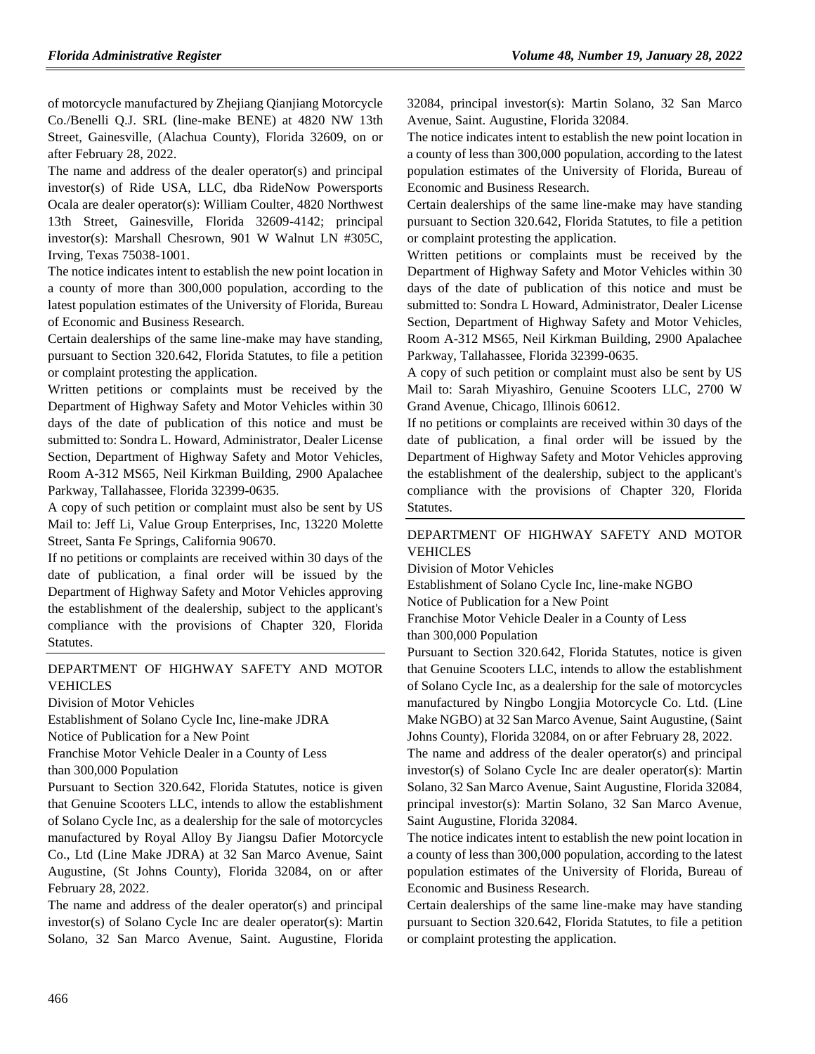of motorcycle manufactured by Zhejiang Qianjiang Motorcycle Co./Benelli Q.J. SRL (line-make BENE) at 4820 NW 13th Street, Gainesville, (Alachua County), Florida 32609, on or after February 28, 2022.

The name and address of the dealer operator(s) and principal investor(s) of Ride USA, LLC, dba RideNow Powersports Ocala are dealer operator(s): William Coulter, 4820 Northwest 13th Street, Gainesville, Florida 32609-4142; principal investor(s): Marshall Chesrown, 901 W Walnut LN #305C, Irving, Texas 75038-1001.

The notice indicates intent to establish the new point location in a county of more than 300,000 population, according to the latest population estimates of the University of Florida, Bureau of Economic and Business Research.

Certain dealerships of the same line-make may have standing, pursuant to Section 320.642, Florida Statutes, to file a petition or complaint protesting the application.

Written petitions or complaints must be received by the Department of Highway Safety and Motor Vehicles within 30 days of the date of publication of this notice and must be submitted to: Sondra L. Howard, Administrator, Dealer License Section, Department of Highway Safety and Motor Vehicles, Room A-312 MS65, Neil Kirkman Building, 2900 Apalachee Parkway, Tallahassee, Florida 32399-0635.

A copy of such petition or complaint must also be sent by US Mail to: Jeff Li, Value Group Enterprises, Inc, 13220 Molette Street, Santa Fe Springs, California 90670.

If no petitions or complaints are received within 30 days of the date of publication, a final order will be issued by the Department of Highway Safety and Motor Vehicles approving the establishment of the dealership, subject to the applicant's compliance with the provisions of Chapter 320, Florida Statutes.

## DEPARTMENT OF HIGHWAY SAFETY AND MOTOR VEHICLES

Division of Motor Vehicles

Establishment of Solano Cycle Inc, line-make JDRA

Notice of Publication for a New Point

Franchise Motor Vehicle Dealer in a County of Less than 300,000 Population

Pursuant to Section 320.642, Florida Statutes, notice is given that Genuine Scooters LLC, intends to allow the establishment of Solano Cycle Inc, as a dealership for the sale of motorcycles manufactured by Royal Alloy By Jiangsu Dafier Motorcycle Co., Ltd (Line Make JDRA) at 32 San Marco Avenue, Saint Augustine, (St Johns County), Florida 32084, on or after February 28, 2022.

The name and address of the dealer operator(s) and principal investor(s) of Solano Cycle Inc are dealer operator(s): Martin Solano, 32 San Marco Avenue, Saint. Augustine, Florida 32084, principal investor(s): Martin Solano, 32 San Marco Avenue, Saint. Augustine, Florida 32084.

The notice indicates intent to establish the new point location in a county of less than 300,000 population, according to the latest population estimates of the University of Florida, Bureau of Economic and Business Research.

Certain dealerships of the same line-make may have standing pursuant to Section 320.642, Florida Statutes, to file a petition or complaint protesting the application.

Written petitions or complaints must be received by the Department of Highway Safety and Motor Vehicles within 30 days of the date of publication of this notice and must be submitted to: Sondra L Howard, Administrator, Dealer License Section, Department of Highway Safety and Motor Vehicles, Room A-312 MS65, Neil Kirkman Building, 2900 Apalachee Parkway, Tallahassee, Florida 32399-0635.

A copy of such petition or complaint must also be sent by US Mail to: Sarah Miyashiro, Genuine Scooters LLC, 2700 W Grand Avenue, Chicago, Illinois 60612.

If no petitions or complaints are received within 30 days of the date of publication, a final order will be issued by the Department of Highway Safety and Motor Vehicles approving the establishment of the dealership, subject to the applicant's compliance with the provisions of Chapter 320, Florida Statutes.

## DEPARTMENT OF HIGHWAY SAFETY AND MOTOR VEHICLES

Division of Motor Vehicles

Establishment of Solano Cycle Inc, line-make NGBO

Notice of Publication for a New Point

Franchise Motor Vehicle Dealer in a County of Less than 300,000 Population

Pursuant to Section 320.642, Florida Statutes, notice is given that Genuine Scooters LLC, intends to allow the establishment of Solano Cycle Inc, as a dealership for the sale of motorcycles manufactured by Ningbo Longjia Motorcycle Co. Ltd. (Line Make NGBO) at 32 San Marco Avenue, Saint Augustine, (Saint Johns County), Florida 32084, on or after February 28, 2022.

The name and address of the dealer operator(s) and principal investor(s) of Solano Cycle Inc are dealer operator(s): Martin Solano, 32 San Marco Avenue, Saint Augustine, Florida 32084, principal investor(s): Martin Solano, 32 San Marco Avenue, Saint Augustine, Florida 32084.

The notice indicates intent to establish the new point location in a county of less than 300,000 population, according to the latest population estimates of the University of Florida, Bureau of Economic and Business Research.

Certain dealerships of the same line-make may have standing pursuant to Section 320.642, Florida Statutes, to file a petition or complaint protesting the application.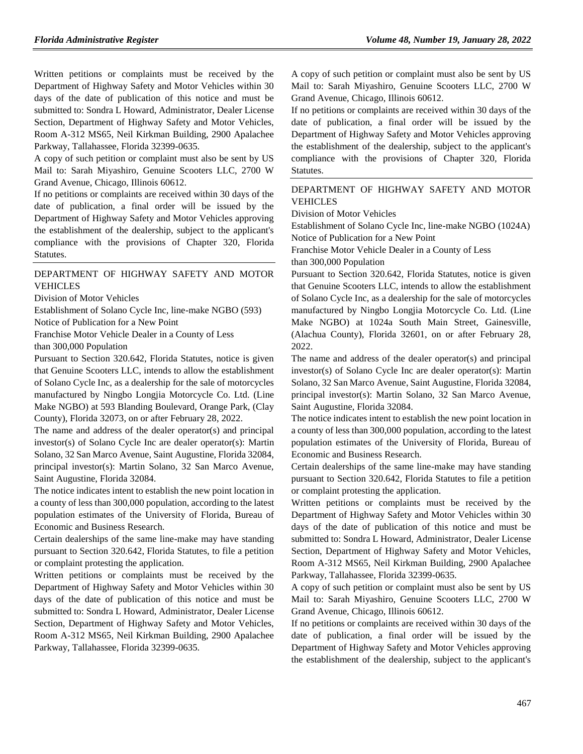Written petitions or complaints must be received by the Department of Highway Safety and Motor Vehicles within 30 days of the date of publication of this notice and must be submitted to: Sondra L Howard, Administrator, Dealer License Section, Department of Highway Safety and Motor Vehicles, Room A-312 MS65, Neil Kirkman Building, 2900 Apalachee Parkway, Tallahassee, Florida 32399-0635.

A copy of such petition or complaint must also be sent by US Mail to: Sarah Miyashiro, Genuine Scooters LLC, 2700 W Grand Avenue, Chicago, Illinois 60612.

If no petitions or complaints are received within 30 days of the date of publication, a final order will be issued by the Department of Highway Safety and Motor Vehicles approving the establishment of the dealership, subject to the applicant's compliance with the provisions of Chapter 320, Florida Statutes.

## DEPARTMENT OF HIGHWAY SAFETY AND MOTOR VEHICLES

Division of Motor Vehicles

Establishment of Solano Cycle Inc, line-make NGBO (593)

Notice of Publication for a New Point

Franchise Motor Vehicle Dealer in a County of Less than 300,000 Population

Pursuant to Section 320.642, Florida Statutes, notice is given that Genuine Scooters LLC, intends to allow the establishment of Solano Cycle Inc, as a dealership for the sale of motorcycles manufactured by Ningbo Longjia Motorcycle Co. Ltd. (Line Make NGBO) at 593 Blanding Boulevard, Orange Park, (Clay County), Florida 32073, on or after February 28, 2022.

The name and address of the dealer operator(s) and principal investor(s) of Solano Cycle Inc are dealer operator(s): Martin Solano, 32 San Marco Avenue, Saint Augustine, Florida 32084, principal investor(s): Martin Solano, 32 San Marco Avenue, Saint Augustine, Florida 32084.

The notice indicates intent to establish the new point location in a county of less than 300,000 population, according to the latest population estimates of the University of Florida, Bureau of Economic and Business Research.

Certain dealerships of the same line-make may have standing pursuant to Section 320.642, Florida Statutes, to file a petition or complaint protesting the application.

Written petitions or complaints must be received by the Department of Highway Safety and Motor Vehicles within 30 days of the date of publication of this notice and must be submitted to: Sondra L Howard, Administrator, Dealer License Section, Department of Highway Safety and Motor Vehicles, Room A-312 MS65, Neil Kirkman Building, 2900 Apalachee Parkway, Tallahassee, Florida 32399-0635.

A copy of such petition or complaint must also be sent by US Mail to: Sarah Miyashiro, Genuine Scooters LLC, 2700 W Grand Avenue, Chicago, Illinois 60612.

If no petitions or complaints are received within 30 days of the date of publication, a final order will be issued by the Department of Highway Safety and Motor Vehicles approving the establishment of the dealership, subject to the applicant's compliance with the provisions of Chapter 320, Florida Statutes.

## DEPARTMENT OF HIGHWAY SAFETY AND MOTOR VEHICLES

Division of Motor Vehicles

Establishment of Solano Cycle Inc, line-make NGBO (1024A)

Notice of Publication for a New Point

Franchise Motor Vehicle Dealer in a County of Less than 300,000 Population

Pursuant to Section 320.642, Florida Statutes, notice is given that Genuine Scooters LLC, intends to allow the establishment of Solano Cycle Inc, as a dealership for the sale of motorcycles manufactured by Ningbo Longjia Motorcycle Co. Ltd. (Line Make NGBO) at 1024a South Main Street, Gainesville, (Alachua County), Florida 32601, on or after February 28, 2022.

The name and address of the dealer operator(s) and principal investor(s) of Solano Cycle Inc are dealer operator(s): Martin Solano, 32 San Marco Avenue, Saint Augustine, Florida 32084, principal investor(s): Martin Solano, 32 San Marco Avenue, Saint Augustine, Florida 32084.

The notice indicates intent to establish the new point location in a county of less than 300,000 population, according to the latest population estimates of the University of Florida, Bureau of Economic and Business Research.

Certain dealerships of the same line-make may have standing pursuant to Section 320.642, Florida Statutes to file a petition or complaint protesting the application.

Written petitions or complaints must be received by the Department of Highway Safety and Motor Vehicles within 30 days of the date of publication of this notice and must be submitted to: Sondra L Howard, Administrator, Dealer License Section, Department of Highway Safety and Motor Vehicles, Room A-312 MS65, Neil Kirkman Building, 2900 Apalachee Parkway, Tallahassee, Florida 32399-0635.

A copy of such petition or complaint must also be sent by US Mail to: Sarah Miyashiro, Genuine Scooters LLC, 2700 W Grand Avenue, Chicago, Illinois 60612.

If no petitions or complaints are received within 30 days of the date of publication, a final order will be issued by the Department of Highway Safety and Motor Vehicles approving the establishment of the dealership, subject to the applicant's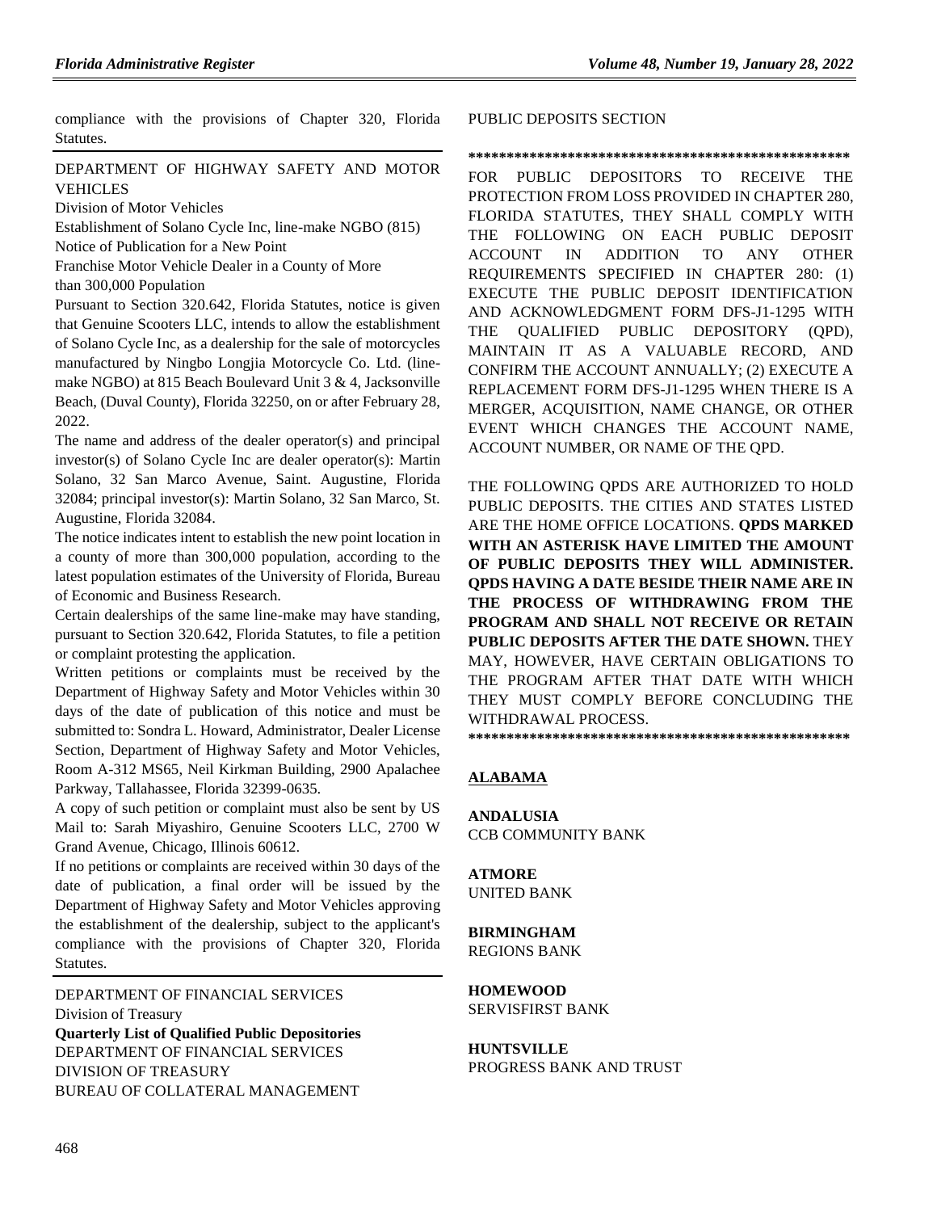compliance with the provisions of Chapter 320, Florida Statutes.

---

DEPARTMENT OF HIGHWAY SAFETY AND MOTOR VEHICLES

Division of Motor Vehicles

Establishment of Solano Cycle Inc, line-make NGBO (815)

Notice of Publication for a New Point

Franchise Motor Vehicle Dealer in a County of More than 300,000 Population

Pursuant to Section 320.642, Florida Statutes, notice is given that Genuine Scooters LLC, intends to allow the establishment of Solano Cycle Inc, as a dealership for the sale of motorcycles manufactured by Ningbo Longjia Motorcycle Co. Ltd. (line-make NGBO) at 815 Beach Boulevard Unit 3 & 4, Jacksonville Beach, (Duval County), Florida 32250, on or after February 28, 2022.

The name and address of the dealer operator(s) and principal investor(s) of Solano Cycle Inc are dealer operator(s): Martin Solano, 32 San Marco Avenue, Saint. Augustine, Florida 32084; principal investor(s): Martin Solano, 32 San Marco, St. Augustine, Florida 32084.

The notice indicates intent to establish the new point location in a county of more than 300,000 population, according to the latest population estimates of the University of Florida, Bureau of Economic and Business Research.

Certain dealerships of the same line-make may have standing, pursuant to Section 320.642, Florida Statutes, to file a petition or complaint protesting the application.

Written petitions or complaints must be received by the Department of Highway Safety and Motor Vehicles within 30 days of the date of publication of this notice and must be submitted to: Sondra L. Howard, Administrator, Dealer License Section, Department of Highway Safety and Motor Vehicles, Room A-312 MS65, Neil Kirkman Building, 2900 Apalachee Parkway, Tallahassee, Florida 32399-0635.

A copy of such petition or complaint must also be sent by US Mail to: Sarah Miyashiro, Genuine Scooters LLC, 2700 W Grand Avenue, Chicago, Illinois 60612.

If no petitions or complaints are received within 30 days of the date of publication, a final order will be issued by the Department of Highway Safety and Motor Vehicles approving the establishment of the dealership, subject to the applicant's compliance with the provisions of Chapter 320, Florida Statutes.

---

DEPARTMENT OF FINANCIAL SERVICES

Division of Treasury

**Quarterly List of Qualified Public Depositories**

DEPARTMENT OF FINANCIAL SERVICES

DIVISION OF TREASURY

BUREAU OF COLLATERAL MANAGEMENT

PUBLIC DEPOSITS SECTION

**************************************************

FOR PUBLIC DEPOSITORS TO RECEIVE THE PROTECTION FROM LOSS PROVIDED IN CHAPTER 280, FLORIDA STATUTES, THEY SHALL COMPLY WITH THE FOLLOWING ON EACH PUBLIC DEPOSIT ACCOUNT IN ADDITION TO ANY OTHER REQUIREMENTS SPECIFIED IN CHAPTER 280: (1) EXECUTE THE PUBLIC DEPOSIT IDENTIFICATION AND ACKNOWLEDGMENT FORM DFS-J1-1295 WITH THE QUALIFIED PUBLIC DEPOSITORY (QPD), MAINTAIN IT AS A VALUABLE RECORD, AND CONFIRM THE ACCOUNT ANNUALLY; (2) EXECUTE A REPLACEMENT FORM DFS-J1-1295 WHEN THERE IS A MERGER, ACQUISITION, NAME CHANGE, OR OTHER EVENT WHICH CHANGES THE ACCOUNT NAME, ACCOUNT NUMBER, OR NAME OF THE QPD.

THE FOLLOWING QPDS ARE AUTHORIZED TO HOLD PUBLIC DEPOSITS. THE CITIES AND STATES LISTED ARE THE HOME OFFICE LOCATIONS. **QPDS MARKED WITH AN ASTERISK HAVE LIMITED THE AMOUNT OF PUBLIC DEPOSITS THEY WILL ADMINISTER. QPDS HAVING A DATE BESIDE THEIR NAME ARE IN THE PROCESS OF WITHDRAWING FROM THE PROGRAM AND SHALL NOT RECEIVE OR RETAIN PUBLIC DEPOSITS AFTER THE DATE SHOWN.** THEY MAY, HOWEVER, HAVE CERTAIN OBLIGATIONS TO THE PROGRAM AFTER THAT DATE WITH WHICH THEY MUST COMPLY BEFORE CONCLUDING THE WITHDRAWAL PROCESS.

**************************************************

**ALABAMA**

**ANDALUSIA**
CCB COMMUNITY BANK

**ATMORE**
UNITED BANK

**BIRMINGHAM**
REGIONS BANK

**HOMEWOOD**
SERVISFIRST BANK

**HUNTSVILLE**
PROGRESS BANK AND TRUST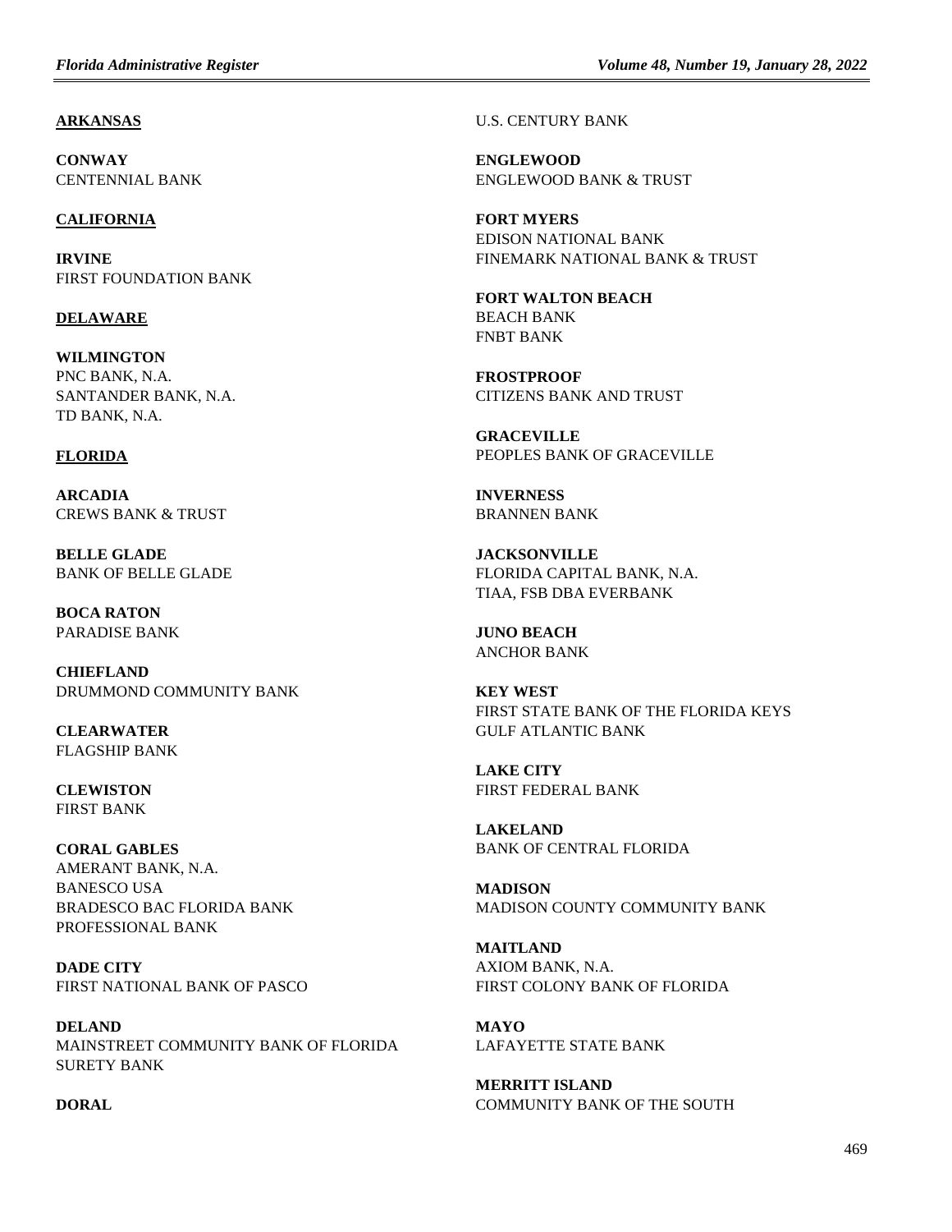**ARKANSAS**

**CONWAY**
CENTENNIAL BANK

**CALIFORNIA**

**IRVINE**
FIRST FOUNDATION BANK

**DELAWARE**

**WILMINGTON**
PNC BANK, N.A.
SANTANDER BANK, N.A.
TD BANK, N.A.

**FLORIDA**

**ARCADIA**
CREWS BANK & TRUST

**BELLE GLADE**
BANK OF BELLE GLADE

**BOCA RATON**
PARADISE BANK

**CHIEFLAND**
DRUMMOND COMMUNITY BANK

**CLEARWATER**
FLAGSHIP BANK

**CLEWISTON**
FIRST BANK

**CORAL GABLES**
AMERANT BANK, N.A.
BANESCO USA
BRADESCO BAC FLORIDA BANK
PROFESSIONAL BANK

**DADE CITY**
FIRST NATIONAL BANK OF PASCO

**DELAND**
MAINSTREET COMMUNITY BANK OF FLORIDA
SURETY BANK

**DORAL**
U.S. CENTURY BANK

**ENGLEWOOD**
ENGLEWOOD BANK & TRUST

**FORT MYERS**
EDISON NATIONAL BANK
FINEMARK NATIONAL BANK & TRUST

**FORT WALTON BEACH**
BEACH BANK
FNBT BANK

**FROSTPROOF**
CITIZENS BANK AND TRUST

**GRACEVILLE**
PEOPLES BANK OF GRACEVILLE

**INVERNESS**
BRANNEN BANK

**JACKSONVILLE**
FLORIDA CAPITAL BANK, N.A.
TIAA, FSB DBA EVERBANK

**JUNO BEACH**
ANCHOR BANK

**KEY WEST**
FIRST STATE BANK OF THE FLORIDA KEYS
GULF ATLANTIC BANK

**LAKE CITY**
FIRST FEDERAL BANK

**LAKELAND**
BANK OF CENTRAL FLORIDA

**MADISON**
MADISON COUNTY COMMUNITY BANK

**MAITLAND**
AXIOM BANK, N.A.
FIRST COLONY BANK OF FLORIDA

**MAYO**
LAFAYETTE STATE BANK

**MERRITT ISLAND**
COMMUNITY BANK OF THE SOUTH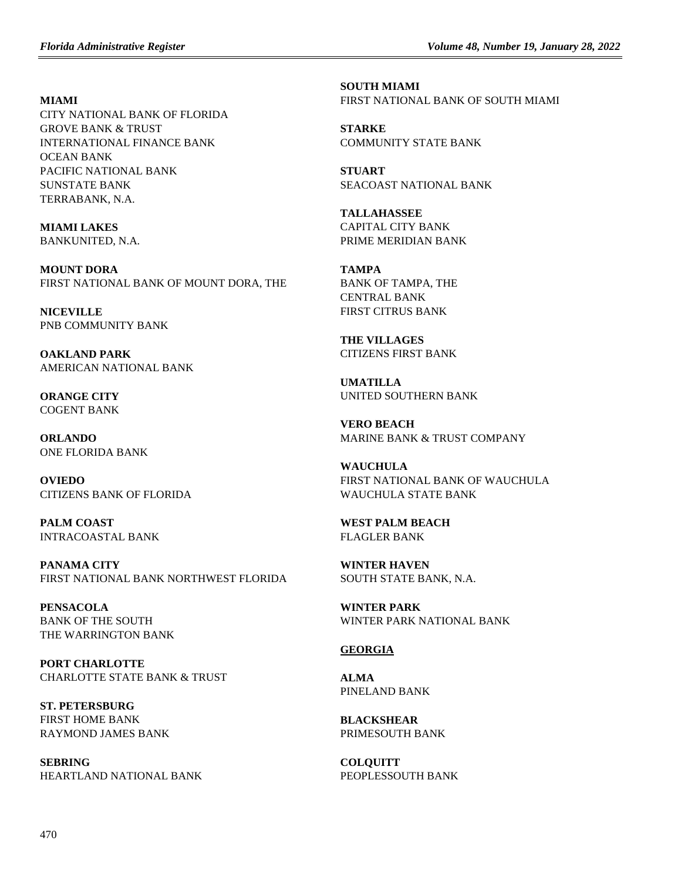**MIAMI**
CITY NATIONAL BANK OF FLORIDA
GROVE BANK & TRUST
INTERNATIONAL FINANCE BANK
OCEAN BANK
PACIFIC NATIONAL BANK
SUNSTATE BANK
TERRABANK, N.A.

**MIAMI LAKES**
BANKUNITED, N.A.

**MOUNT DORA**
FIRST NATIONAL BANK OF MOUNT DORA, THE

**NICEVILLE**
PNB COMMUNITY BANK

**OAKLAND PARK**
AMERICAN NATIONAL BANK

**ORANGE CITY**
COGENT BANK

**ORLANDO**
ONE FLORIDA BANK

**OVIEDO**
CITIZENS BANK OF FLORIDA

**PALM COAST**
INTRACOASTAL BANK

**PANAMA CITY**
FIRST NATIONAL BANK NORTHWEST FLORIDA

**PENSACOLA**
BANK OF THE SOUTH
THE WARRINGTON BANK

**PORT CHARLOTTE**
CHARLOTTE STATE BANK & TRUST

**ST. PETERSBURG**
FIRST HOME BANK
RAYMOND JAMES BANK

**SEBRING**
HEARTLAND NATIONAL BANK

**SOUTH MIAMI**
FIRST NATIONAL BANK OF SOUTH MIAMI

**STARKE**
COMMUNITY STATE BANK

**STUART**
SEACOAST NATIONAL BANK

**TALLAHASSEE**
CAPITAL CITY BANK
PRIME MERIDIAN BANK

**TAMPA**
BANK OF TAMPA, THE
CENTRAL BANK
FIRST CITRUS BANK

**THE VILLAGES**
CITIZENS FIRST BANK

**UMATILLA**
UNITED SOUTHERN BANK

**VERO BEACH**
MARINE BANK & TRUST COMPANY

**WAUCHULA**
FIRST NATIONAL BANK OF WAUCHULA
WAUCHULA STATE BANK

**WEST PALM BEACH**
FLAGLER BANK

**WINTER HAVEN**
SOUTH STATE BANK, N.A.

**WINTER PARK**
WINTER PARK NATIONAL BANK

**GEORGIA**

**ALMA**
PINELAND BANK

**BLACKSHEAR**
PRIMESOUTH BANK

**COLQUITT**
PEOPLESSOUTH BANK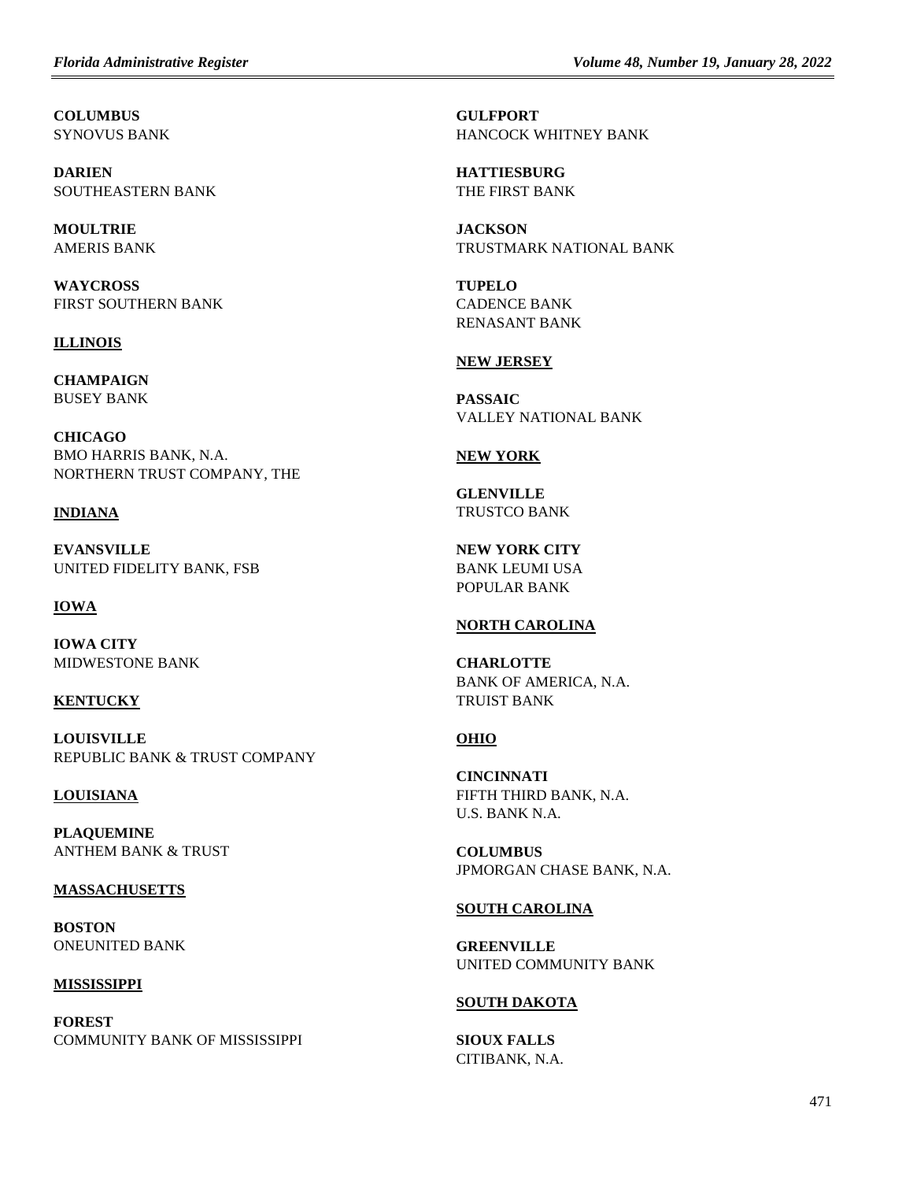**COLUMBUS**
SYNOVUS BANK

**DARIEN**
SOUTHEASTERN BANK

**MOULTRIE**
AMERIS BANK

**WAYCROSS**
FIRST SOUTHERN BANK

**ILLINOIS**

**CHAMPAIGN**
BUSEY BANK

**CHICAGO**
BMO HARRIS BANK, N.A.
NORTHERN TRUST COMPANY, THE

**INDIANA**

**EVANSVILLE**
UNITED FIDELITY BANK, FSB

**IOWA**

**IOWA CITY**
MIDWESTONE BANK

**KENTUCKY**

**LOUISVILLE**
REPUBLIC BANK & TRUST COMPANY

**LOUISIANA**

**PLAQUEMINE**
ANTHEM BANK & TRUST

**MASSACHUSETTS**

**BOSTON**
ONEUNITED BANK

**MISSISSIPPI**

**FOREST**
COMMUNITY BANK OF MISSISSIPPI

**GULFPORT**
HANCOCK WHITNEY BANK

**HATTIESBURG**
THE FIRST BANK

**JACKSON**
TRUSTMARK NATIONAL BANK

**TUPELO**
CADENCE BANK
RENASANT BANK

**NEW JERSEY**

**PASSAIC**
VALLEY NATIONAL BANK

**NEW YORK**

**GLENVILLE**
TRUSTCO BANK

**NEW YORK CITY**
BANK LEUMI USA
POPULAR BANK

**NORTH CAROLINA**

**CHARLOTTE**
BANK OF AMERICA, N.A.
TRUIST BANK

**OHIO**

**CINCINNATI**
FIFTH THIRD BANK, N.A.
U.S. BANK N.A.

**COLUMBUS**
JPMORGAN CHASE BANK, N.A.

**SOUTH CAROLINA**

**GREENVILLE**
UNITED COMMUNITY BANK

**SOUTH DAKOTA**

**SIOUX FALLS**
CITIBANK, N.A.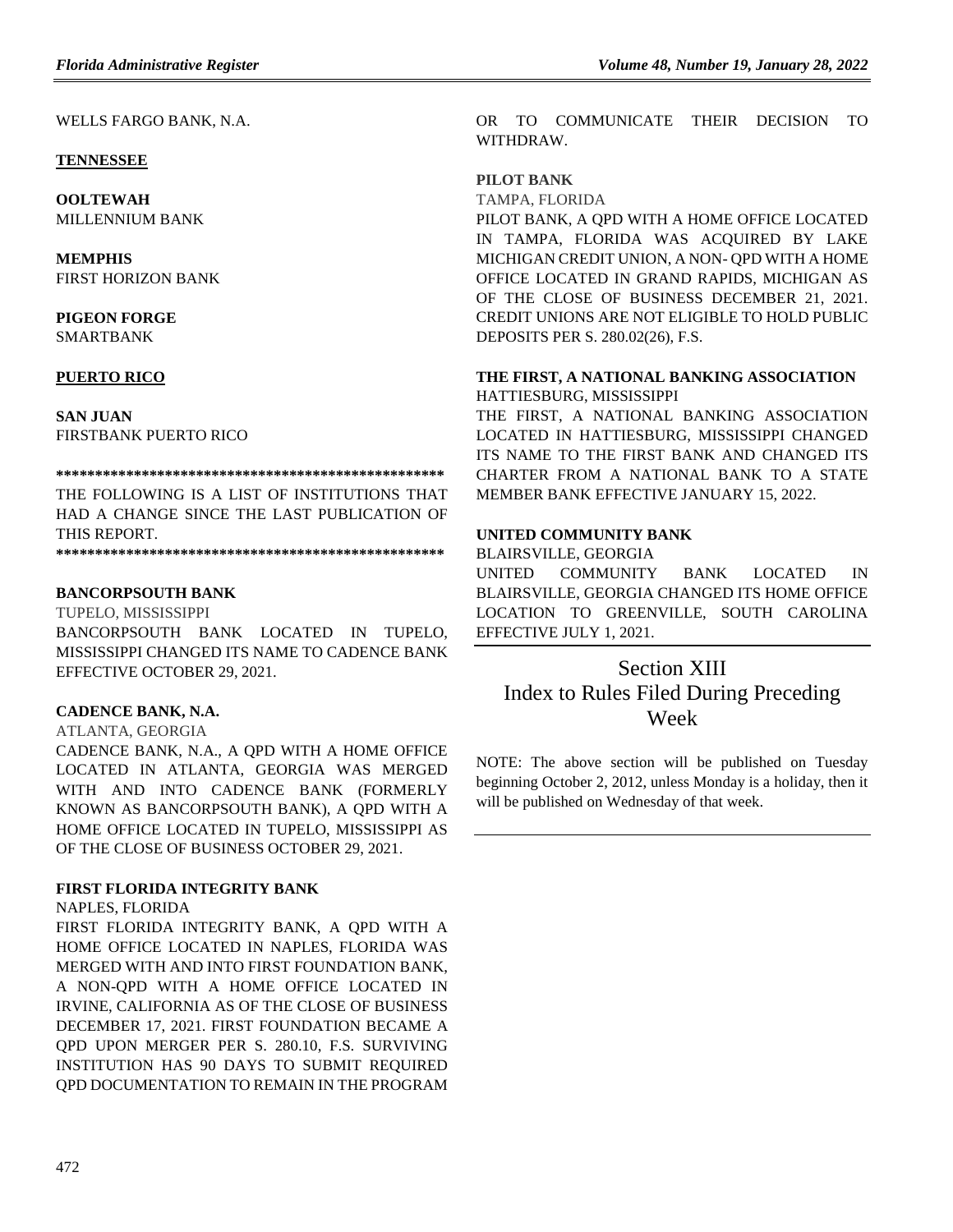WELLS FARGO BANK, N.A.

**TENNESSEE**

**OOLTEWAH**
MILLENNIUM BANK

**MEMPHIS**
FIRST HORIZON BANK

**PIGEON FORGE**
SMARTBANK

**PUERTO RICO**

**SAN JUAN**
FIRSTBANK PUERTO RICO

**\*\*\*\*\*\*\*\*\*\*\*\*\*\*\*\*\*\*\*\*\*\*\*\*\*\*\*\*\*\*\*\*\*\*\*\*\*\*\*\*\*\*\*\*\*\*\*\*\*\*\***

THE FOLLOWING IS A LIST OF INSTITUTIONS THAT HAD A CHANGE SINCE THE LAST PUBLICATION OF THIS REPORT.

**\*\*\*\*\*\*\*\*\*\*\*\*\*\*\*\*\*\*\*\*\*\*\*\*\*\*\*\*\*\*\*\*\*\*\*\*\*\*\*\*\*\*\*\*\*\*\*\*\*\*\***

**BANCORPSOUTH BANK**
TUPELO, MISSISSIPPI
BANCORPSOUTH BANK LOCATED IN TUPELO, MISSISSIPPI CHANGED ITS NAME TO CADENCE BANK EFFECTIVE OCTOBER 29, 2021.

**CADENCE BANK, N.A.**
ATLANTA, GEORGIA
CADENCE BANK, N.A., A QPD WITH A HOME OFFICE LOCATED IN ATLANTA, GEORGIA WAS MERGED WITH AND INTO CADENCE BANK (FORMERLY KNOWN AS BANCORPSOUTH BANK), A QPD WITH A HOME OFFICE LOCATED IN TUPELO, MISSISSIPPI AS OF THE CLOSE OF BUSINESS OCTOBER 29, 2021.

**FIRST FLORIDA INTEGRITY BANK**
NAPLES, FLORIDA
FIRST FLORIDA INTEGRITY BANK, A QPD WITH A HOME OFFICE LOCATED IN NAPLES, FLORIDA WAS MERGED WITH AND INTO FIRST FOUNDATION BANK, A NON-QPD WITH A HOME OFFICE LOCATED IN IRVINE, CALIFORNIA AS OF THE CLOSE OF BUSINESS DECEMBER 17, 2021. FIRST FOUNDATION BECAME A QPD UPON MERGER PER S. 280.10, F.S. SURVIVING INSTITUTION HAS 90 DAYS TO SUBMIT REQUIRED QPD DOCUMENTATION TO REMAIN IN THE PROGRAM OR TO COMMUNICATE THEIR DECISION TO WITHDRAW.

**PILOT BANK**
TAMPA, FLORIDA
PILOT BANK, A QPD WITH A HOME OFFICE LOCATED IN TAMPA, FLORIDA WAS ACQUIRED BY LAKE MICHIGAN CREDIT UNION, A NON- QPD WITH A HOME OFFICE LOCATED IN GRAND RAPIDS, MICHIGAN AS OF THE CLOSE OF BUSINESS DECEMBER 21, 2021. CREDIT UNIONS ARE NOT ELIGIBLE TO HOLD PUBLIC DEPOSITS PER S. 280.02(26), F.S.

**THE FIRST, A NATIONAL BANKING ASSOCIATION**
HATTIESBURG, MISSISSIPPI
THE FIRST, A NATIONAL BANKING ASSOCIATION LOCATED IN HATTIESBURG, MISSISSIPPI CHANGED ITS NAME TO THE FIRST BANK AND CHANGED ITS CHARTER FROM A NATIONAL BANK TO A STATE MEMBER BANK EFFECTIVE JANUARY 15, 2022.

**UNITED COMMUNITY BANK**
BLAIRSVILLE, GEORGIA
UNITED COMMUNITY BANK LOCATED IN BLAIRSVILLE, GEORGIA CHANGED ITS HOME OFFICE LOCATION TO GREENVILLE, SOUTH CAROLINA EFFECTIVE JULY 1, 2021.

# Section XIII
# Index to Rules Filed During Preceding Week

NOTE: The above section will be published on Tuesday beginning October 2, 2012, unless Monday is a holiday, then it will be published on Wednesday of that week.